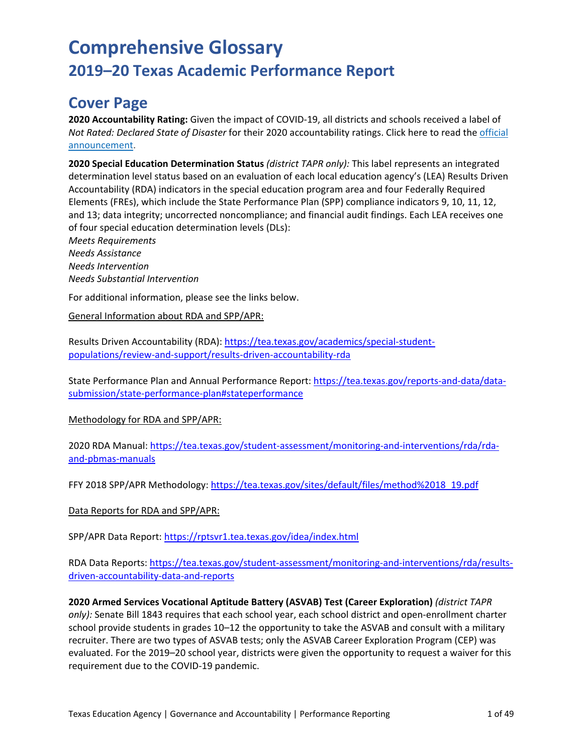# Comprehensive Glossary

## 2019–20 Texas Academic Performance Report

## Cover Page

**2020 Accountability Rating:** Given the impact of COVID-19, all districts and schools received a label of *Not Rated: Declared State of Disaster* for their 2020 accountability ratings. Click here to read the official announcement.

**2020 Special Education Determination Status** *(district TAPR only):* This label represents an integrated determination level status based on an evaluation of each local education agency's (LEA) Results Driven Accountability (RDA) indicators in the special education program area and four Federally Required Elements (FREs), which include the State Performance Plan (SPP) compliance indicators 9, 10, 11, 12, and 13; data integrity; uncorrected noncompliance; and financial audit findings. Each LEA receives one of four special education determination levels (DLs):
*Meets Requirements*
*Needs Assistance*
*Needs Intervention*
*Needs Substantial Intervention*

For additional information, please see the links below.

General Information about RDA and SPP/APR:

Results Driven Accountability (RDA): https://tea.texas.gov/academics/special-student-populations/review-and-support/results-driven-accountability-rda

State Performance Plan and Annual Performance Report: https://tea.texas.gov/reports-and-data/data-submission/state-performance-plan#stateperformance

Methodology for RDA and SPP/APR:

2020 RDA Manual: https://tea.texas.gov/student-assessment/monitoring-and-interventions/rda/rda-and-pbmas-manuals

FFY 2018 SPP/APR Methodology: https://tea.texas.gov/sites/default/files/method%2018_19.pdf

Data Reports for RDA and SPP/APR:

SPP/APR Data Report: https://rptsvr1.tea.texas.gov/idea/index.html

RDA Data Reports: https://tea.texas.gov/student-assessment/monitoring-and-interventions/rda/results-driven-accountability-data-and-reports

**2020 Armed Services Vocational Aptitude Battery (ASVAB) Test (Career Exploration)** *(district TAPR only):* Senate Bill 1843 requires that each school year, each school district and open-enrollment charter school provide students in grades 10–12 the opportunity to take the ASVAB and consult with a military recruiter. There are two types of ASVAB tests; only the ASVAB Career Exploration Program (CEP) was evaluated. For the 2019–20 school year, districts were given the opportunity to request a waiver for this requirement due to the COVID-19 pandemic.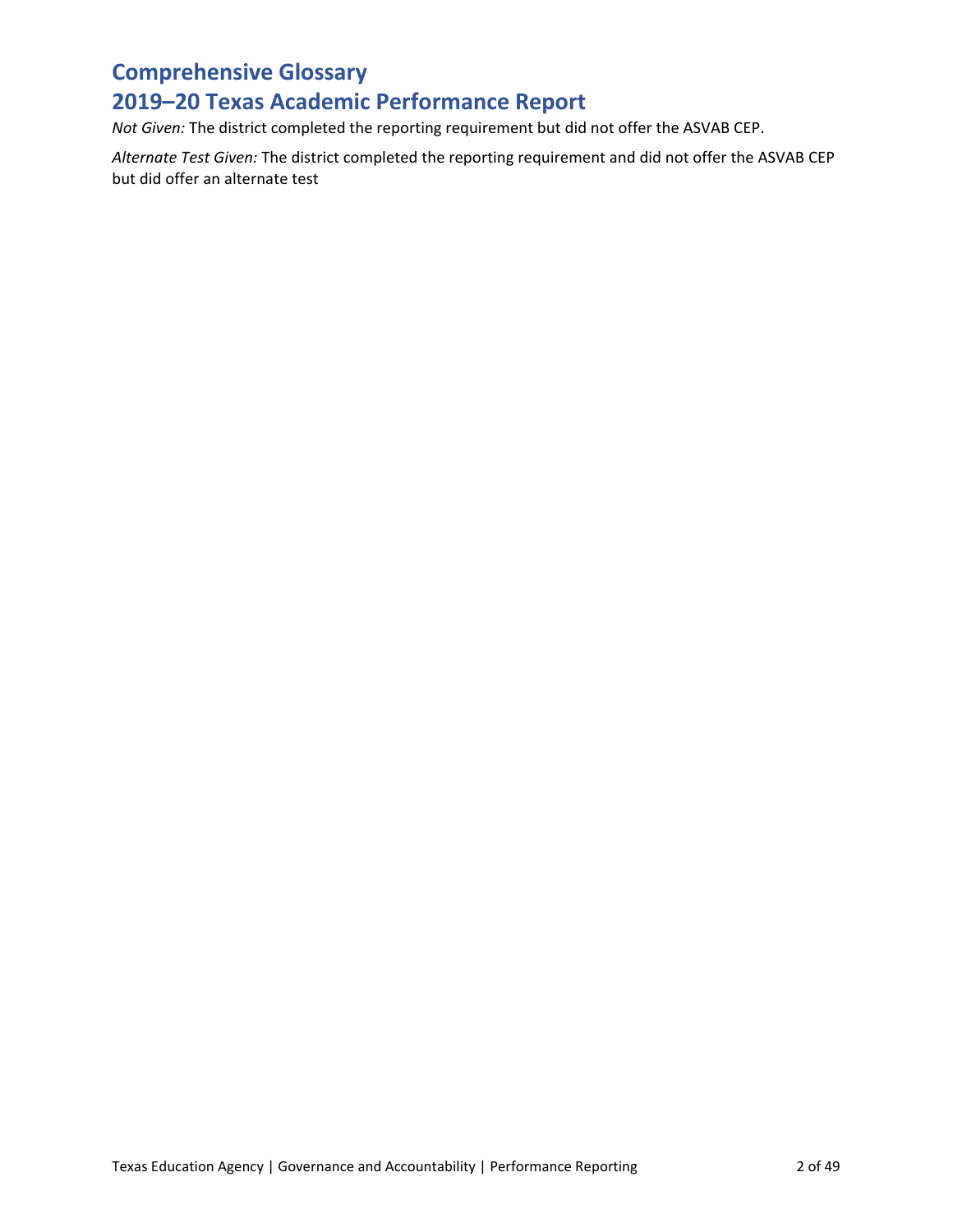*Not Given:* The district completed the reporting requirement but did not offer the ASVAB CEP.

*Alternate Test Given:* The district completed the reporting requirement and did not offer the ASVAB CEP but did offer an alternate test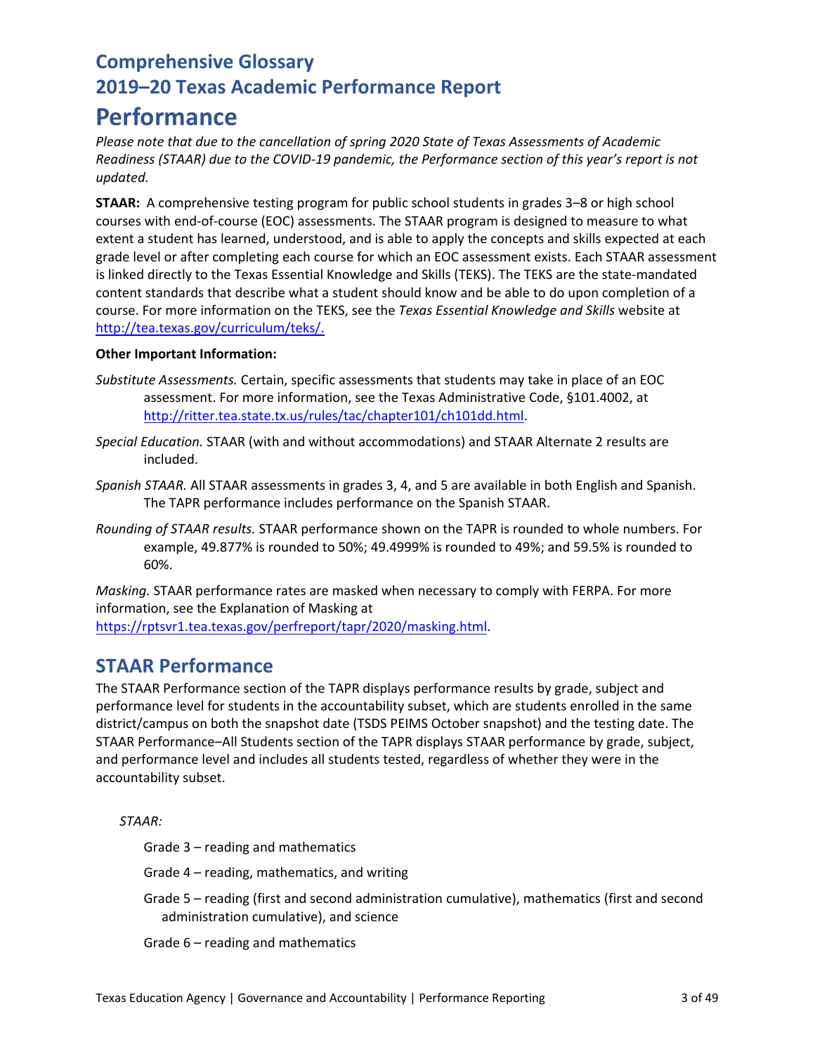# Comprehensive Glossary
# 2019–20 Texas Academic Performance Report

# Performance

*Please note that due to the cancellation of spring 2020 State of Texas Assessments of Academic Readiness (STAAR) due to the COVID-19 pandemic, the Performance section of this year's report is not updated.*

**STAAR:** A comprehensive testing program for public school students in grades 3–8 or high school courses with end-of-course (EOC) assessments. The STAAR program is designed to measure to what extent a student has learned, understood, and is able to apply the concepts and skills expected at each grade level or after completing each course for which an EOC assessment exists. Each STAAR assessment is linked directly to the Texas Essential Knowledge and Skills (TEKS). The TEKS are the state-mandated content standards that describe what a student should know and be able to do upon completion of a course. For more information on the TEKS, see the *Texas Essential Knowledge and Skills* website at http://tea.texas.gov/curriculum/teks/.

**Other Important Information:**

*Substitute Assessments.* Certain, specific assessments that students may take in place of an EOC assessment. For more information, see the Texas Administrative Code, §101.4002, at http://ritter.tea.state.tx.us/rules/tac/chapter101/ch101dd.html.

*Special Education.* STAAR (with and without accommodations) and STAAR Alternate 2 results are included.

*Spanish STAAR.* All STAAR assessments in grades 3, 4, and 5 are available in both English and Spanish. The TAPR performance includes performance on the Spanish STAAR.

*Rounding of STAAR results.* STAAR performance shown on the TAPR is rounded to whole numbers. For example, 49.877% is rounded to 50%; 49.4999% is rounded to 49%; and 59.5% is rounded to 60%.

*Masking.* STAAR performance rates are masked when necessary to comply with FERPA. For more information, see the Explanation of Masking at https://rptsvr1.tea.texas.gov/perfreport/tapr/2020/masking.html.

## STAAR Performance

The STAAR Performance section of the TAPR displays performance results by grade, subject and performance level for students in the accountability subset, which are students enrolled in the same district/campus on both the snapshot date (TSDS PEIMS October snapshot) and the testing date. The STAAR Performance–All Students section of the TAPR displays STAAR performance by grade, subject, and performance level and includes all students tested, regardless of whether they were in the accountability subset.

*STAAR:*

Grade 3 – reading and mathematics

Grade 4 – reading, mathematics, and writing

Grade 5 – reading (first and second administration cumulative), mathematics (first and second administration cumulative), and science

Grade 6 – reading and mathematics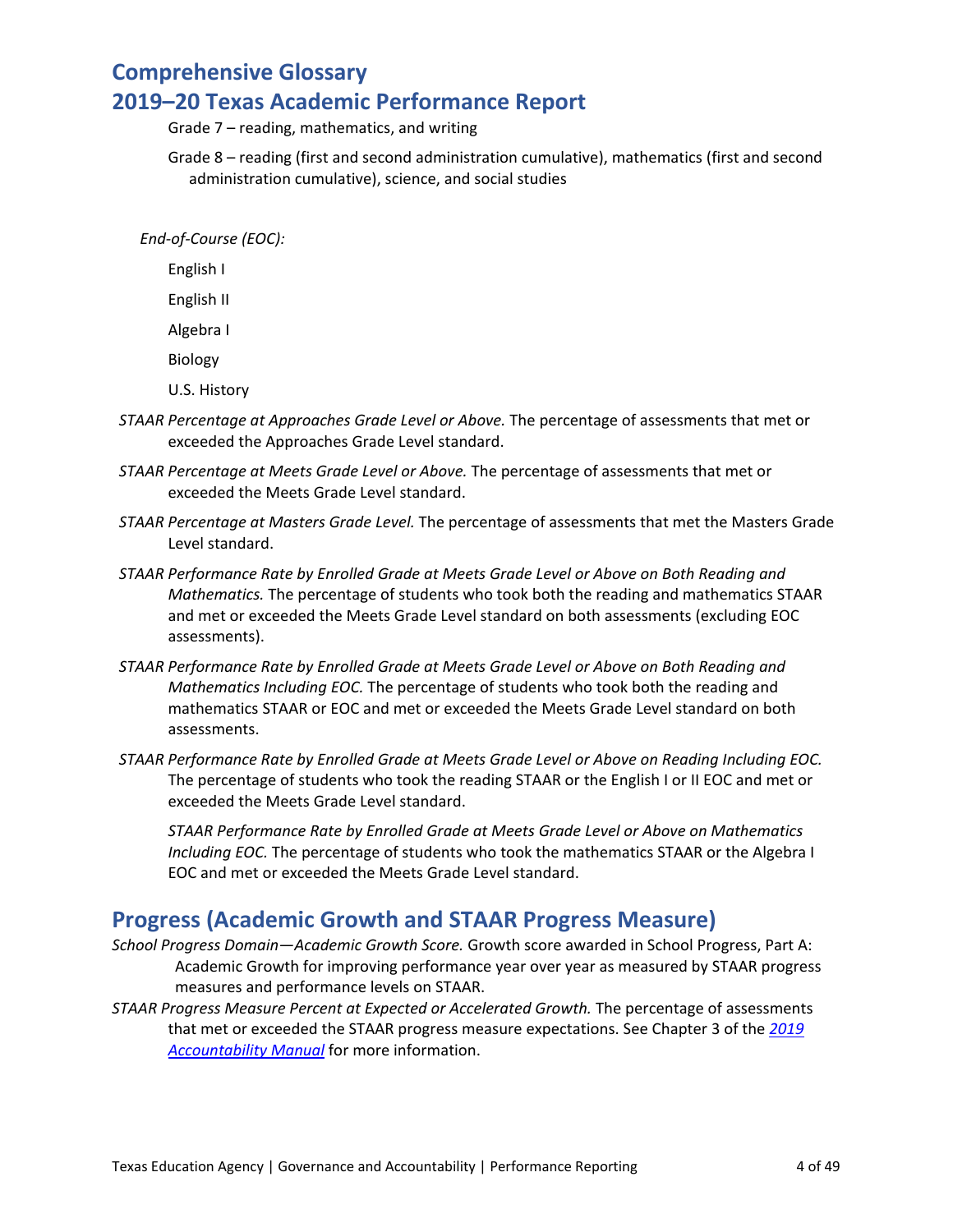Grade 7 – reading, mathematics, and writing

Grade 8 – reading (first and second administration cumulative), mathematics (first and second administration cumulative), science, and social studies

*End-of-Course (EOC):*

English I

English II

Algebra I

Biology

U.S. History

*STAAR Percentage at Approaches Grade Level or Above.* The percentage of assessments that met or exceeded the Approaches Grade Level standard.

*STAAR Percentage at Meets Grade Level or Above.* The percentage of assessments that met or exceeded the Meets Grade Level standard.

*STAAR Percentage at Masters Grade Level.* The percentage of assessments that met the Masters Grade Level standard.

*STAAR Performance Rate by Enrolled Grade at Meets Grade Level or Above on Both Reading and Mathematics.* The percentage of students who took both the reading and mathematics STAAR and met or exceeded the Meets Grade Level standard on both assessments (excluding EOC assessments).

*STAAR Performance Rate by Enrolled Grade at Meets Grade Level or Above on Both Reading and Mathematics Including EOC.* The percentage of students who took both the reading and mathematics STAAR or EOC and met or exceeded the Meets Grade Level standard on both assessments.

*STAAR Performance Rate by Enrolled Grade at Meets Grade Level or Above on Reading Including EOC.* The percentage of students who took the reading STAAR or the English I or II EOC and met or exceeded the Meets Grade Level standard.

*STAAR Performance Rate by Enrolled Grade at Meets Grade Level or Above on Mathematics Including EOC.* The percentage of students who took the mathematics STAAR or the Algebra I EOC and met or exceeded the Meets Grade Level standard.

## Progress (Academic Growth and STAAR Progress Measure)

*School Progress Domain—Academic Growth Score.* Growth score awarded in School Progress, Part A: Academic Growth for improving performance year over year as measured by STAAR progress measures and performance levels on STAAR.

*STAAR Progress Measure Percent at Expected or Accelerated Growth.* The percentage of assessments that met or exceeded the STAAR progress measure expectations. See Chapter 3 of the *2019 Accountability Manual* for more information.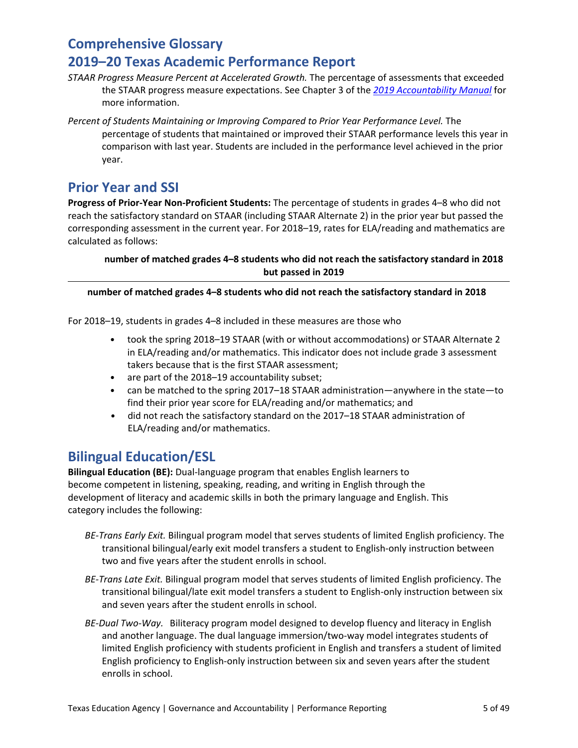# Comprehensive Glossary
# 2019–20 Texas Academic Performance Report

*STAAR Progress Measure Percent at Accelerated Growth.* The percentage of assessments that exceeded the STAAR progress measure expectations. See Chapter 3 of the *2019 Accountability Manual* for more information.

*Percent of Students Maintaining or Improving Compared to Prior Year Performance Level.* The percentage of students that maintained or improved their STAAR performance levels this year in comparison with last year. Students are included in the performance level achieved in the prior year.

## Prior Year and SSI

**Progress of Prior-Year Non-Proficient Students:** The percentage of students in grades 4–8 who did not reach the satisfactory standard on STAAR (including STAAR Alternate 2) in the prior year but passed the corresponding assessment in the current year. For 2018–19, rates for ELA/reading and mathematics are calculated as follows:

$$\frac{\textbf{number of matched grades 4–8 students who did not reach the satisfactory standard in 2018 but passed in 2019}}{\textbf{number of matched grades 4–8 students who did not reach the satisfactory standard in 2018}}$$

For 2018–19, students in grades 4–8 included in these measures are those who

- took the spring 2018–19 STAAR (with or without accommodations) or STAAR Alternate 2 in ELA/reading and/or mathematics. This indicator does not include grade 3 assessment takers because that is the first STAAR assessment;
- are part of the 2018–19 accountability subset;
- can be matched to the spring 2017–18 STAAR administration—anywhere in the state—to find their prior year score for ELA/reading and/or mathematics; and
- did not reach the satisfactory standard on the 2017–18 STAAR administration of ELA/reading and/or mathematics.

## Bilingual Education/ESL

**Bilingual Education (BE):** Dual-language program that enables English learners to become competent in listening, speaking, reading, and writing in English through the development of literacy and academic skills in both the primary language and English. This category includes the following:

*BE-Trans Early Exit.* Bilingual program model that serves students of limited English proficiency. The transitional bilingual/early exit model transfers a student to English-only instruction between two and five years after the student enrolls in school.

*BE-Trans Late Exit.* Bilingual program model that serves students of limited English proficiency. The transitional bilingual/late exit model transfers a student to English-only instruction between six and seven years after the student enrolls in school.

*BE-Dual Two-Way.* Biliteracy program model designed to develop fluency and literacy in English and another language. The dual language immersion/two-way model integrates students of limited English proficiency with students proficient in English and transfers a student of limited English proficiency to English-only instruction between six and seven years after the student enrolls in school.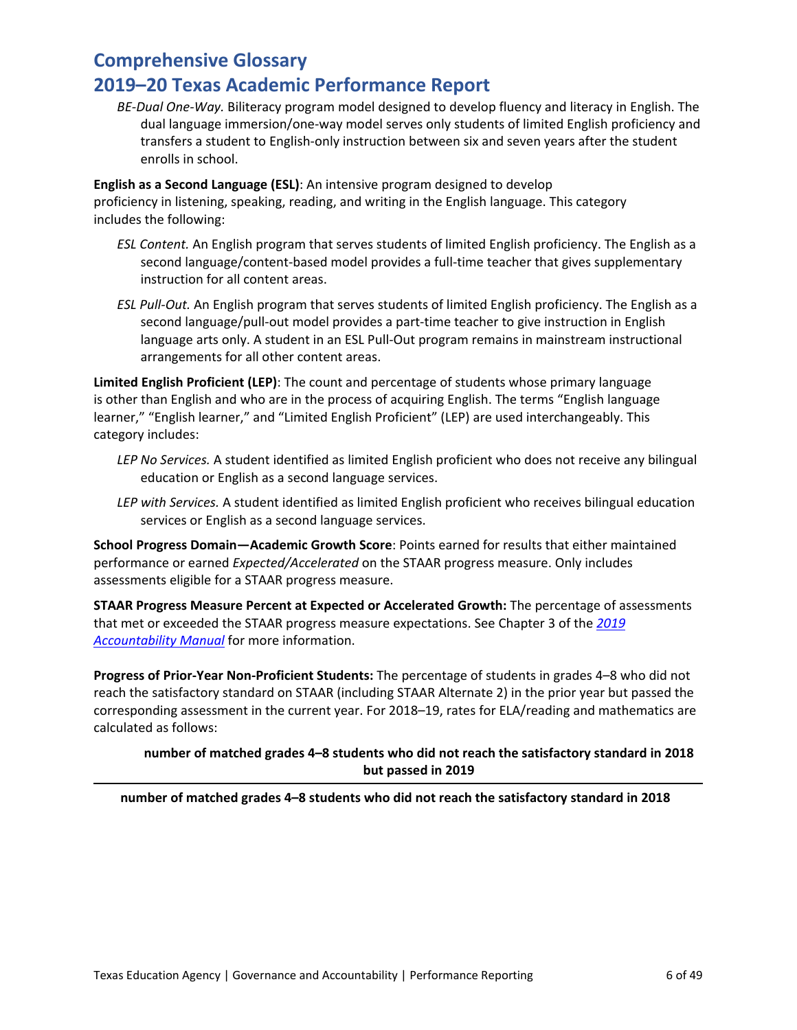# Comprehensive Glossary

## 2019–20 Texas Academic Performance Report

*BE-Dual One-Way.* Biliteracy program model designed to develop fluency and literacy in English. The dual language immersion/one-way model serves only students of limited English proficiency and transfers a student to English-only instruction between six and seven years after the student enrolls in school.

**English as a Second Language (ESL)**: An intensive program designed to develop proficiency in listening, speaking, reading, and writing in the English language. This category includes the following:

*ESL Content.* An English program that serves students of limited English proficiency. The English as a second language/content-based model provides a full-time teacher that gives supplementary instruction for all content areas.

*ESL Pull-Out.* An English program that serves students of limited English proficiency. The English as a second language/pull-out model provides a part-time teacher to give instruction in English language arts only. A student in an ESL Pull-Out program remains in mainstream instructional arrangements for all other content areas.

**Limited English Proficient (LEP)**: The count and percentage of students whose primary language is other than English and who are in the process of acquiring English. The terms "English language learner," "English learner," and "Limited English Proficient" (LEP) are used interchangeably. This category includes:

*LEP No Services.* A student identified as limited English proficient who does not receive any bilingual education or English as a second language services.

*LEP with Services.* A student identified as limited English proficient who receives bilingual education services or English as a second language services.

**School Progress Domain—Academic Growth Score**: Points earned for results that either maintained performance or earned *Expected/Accelerated* on the STAAR progress measure. Only includes assessments eligible for a STAAR progress measure.

**STAAR Progress Measure Percent at Expected or Accelerated Growth:** The percentage of assessments that met or exceeded the STAAR progress measure expectations. See Chapter 3 of the *2019 Accountability Manual* for more information.

**Progress of Prior-Year Non-Proficient Students:** The percentage of students in grades 4–8 who did not reach the satisfactory standard on STAAR (including STAAR Alternate 2) in the prior year but passed the corresponding assessment in the current year. For 2018–19, rates for ELA/reading and mathematics are calculated as follows:

$$\frac{\textbf{number of matched grades 4–8 students who did not reach the satisfactory standard in 2018 but passed in 2019}}{\textbf{number of matched grades 4–8 students who did not reach the satisfactory standard in 2018}}$$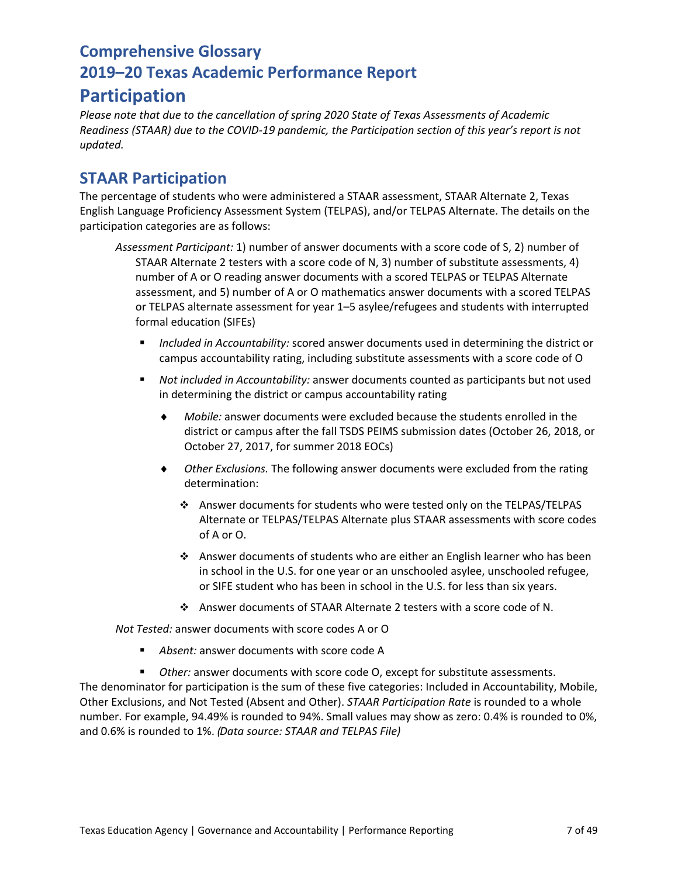# Comprehensive Glossary
# 2019–20 Texas Academic Performance Report
# Participation

*Please note that due to the cancellation of spring 2020 State of Texas Assessments of Academic Readiness (STAAR) due to the COVID-19 pandemic, the Participation section of this year's report is not updated.*

## STAAR Participation

The percentage of students who were administered a STAAR assessment, STAAR Alternate 2, Texas English Language Proficiency Assessment System (TELPAS), and/or TELPAS Alternate. The details on the participation categories are as follows:

*Assessment Participant:* 1) number of answer documents with a score code of S, 2) number of STAAR Alternate 2 testers with a score code of N, 3) number of substitute assessments, 4) number of A or O reading answer documents with a scored TELPAS or TELPAS Alternate assessment, and 5) number of A or O mathematics answer documents with a scored TELPAS or TELPAS alternate assessment for year 1–5 asylee/refugees and students with interrupted formal education (SIFEs)

- *Included in Accountability:* scored answer documents used in determining the district or campus accountability rating, including substitute assessments with a score code of O
- *Not included in Accountability:* answer documents counted as participants but not used in determining the district or campus accountability rating
  - *Mobile:* answer documents were excluded because the students enrolled in the district or campus after the fall TSDS PEIMS submission dates (October 26, 2018, or October 27, 2017, for summer 2018 EOCs)
  - *Other Exclusions.* The following answer documents were excluded from the rating determination:
    - Answer documents for students who were tested only on the TELPAS/TELPAS Alternate or TELPAS/TELPAS Alternate plus STAAR assessments with score codes of A or O.
    - Answer documents of students who are either an English learner who has been in school in the U.S. for one year or an unschooled asylee, unschooled refugee, or SIFE student who has been in school in the U.S. for less than six years.
    - Answer documents of STAAR Alternate 2 testers with a score code of N.

*Not Tested:* answer documents with score codes A or O

- *Absent:* answer documents with score code A
- *Other:* answer documents with score code O, except for substitute assessments.

The denominator for participation is the sum of these five categories: Included in Accountability, Mobile, Other Exclusions, and Not Tested (Absent and Other). *STAAR Participation Rate* is rounded to a whole number. For example, 94.49% is rounded to 94%. Small values may show as zero: 0.4% is rounded to 0%, and 0.6% is rounded to 1%. *(Data source: STAAR and TELPAS File)*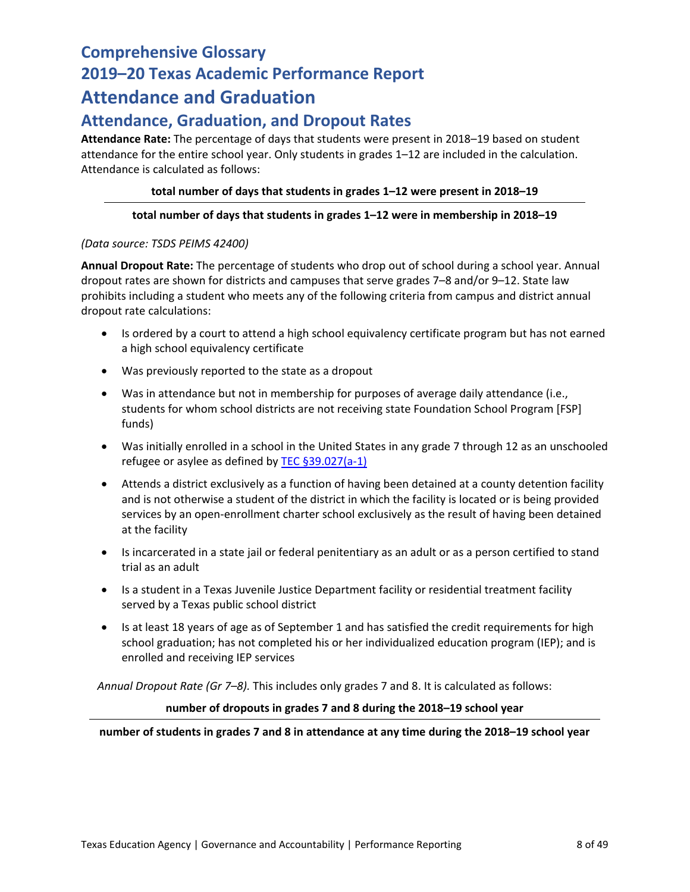# Comprehensive Glossary
# 2019–20 Texas Academic Performance Report
# Attendance and Graduation
## Attendance, Graduation, and Dropout Rates

**Attendance Rate:** The percentage of days that students were present in 2018–19 based on student attendance for the entire school year. Only students in grades 1–12 are included in the calculation. Attendance is calculated as follows:

$$\frac{\textbf{total number of days that students in grades 1–12 were present in 2018–19}}{\textbf{total number of days that students in grades 1–12 were in membership in 2018–19}}$$

*(Data source: TSDS PEIMS 42400)*

**Annual Dropout Rate:** The percentage of students who drop out of school during a school year. Annual dropout rates are shown for districts and campuses that serve grades 7–8 and/or 9–12. State law prohibits including a student who meets any of the following criteria from campus and district annual dropout rate calculations:

- Is ordered by a court to attend a high school equivalency certificate program but has not earned a high school equivalency certificate
- Was previously reported to the state as a dropout
- Was in attendance but not in membership for purposes of average daily attendance (i.e., students for whom school districts are not receiving state Foundation School Program [FSP] funds)
- Was initially enrolled in a school in the United States in any grade 7 through 12 as an unschooled refugee or asylee as defined by TEC §39.027(a-1)
- Attends a district exclusively as a function of having been detained at a county detention facility and is not otherwise a student of the district in which the facility is located or is being provided services by an open-enrollment charter school exclusively as the result of having been detained at the facility
- Is incarcerated in a state jail or federal penitentiary as an adult or as a person certified to stand trial as an adult
- Is a student in a Texas Juvenile Justice Department facility or residential treatment facility served by a Texas public school district
- Is at least 18 years of age as of September 1 and has satisfied the credit requirements for high school graduation; has not completed his or her individualized education program (IEP); and is enrolled and receiving IEP services

*Annual Dropout Rate (Gr 7–8).* This includes only grades 7 and 8. It is calculated as follows:

$$\frac{\textbf{number of dropouts in grades 7 and 8 during the 2018–19 school year}}{\textbf{number of students in grades 7 and 8 in attendance at any time during the 2018–19 school year}}$$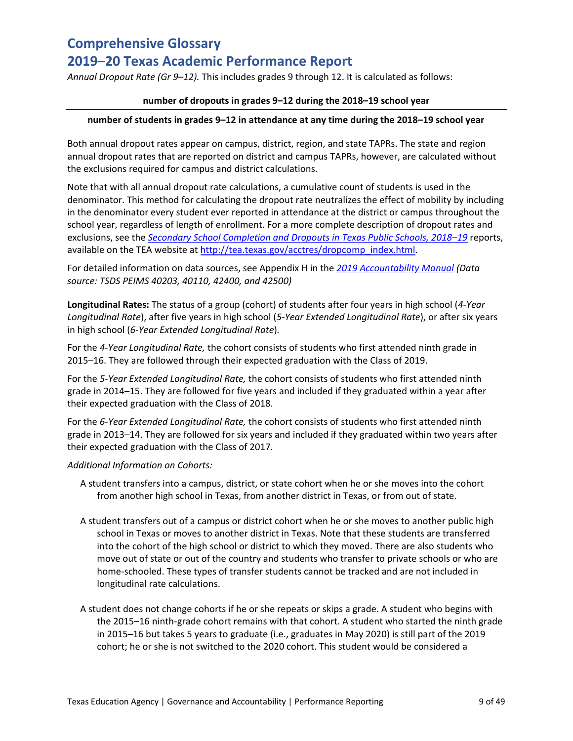# Comprehensive Glossary
# 2019–20 Texas Academic Performance Report

*Annual Dropout Rate (Gr 9–12).* This includes grades 9 through 12. It is calculated as follows:

$$\frac{\textbf{number of dropouts in grades 9–12 during the 2018–19 school year}}{\textbf{number of students in grades 9–12 in attendance at any time during the 2018–19 school year}}$$

Both annual dropout rates appear on campus, district, region, and state TAPRs. The state and region annual dropout rates that are reported on district and campus TAPRs, however, are calculated without the exclusions required for campus and district calculations.

Note that with all annual dropout rate calculations, a cumulative count of students is used in the denominator. This method for calculating the dropout rate neutralizes the effect of mobility by including in the denominator every student ever reported in attendance at the district or campus throughout the school year, regardless of length of enrollment. For a more complete description of dropout rates and exclusions, see the *Secondary School Completion and Dropouts in Texas Public Schools, 2018–19* reports, available on the TEA website at http://tea.texas.gov/acctres/dropcomp_index.html.

For detailed information on data sources, see Appendix H in the *2019 Accountability Manual (Data source: TSDS PEIMS 40203, 40110, 42400, and 42500)*

**Longitudinal Rates:** The status of a group (cohort) of students after four years in high school (*4-Year Longitudinal Rate*), after five years in high school (*5-Year Extended Longitudinal Rate*), or after six years in high school (*6-Year Extended Longitudinal Rate*).

For the *4-Year Longitudinal Rate,* the cohort consists of students who first attended ninth grade in 2015–16. They are followed through their expected graduation with the Class of 2019.

For the *5-Year Extended Longitudinal Rate,* the cohort consists of students who first attended ninth grade in 2014–15. They are followed for five years and included if they graduated within a year after their expected graduation with the Class of 2018.

For the *6-Year Extended Longitudinal Rate,* the cohort consists of students who first attended ninth grade in 2013–14. They are followed for six years and included if they graduated within two years after their expected graduation with the Class of 2017.

*Additional Information on Cohorts:*

A student transfers into a campus, district, or state cohort when he or she moves into the cohort from another high school in Texas, from another district in Texas, or from out of state.

A student transfers out of a campus or district cohort when he or she moves to another public high school in Texas or moves to another district in Texas. Note that these students are transferred into the cohort of the high school or district to which they moved. There are also students who move out of state or out of the country and students who transfer to private schools or who are home-schooled. These types of transfer students cannot be tracked and are not included in longitudinal rate calculations.

A student does not change cohorts if he or she repeats or skips a grade. A student who begins with the 2015–16 ninth-grade cohort remains with that cohort. A student who started the ninth grade in 2015–16 but takes 5 years to graduate (i.e., graduates in May 2020) is still part of the 2019 cohort; he or she is not switched to the 2020 cohort. This student would be considered a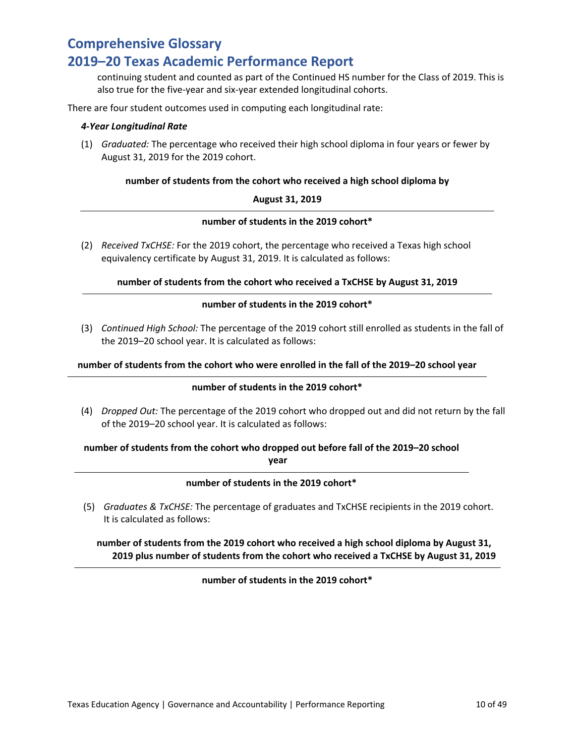continuing student and counted as part of the Continued HS number for the Class of 2019. This is also true for the five-year and six-year extended longitudinal cohorts.

There are four student outcomes used in computing each longitudinal rate:

***4-Year Longitudinal Rate***

(1) *Graduated:* The percentage who received their high school diploma in four years or fewer by August 31, 2019 for the 2019 cohort.

$$\frac{\textbf{number of students from the cohort who received a high school diploma by August 31, 2019}}{\textbf{number of students in the 2019 cohort*}}$$

(2) *Received TxCHSE:* For the 2019 cohort, the percentage who received a Texas high school equivalency certificate by August 31, 2019. It is calculated as follows:

$$\frac{\textbf{number of students from the cohort who received a TxCHSE by August 31, 2019}}{\textbf{number of students in the 2019 cohort*}}$$

(3) *Continued High School:* The percentage of the 2019 cohort still enrolled as students in the fall of the 2019–20 school year. It is calculated as follows:

$$\frac{\textbf{number of students from the cohort who were enrolled in the fall of the 2019–20 school year}}{\textbf{number of students in the 2019 cohort*}}$$

(4) *Dropped Out:* The percentage of the 2019 cohort who dropped out and did not return by the fall of the 2019–20 school year. It is calculated as follows:

$$\frac{\textbf{number of students from the cohort who dropped out before fall of the 2019–20 school year}}{\textbf{number of students in the 2019 cohort*}}$$

(5) *Graduates & TxCHSE:* The percentage of graduates and TxCHSE recipients in the 2019 cohort. It is calculated as follows:

$$\frac{\textbf{number of students from the 2019 cohort who received a high school diploma by August 31, 2019 plus number of students from the cohort who received a TxCHSE by August 31, 2019}}{\textbf{number of students in the 2019 cohort*}}$$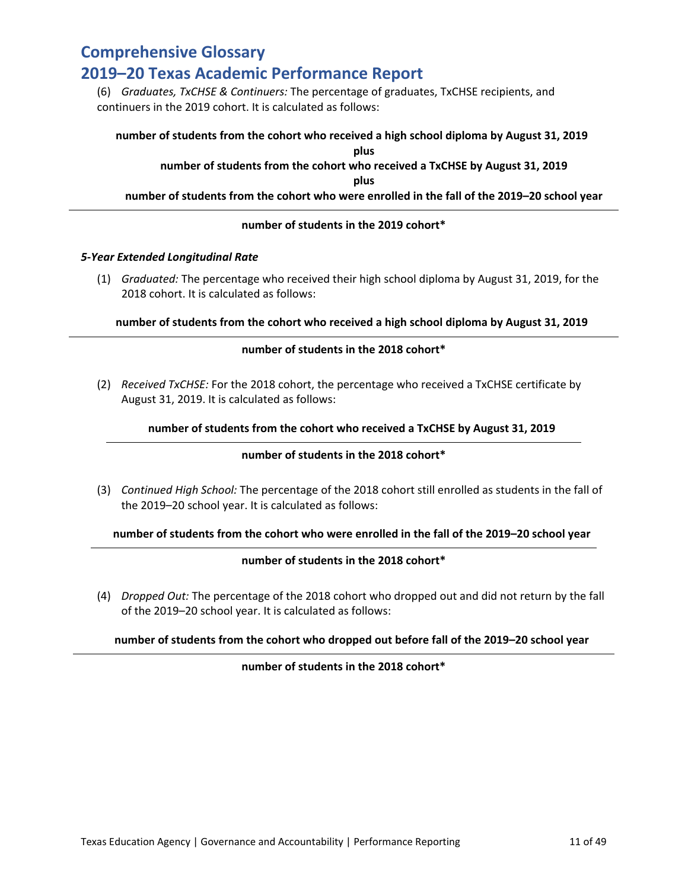# Comprehensive Glossary
# 2019–20 Texas Academic Performance Report

(6) *Graduates, TxCHSE & Continuers:* The percentage of graduates, TxCHSE recipients, and continuers in the 2019 cohort. It is calculated as follows:

**number of students from the cohort who received a high school diploma by August 31, 2019**
**plus**
**number of students from the cohort who received a TxCHSE by August 31, 2019**
**plus**
**number of students from the cohort who were enrolled in the fall of the 2019–20 school year**

---

**number of students in the 2019 cohort***

***5-Year Extended Longitudinal Rate***

(1) *Graduated:* The percentage who received their high school diploma by August 31, 2019, for the 2018 cohort. It is calculated as follows:

**number of students from the cohort who received a high school diploma by August 31, 2019**

---

**number of students in the 2018 cohort***

(2) *Received TxCHSE:* For the 2018 cohort, the percentage who received a TxCHSE certificate by August 31, 2019. It is calculated as follows:

**number of students from the cohort who received a TxCHSE by August 31, 2019**

---

**number of students in the 2018 cohort***

(3) *Continued High School:* The percentage of the 2018 cohort still enrolled as students in the fall of the 2019–20 school year. It is calculated as follows:

**number of students from the cohort who were enrolled in the fall of the 2019–20 school year**

---

**number of students in the 2018 cohort***

(4) *Dropped Out:* The percentage of the 2018 cohort who dropped out and did not return by the fall of the 2019–20 school year. It is calculated as follows:

**number of students from the cohort who dropped out before fall of the 2019–20 school year**

---

**number of students in the 2018 cohort***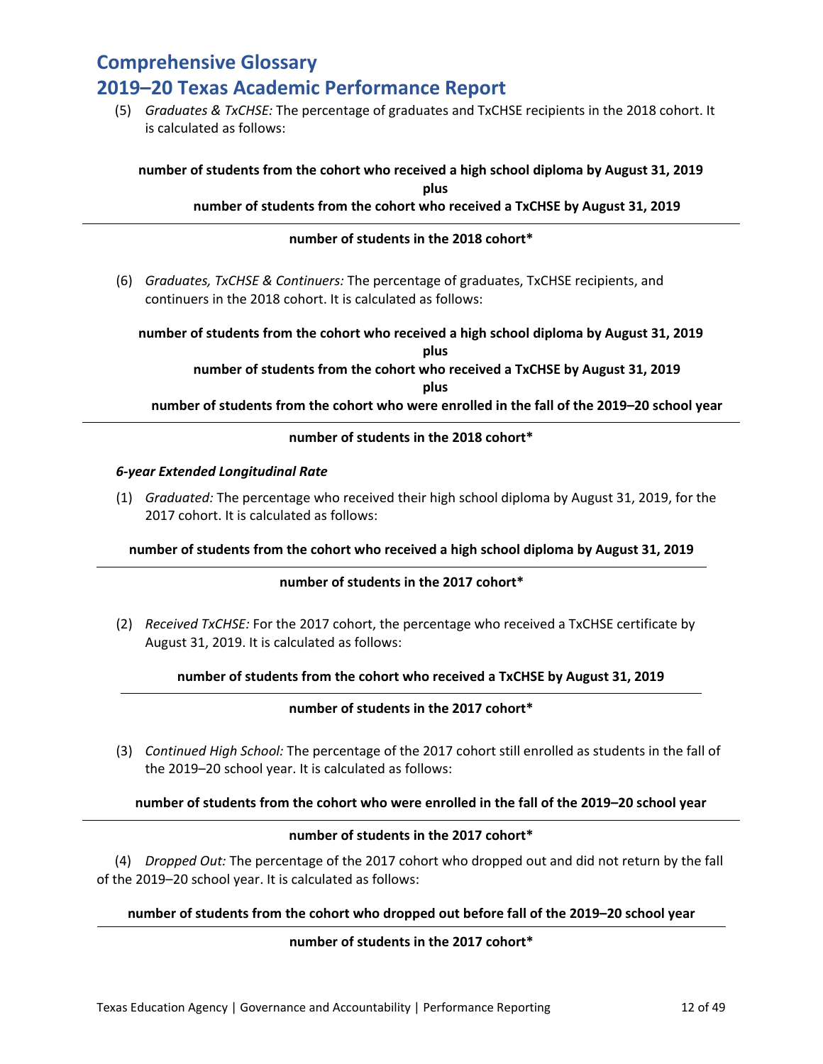# Comprehensive Glossary

# 2019–20 Texas Academic Performance Report

(5) *Graduates & TxCHSE:* The percentage of graduates and TxCHSE recipients in the 2018 cohort. It is calculated as follows:

**number of students from the cohort who received a high school diploma by August 31, 2019**
**plus**
**number of students from the cohort who received a TxCHSE by August 31, 2019**

---

**number of students in the 2018 cohort***

(6) *Graduates, TxCHSE & Continuers:* The percentage of graduates, TxCHSE recipients, and continuers in the 2018 cohort. It is calculated as follows:

**number of students from the cohort who received a high school diploma by August 31, 2019**
**plus**
**number of students from the cohort who received a TxCHSE by August 31, 2019**
**plus**
**number of students from the cohort who were enrolled in the fall of the 2019–20 school year**

---

**number of students in the 2018 cohort***

***6-year Extended Longitudinal Rate***

(1) *Graduated:* The percentage who received their high school diploma by August 31, 2019, for the 2017 cohort. It is calculated as follows:

**number of students from the cohort who received a high school diploma by August 31, 2019**

---

**number of students in the 2017 cohort***

(2) *Received TxCHSE:* For the 2017 cohort, the percentage who received a TxCHSE certificate by August 31, 2019. It is calculated as follows:

**number of students from the cohort who received a TxCHSE by August 31, 2019**

---

**number of students in the 2017 cohort***

(3) *Continued High School:* The percentage of the 2017 cohort still enrolled as students in the fall of the 2019–20 school year. It is calculated as follows:

**number of students from the cohort who were enrolled in the fall of the 2019–20 school year**

---

**number of students in the 2017 cohort***

(4) *Dropped Out:* The percentage of the 2017 cohort who dropped out and did not return by the fall of the 2019–20 school year. It is calculated as follows:

**number of students from the cohort who dropped out before fall of the 2019–20 school year**

---

**number of students in the 2017 cohort***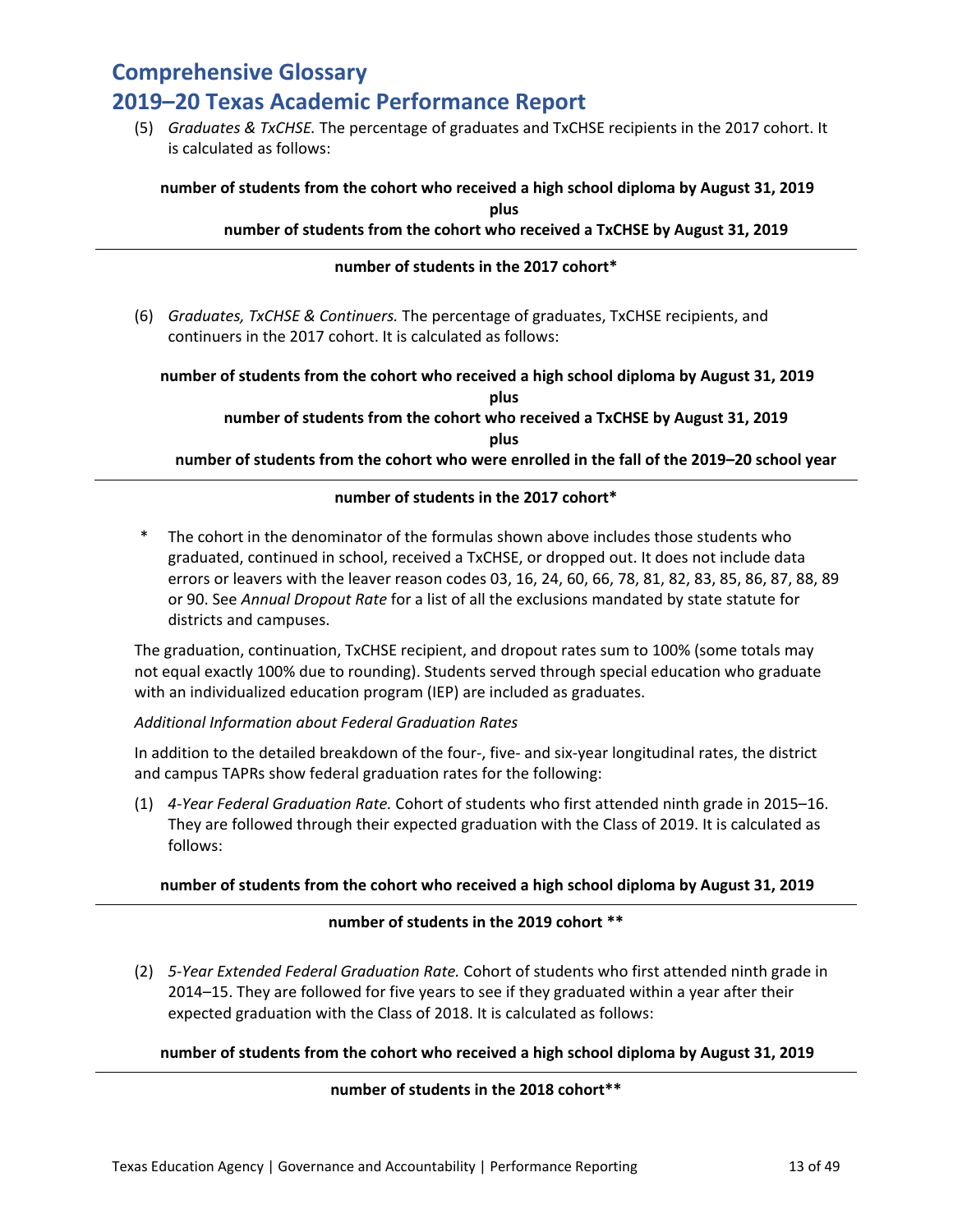# Comprehensive Glossary

# 2019–20 Texas Academic Performance Report

(5) *Graduates & TxCHSE.* The percentage of graduates and TxCHSE recipients in the 2017 cohort. It is calculated as follows:

$$\frac{\textbf{number of students from the cohort who received a high school diploma by August 31, 2019} \;\textbf{plus}\; \textbf{number of students from the cohort who received a TxCHSE by August 31, 2019}}{\textbf{number of students in the 2017 cohort*}}$$

(6) *Graduates, TxCHSE & Continuers.* The percentage of graduates, TxCHSE recipients, and continuers in the 2017 cohort. It is calculated as follows:

$$\frac{\textbf{number of students from the cohort who received a high school diploma by August 31, 2019} \;\textbf{plus}\; \textbf{number of students from the cohort who received a TxCHSE by August 31, 2019} \;\textbf{plus}\; \textbf{number of students from the cohort who were enrolled in the fall of the 2019–20 school year}}{\textbf{number of students in the 2017 cohort*}}$$

\* The cohort in the denominator of the formulas shown above includes those students who graduated, continued in school, received a TxCHSE, or dropped out. It does not include data errors or leavers with the leaver reason codes 03, 16, 24, 60, 66, 78, 81, 82, 83, 85, 86, 87, 88, 89 or 90. See *Annual Dropout Rate* for a list of all the exclusions mandated by state statute for districts and campuses.

The graduation, continuation, TxCHSE recipient, and dropout rates sum to 100% (some totals may not equal exactly 100% due to rounding). Students served through special education who graduate with an individualized education program (IEP) are included as graduates.

*Additional Information about Federal Graduation Rates*

In addition to the detailed breakdown of the four-, five- and six-year longitudinal rates, the district and campus TAPRs show federal graduation rates for the following:

(1) *4-Year Federal Graduation Rate.* Cohort of students who first attended ninth grade in 2015–16. They are followed through their expected graduation with the Class of 2019. It is calculated as follows:

$$\frac{\textbf{number of students from the cohort who received a high school diploma by August 31, 2019}}{\textbf{number of students in the 2019 cohort **}}$$

(2) *5-Year Extended Federal Graduation Rate.* Cohort of students who first attended ninth grade in 2014–15. They are followed for five years to see if they graduated within a year after their expected graduation with the Class of 2018. It is calculated as follows:

$$\frac{\textbf{number of students from the cohort who received a high school diploma by August 31, 2019}}{\textbf{number of students in the 2018 cohort**}}$$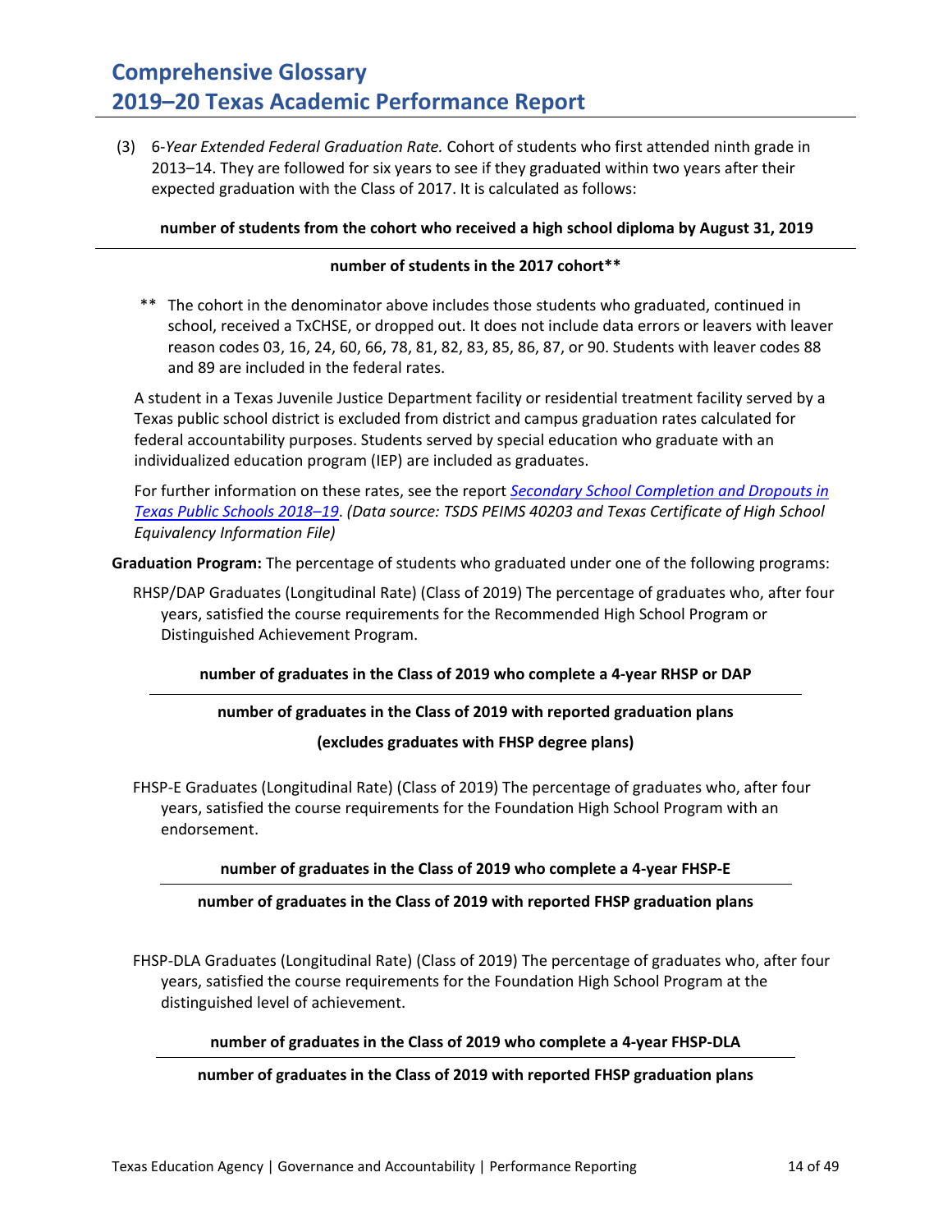(3) 6-*Year Extended Federal Graduation Rate.* Cohort of students who first attended ninth grade in 2013–14. They are followed for six years to see if they graduated within two years after their expected graduation with the Class of 2017. It is calculated as follows:

$$\frac{\textbf{number of students from the cohort who received a high school diploma by August 31, 2019}}{\textbf{number of students in the 2017 cohort**}}$$

** The cohort in the denominator above includes those students who graduated, continued in school, received a TxCHSE, or dropped out. It does not include data errors or leavers with leaver reason codes 03, 16, 24, 60, 66, 78, 81, 82, 83, 85, 86, 87, or 90. Students with leaver codes 88 and 89 are included in the federal rates.

A student in a Texas Juvenile Justice Department facility or residential treatment facility served by a Texas public school district is excluded from district and campus graduation rates calculated for federal accountability purposes. Students served by special education who graduate with an individualized education program (IEP) are included as graduates.

For further information on these rates, see the report *Secondary School Completion and Dropouts in Texas Public Schools 2018–19*. *(Data source: TSDS PEIMS 40203 and Texas Certificate of High School Equivalency Information File)*

**Graduation Program:** The percentage of students who graduated under one of the following programs:

RHSP/DAP Graduates (Longitudinal Rate) (Class of 2019) The percentage of graduates who, after four years, satisfied the course requirements for the Recommended High School Program or Distinguished Achievement Program.

$$\frac{\textbf{number of graduates in the Class of 2019 who complete a 4-year RHSP or DAP}}{\textbf{number of graduates in the Class of 2019 with reported graduation plans (excludes graduates with FHSP degree plans)}}$$

FHSP-E Graduates (Longitudinal Rate) (Class of 2019) The percentage of graduates who, after four years, satisfied the course requirements for the Foundation High School Program with an endorsement.

$$\frac{\textbf{number of graduates in the Class of 2019 who complete a 4-year FHSP-E}}{\textbf{number of graduates in the Class of 2019 with reported FHSP graduation plans}}$$

FHSP-DLA Graduates (Longitudinal Rate) (Class of 2019) The percentage of graduates who, after four years, satisfied the course requirements for the Foundation High School Program at the distinguished level of achievement.

$$\frac{\textbf{number of graduates in the Class of 2019 who complete a 4-year FHSP-DLA}}{\textbf{number of graduates in the Class of 2019 with reported FHSP graduation plans}}$$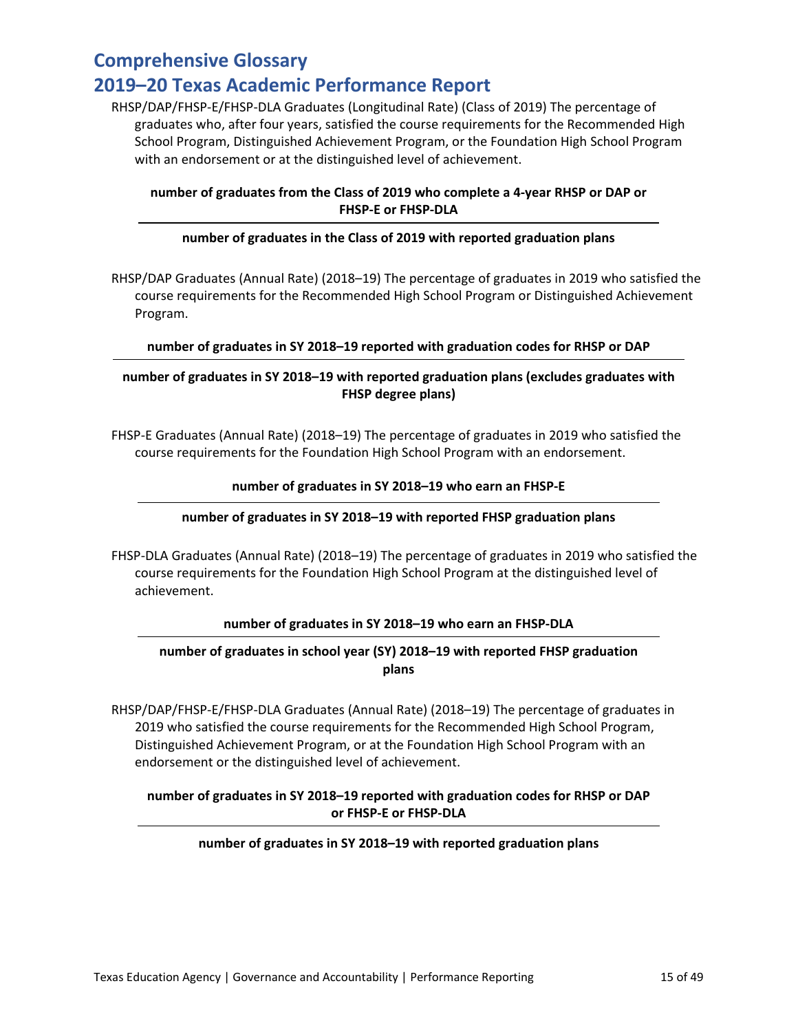# Comprehensive Glossary

# 2019–20 Texas Academic Performance Report

RHSP/DAP/FHSP-E/FHSP-DLA Graduates (Longitudinal Rate) (Class of 2019) The percentage of graduates who, after four years, satisfied the course requirements for the Recommended High School Program, Distinguished Achievement Program, or the Foundation High School Program with an endorsement or at the distinguished level of achievement.

$$\frac{\textbf{number of graduates from the Class of 2019 who complete a 4-year RHSP or DAP or FHSP-E or FHSP-DLA}}{\textbf{number of graduates in the Class of 2019 with reported graduation plans}}$$

RHSP/DAP Graduates (Annual Rate) (2018–19) The percentage of graduates in 2019 who satisfied the course requirements for the Recommended High School Program or Distinguished Achievement Program.

$$\frac{\textbf{number of graduates in SY 2018–19 reported with graduation codes for RHSP or DAP}}{\textbf{number of graduates in SY 2018–19 with reported graduation plans (excludes graduates with FHSP degree plans)}}$$

FHSP-E Graduates (Annual Rate) (2018–19) The percentage of graduates in 2019 who satisfied the course requirements for the Foundation High School Program with an endorsement.

$$\frac{\textbf{number of graduates in SY 2018–19 who earn an FHSP-E}}{\textbf{number of graduates in SY 2018–19 with reported FHSP graduation plans}}$$

FHSP-DLA Graduates (Annual Rate) (2018–19) The percentage of graduates in 2019 who satisfied the course requirements for the Foundation High School Program at the distinguished level of achievement.

$$\frac{\textbf{number of graduates in SY 2018–19 who earn an FHSP-DLA}}{\textbf{number of graduates in school year (SY) 2018–19 with reported FHSP graduation plans}}$$

RHSP/DAP/FHSP-E/FHSP-DLA Graduates (Annual Rate) (2018–19) The percentage of graduates in 2019 who satisfied the course requirements for the Recommended High School Program, Distinguished Achievement Program, or at the Foundation High School Program with an endorsement or the distinguished level of achievement.

$$\frac{\textbf{number of graduates in SY 2018–19 reported with graduation codes for RHSP or DAP or FHSP-E or FHSP-DLA}}{\textbf{number of graduates in SY 2018–19 with reported graduation plans}}$$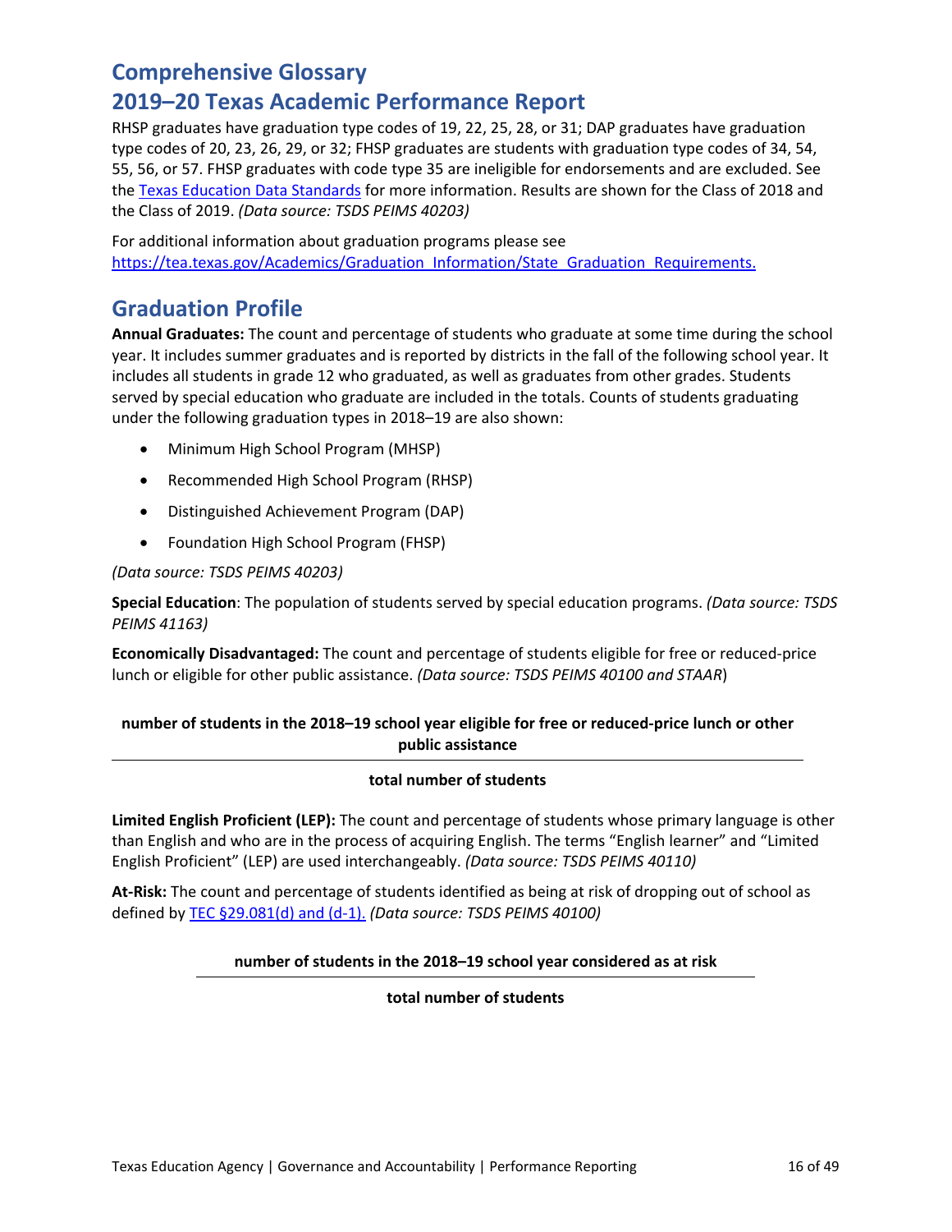# Comprehensive Glossary

## 2019–20 Texas Academic Performance Report

RHSP graduates have graduation type codes of 19, 22, 25, 28, or 31; DAP graduates have graduation type codes of 20, 23, 26, 29, or 32; FHSP graduates are students with graduation type codes of 34, 54, 55, 56, or 57. FHSP graduates with code type 35 are ineligible for endorsements and are excluded. See the Texas Education Data Standards for more information. Results are shown for the Class of 2018 and the Class of 2019. *(Data source: TSDS PEIMS 40203)*

For additional information about graduation programs please see https://tea.texas.gov/Academics/Graduation_Information/State_Graduation_Requirements.

## Graduation Profile

**Annual Graduates:** The count and percentage of students who graduate at some time during the school year. It includes summer graduates and is reported by districts in the fall of the following school year. It includes all students in grade 12 who graduated, as well as graduates from other grades. Students served by special education who graduate are included in the totals. Counts of students graduating under the following graduation types in 2018–19 are also shown:

- Minimum High School Program (MHSP)
- Recommended High School Program (RHSP)
- Distinguished Achievement Program (DAP)
- Foundation High School Program (FHSP)

*(Data source: TSDS PEIMS 40203)*

**Special Education**: The population of students served by special education programs. *(Data source: TSDS PEIMS 41163)*

**Economically Disadvantaged:** The count and percentage of students eligible for free or reduced-price lunch or eligible for other public assistance. *(Data source: TSDS PEIMS 40100 and STAAR*)

$$\frac{\textbf{number of students in the 2018–19 school year eligible for free or reduced-price lunch or other public assistance}}{\textbf{total number of students}}$$

**Limited English Proficient (LEP):** The count and percentage of students whose primary language is other than English and who are in the process of acquiring English. The terms “English learner” and “Limited English Proficient” (LEP) are used interchangeably. *(Data source: TSDS PEIMS 40110)*

**At-Risk:** The count and percentage of students identified as being at risk of dropping out of school as defined by TEC §29.081(d) and (d-1). *(Data source: TSDS PEIMS 40100)*

$$\frac{\textbf{number of students in the 2018–19 school year considered as at risk}}{\textbf{total number of students}}$$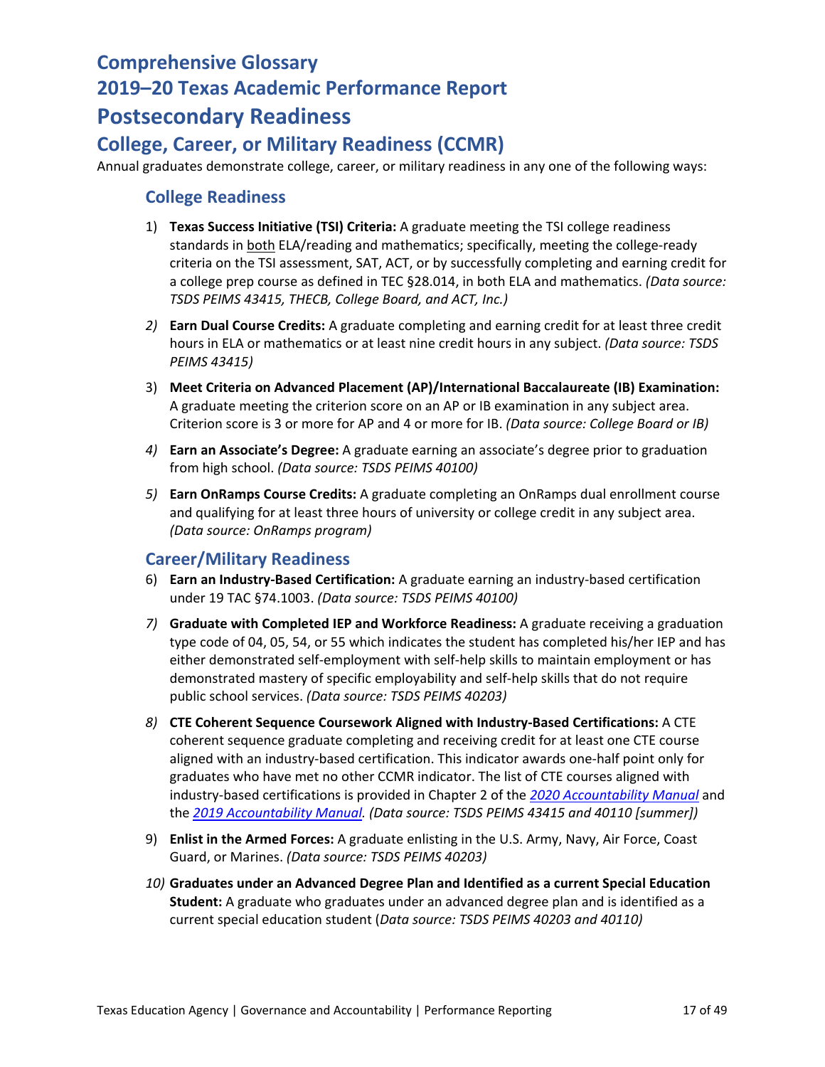# Comprehensive Glossary
# 2019–20 Texas Academic Performance Report
# Postsecondary Readiness
## College, Career, or Military Readiness (CCMR)

Annual graduates demonstrate college, career, or military readiness in any one of the following ways:

### College Readiness

1) **Texas Success Initiative (TSI) Criteria:** A graduate meeting the TSI college readiness standards in both ELA/reading and mathematics; specifically, meeting the college-ready criteria on the TSI assessment, SAT, ACT, or by successfully completing and earning credit for a college prep course as defined in TEC §28.014, in both ELA and mathematics. *(Data source: TSDS PEIMS 43415, THECB, College Board, and ACT, Inc.)*

2) **Earn Dual Course Credits:** A graduate completing and earning credit for at least three credit hours in ELA or mathematics or at least nine credit hours in any subject. *(Data source: TSDS PEIMS 43415)*

3) **Meet Criteria on Advanced Placement (AP)/International Baccalaureate (IB) Examination:** A graduate meeting the criterion score on an AP or IB examination in any subject area. Criterion score is 3 or more for AP and 4 or more for IB. *(Data source: College Board or IB)*

4) **Earn an Associate's Degree:** A graduate earning an associate's degree prior to graduation from high school. *(Data source: TSDS PEIMS 40100)*

5) **Earn OnRamps Course Credits:** A graduate completing an OnRamps dual enrollment course and qualifying for at least three hours of university or college credit in any subject area. *(Data source: OnRamps program)*

### Career/Military Readiness

6) **Earn an Industry-Based Certification:** A graduate earning an industry-based certification under 19 TAC §74.1003. *(Data source: TSDS PEIMS 40100)*

7) **Graduate with Completed IEP and Workforce Readiness:** A graduate receiving a graduation type code of 04, 05, 54, or 55 which indicates the student has completed his/her IEP and has either demonstrated self-employment with self-help skills to maintain employment or has demonstrated mastery of specific employability and self-help skills that do not require public school services. *(Data source: TSDS PEIMS 40203)*

8) **CTE Coherent Sequence Coursework Aligned with Industry-Based Certifications:** A CTE coherent sequence graduate completing and receiving credit for at least one CTE course aligned with an industry-based certification. This indicator awards one-half point only for graduates who have met no other CCMR indicator. The list of CTE courses aligned with industry-based certifications is provided in Chapter 2 of the *2020 Accountability Manual* and the *2019 Accountability Manual*. *(Data source: TSDS PEIMS 43415 and 40110 [summer])*

9) **Enlist in the Armed Forces:** A graduate enlisting in the U.S. Army, Navy, Air Force, Coast Guard, or Marines. *(Data source: TSDS PEIMS 40203)*

10) **Graduates under an Advanced Degree Plan and Identified as a current Special Education Student:** A graduate who graduates under an advanced degree plan and is identified as a current special education student (*Data source: TSDS PEIMS 40203 and 40110)*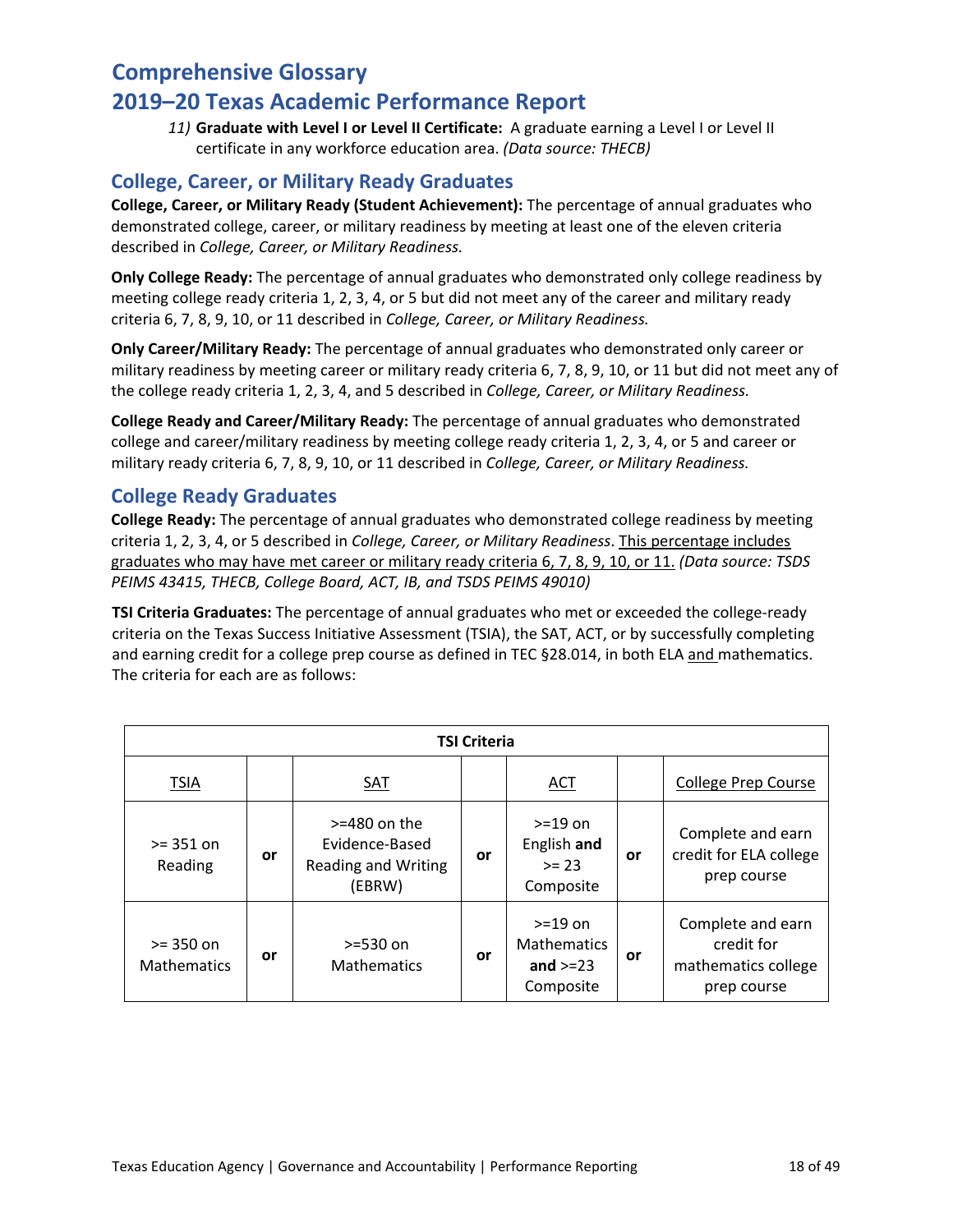# Comprehensive Glossary

# 2019–20 Texas Academic Performance Report

*11)* **Graduate with Level I or Level II Certificate:** A graduate earning a Level I or Level II certificate in any workforce education area. *(Data source: THECB)*

## College, Career, or Military Ready Graduates

**College, Career, or Military Ready (Student Achievement):** The percentage of annual graduates who demonstrated college, career, or military readiness by meeting at least one of the eleven criteria described in *College, Career, or Military Readiness.*

**Only College Ready:** The percentage of annual graduates who demonstrated only college readiness by meeting college ready criteria 1, 2, 3, 4, or 5 but did not meet any of the career and military ready criteria 6, 7, 8, 9, 10, or 11 described in *College, Career, or Military Readiness.*

**Only Career/Military Ready:** The percentage of annual graduates who demonstrated only career or military readiness by meeting career or military ready criteria 6, 7, 8, 9, 10, or 11 but did not meet any of the college ready criteria 1, 2, 3, 4, and 5 described in *College, Career, or Military Readiness.*

**College Ready and Career/Military Ready:** The percentage of annual graduates who demonstrated college and career/military readiness by meeting college ready criteria 1, 2, 3, 4, or 5 and career or military ready criteria 6, 7, 8, 9, 10, or 11 described in *College, Career, or Military Readiness.*

## College Ready Graduates

**College Ready:** The percentage of annual graduates who demonstrated college readiness by meeting criteria 1, 2, 3, 4, or 5 described in *College, Career, or Military Readiness*. This percentage includes graduates who may have met career or military ready criteria 6, 7, 8, 9, 10, or 11. *(Data source: TSDS PEIMS 43415, THECB, College Board, ACT, IB, and TSDS PEIMS 49010)*

**TSI Criteria Graduates:** The percentage of annual graduates who met or exceeded the college-ready criteria on the Texas Success Initiative Assessment (TSIA), the SAT, ACT, or by successfully completing and earning credit for a college prep course as defined in TEC §28.014, in both ELA and mathematics. The criteria for each are as follows:

| **TSI Criteria** | | | | | | |
|---|---|---|---|---|---|---|
| TSIA | | SAT | | ACT | | College Prep Course |
| >= 351 on Reading | **or** | >=480 on the Evidence-Based Reading and Writing (EBRW) | **or** | >=19 on English **and** >= 23 Composite | **or** | Complete and earn credit for ELA college prep course |
| >= 350 on Mathematics | **or** | >=530 on Mathematics | **or** | >=19 on Mathematics **and** >=23 Composite | **or** | Complete and earn credit for mathematics college prep course |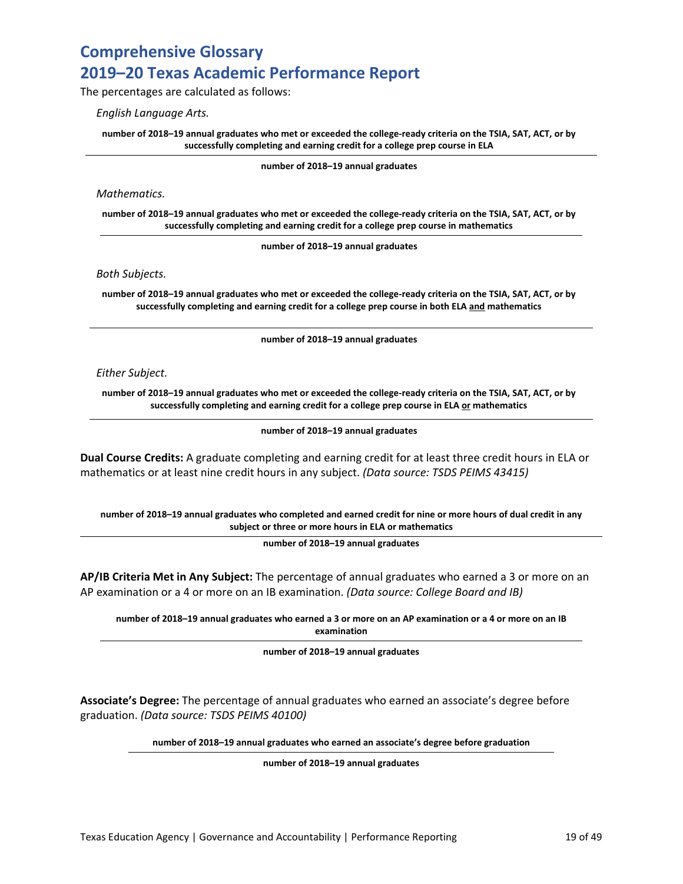# Comprehensive Glossary
# 2019–20 Texas Academic Performance Report

The percentages are calculated as follows:

*English Language Arts.*

$$\frac{\textbf{number of 2018–19 annual graduates who met or exceeded the college-ready criteria on the TSIA, SAT, ACT, or by successfully completing and earning credit for a college prep course in ELA}}{\textbf{number of 2018–19 annual graduates}}$$

*Mathematics.*

$$\frac{\textbf{number of 2018–19 annual graduates who met or exceeded the college-ready criteria on the TSIA, SAT, ACT, or by successfully completing and earning credit for a college prep course in mathematics}}{\textbf{number of 2018–19 annual graduates}}$$

*Both Subjects.*

$$\frac{\textbf{number of 2018–19 annual graduates who met or exceeded the college-ready criteria on the TSIA, SAT, ACT, or by successfully completing and earning credit for a college prep course in both ELA \underline{and} mathematics}}{\textbf{number of 2018–19 annual graduates}}$$

*Either Subject.*

$$\frac{\textbf{number of 2018–19 annual graduates who met or exceeded the college-ready criteria on the TSIA, SAT, ACT, or by successfully completing and earning credit for a college prep course in ELA \underline{or} mathematics}}{\textbf{number of 2018–19 annual graduates}}$$

**Dual Course Credits:** A graduate completing and earning credit for at least three credit hours in ELA or mathematics or at least nine credit hours in any subject. *(Data source: TSDS PEIMS 43415)*

$$\frac{\textbf{number of 2018–19 annual graduates who completed and earned credit for nine or more hours of dual credit in any subject or three or more hours in ELA or mathematics}}{\textbf{number of 2018–19 annual graduates}}$$

**AP/IB Criteria Met in Any Subject:** The percentage of annual graduates who earned a 3 or more on an AP examination or a 4 or more on an IB examination. *(Data source: College Board and IB)*

$$\frac{\textbf{number of 2018–19 annual graduates who earned a 3 or more on an AP examination or a 4 or more on an IB examination}}{\textbf{number of 2018–19 annual graduates}}$$

**Associate's Degree:** The percentage of annual graduates who earned an associate's degree before graduation. *(Data source: TSDS PEIMS 40100)*

$$\frac{\textbf{number of 2018–19 annual graduates who earned an associate's degree before graduation}}{\textbf{number of 2018–19 annual graduates}}$$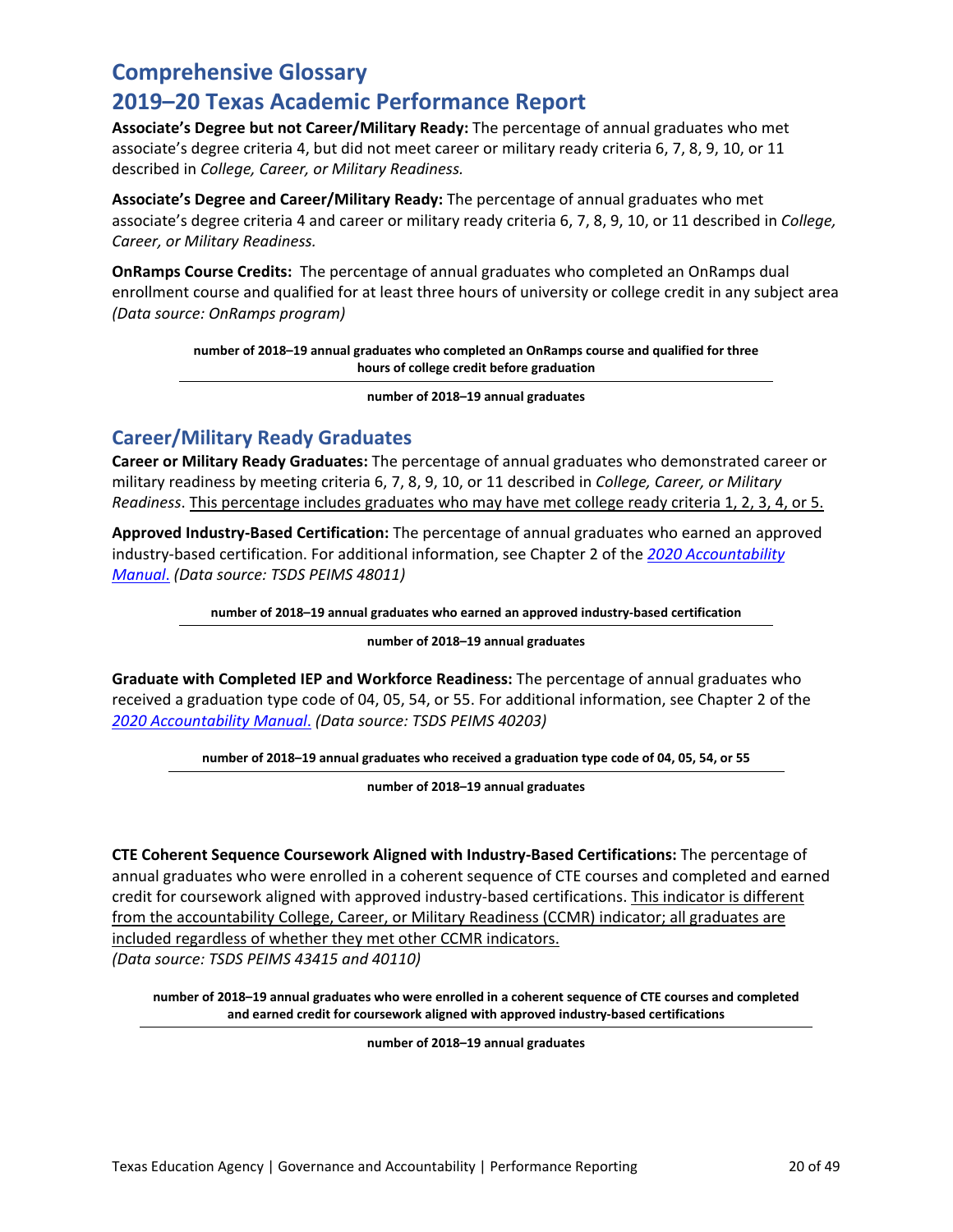# Comprehensive Glossary

# 2019–20 Texas Academic Performance Report

**Associate's Degree but not Career/Military Ready:** The percentage of annual graduates who met associate's degree criteria 4, but did not meet career or military ready criteria 6, 7, 8, 9, 10, or 11 described in *College, Career, or Military Readiness.*

**Associate's Degree and Career/Military Ready:** The percentage of annual graduates who met associate's degree criteria 4 and career or military ready criteria 6, 7, 8, 9, 10, or 11 described in *College, Career, or Military Readiness.*

**OnRamps Course Credits:** The percentage of annual graduates who completed an OnRamps dual enrollment course and qualified for at least three hours of university or college credit in any subject area *(Data source: OnRamps program)*

$$\frac{\textbf{number of 2018–19 annual graduates who completed an OnRamps course and qualified for three hours of college credit before graduation}}{\textbf{number of 2018–19 annual graduates}}$$

## Career/Military Ready Graduates

**Career or Military Ready Graduates:** The percentage of annual graduates who demonstrated career or military readiness by meeting criteria 6, 7, 8, 9, 10, or 11 described in *College, Career, or Military Readiness*. <u>This percentage includes graduates who may have met college ready criteria 1, 2, 3, 4, or 5.</u>

**Approved Industry-Based Certification:** The percentage of annual graduates who earned an approved industry-based certification. For additional information, see Chapter 2 of the *2020 Accountability Manual*. *(Data source: TSDS PEIMS 48011)*

$$\frac{\textbf{number of 2018–19 annual graduates who earned an approved industry-based certification}}{\textbf{number of 2018–19 annual graduates}}$$

**Graduate with Completed IEP and Workforce Readiness:** The percentage of annual graduates who received a graduation type code of 04, 05, 54, or 55. For additional information, see Chapter 2 of the *2020 Accountability Manual.* *(Data source: TSDS PEIMS 40203)*

$$\frac{\textbf{number of 2018–19 annual graduates who received a graduation type code of 04, 05, 54, or 55}}{\textbf{number of 2018–19 annual graduates}}$$

**CTE Coherent Sequence Coursework Aligned with Industry-Based Certifications:** The percentage of annual graduates who were enrolled in a coherent sequence of CTE courses and completed and earned credit for coursework aligned with approved industry-based certifications. <u>This indicator is different from the accountability College, Career, or Military Readiness (CCMR) indicator; all graduates are included regardless of whether they met other CCMR indicators.</u>
*(Data source: TSDS PEIMS 43415 and 40110)*

$$\frac{\textbf{number of 2018–19 annual graduates who were enrolled in a coherent sequence of CTE courses and completed and earned credit for coursework aligned with approved industry-based certifications}}{\textbf{number of 2018–19 annual graduates}}$$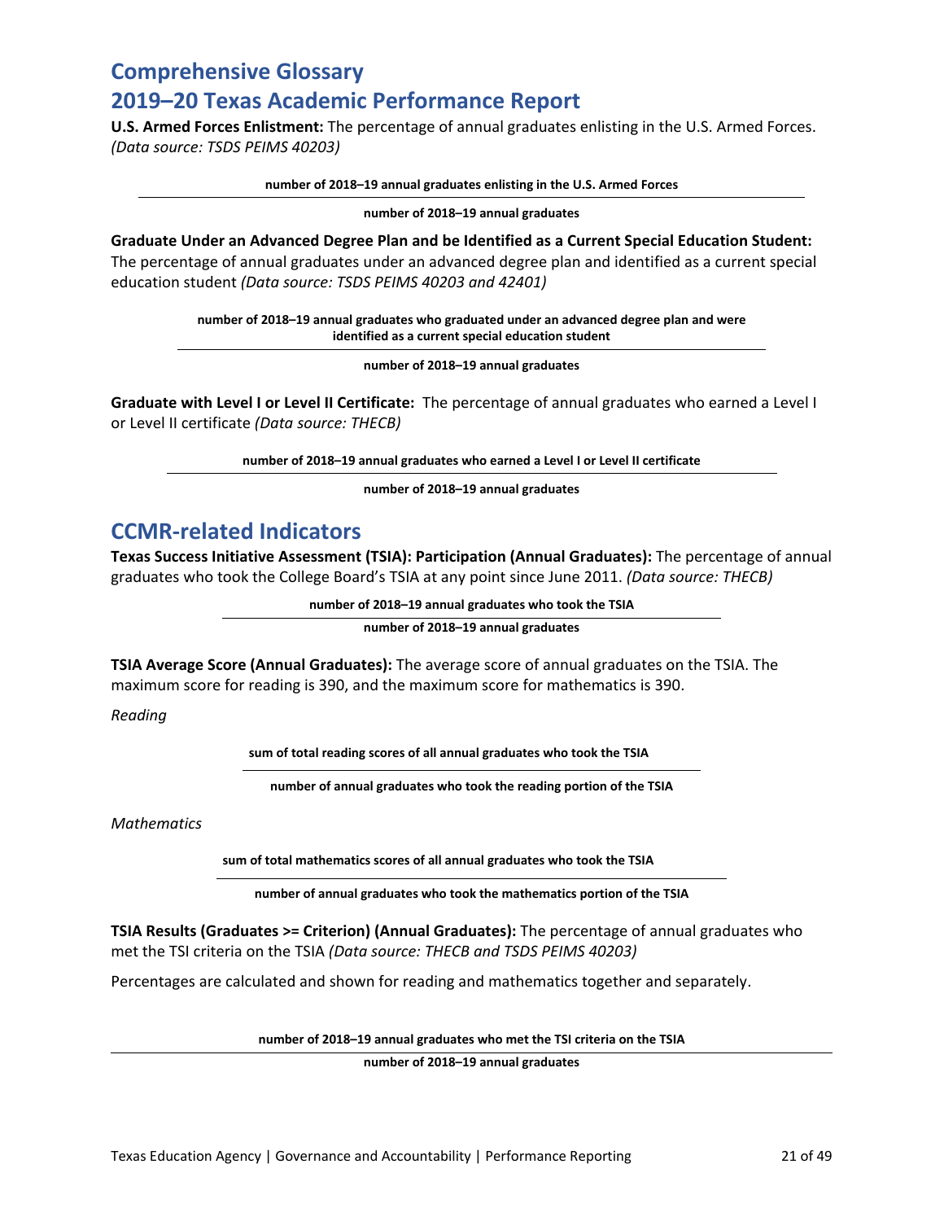# Comprehensive Glossary

# 2019–20 Texas Academic Performance Report

**U.S. Armed Forces Enlistment:** The percentage of annual graduates enlisting in the U.S. Armed Forces. *(Data source: TSDS PEIMS 40203)*

$$\frac{\textbf{number of 2018–19 annual graduates enlisting in the U.S. Armed Forces}}{\textbf{number of 2018–19 annual graduates}}$$

**Graduate Under an Advanced Degree Plan and be Identified as a Current Special Education Student:** The percentage of annual graduates under an advanced degree plan and identified as a current special education student *(Data source: TSDS PEIMS 40203 and 42401)*

$$\frac{\textbf{number of 2018–19 annual graduates who graduated under an advanced degree plan and were identified as a current special education student}}{\textbf{number of 2018–19 annual graduates}}$$

**Graduate with Level I or Level II Certificate:** The percentage of annual graduates who earned a Level I or Level II certificate *(Data source: THECB)*

$$\frac{\textbf{number of 2018–19 annual graduates who earned a Level I or Level II certificate}}{\textbf{number of 2018–19 annual graduates}}$$

## CCMR-related Indicators

**Texas Success Initiative Assessment (TSIA): Participation (Annual Graduates):** The percentage of annual graduates who took the College Board's TSIA at any point since June 2011. *(Data source: THECB)*

$$\frac{\textbf{number of 2018–19 annual graduates who took the TSIA}}{\textbf{number of 2018–19 annual graduates}}$$

**TSIA Average Score (Annual Graduates):** The average score of annual graduates on the TSIA. The maximum score for reading is 390, and the maximum score for mathematics is 390.

*Reading*

$$\frac{\textbf{sum of total reading scores of all annual graduates who took the TSIA}}{\textbf{number of annual graduates who took the reading portion of the TSIA}}$$

*Mathematics*

$$\frac{\textbf{sum of total mathematics scores of all annual graduates who took the TSIA}}{\textbf{number of annual graduates who took the mathematics portion of the TSIA}}$$

**TSIA Results (Graduates >= Criterion) (Annual Graduates):** The percentage of annual graduates who met the TSI criteria on the TSIA *(Data source: THECB and TSDS PEIMS 40203)*

Percentages are calculated and shown for reading and mathematics together and separately.

$$\frac{\textbf{number of 2018–19 annual graduates who met the TSI criteria on the TSIA}}{\textbf{number of 2018–19 annual graduates}}$$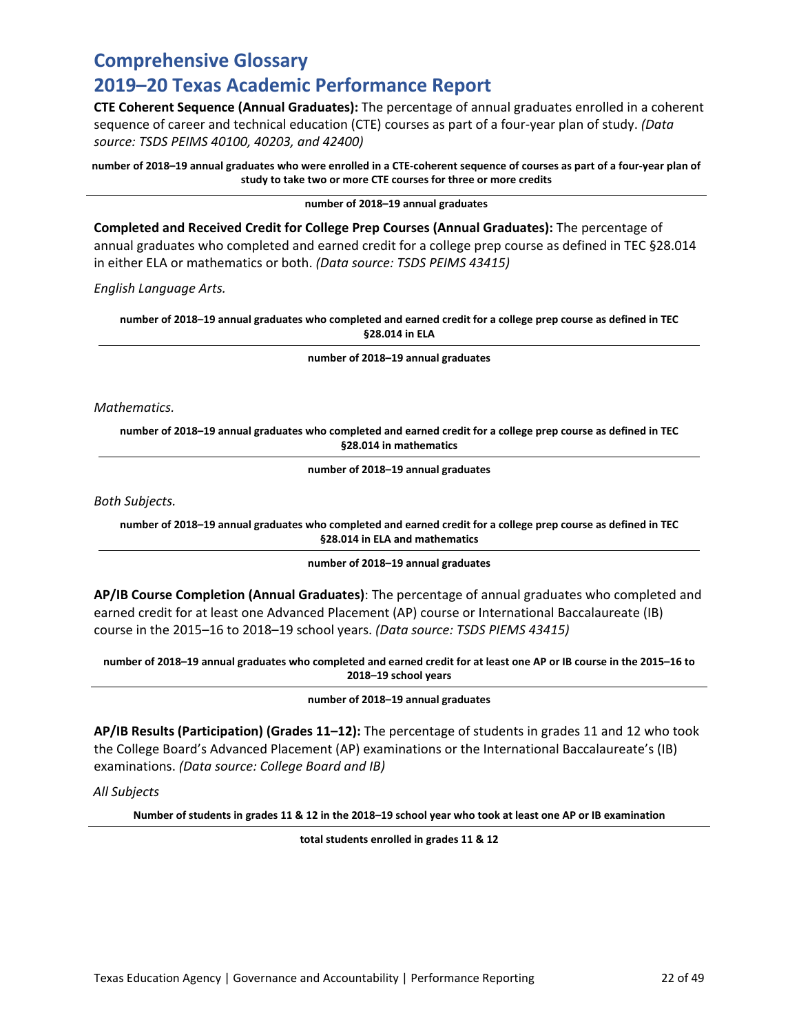# Comprehensive Glossary

# 2019–20 Texas Academic Performance Report

**CTE Coherent Sequence (Annual Graduates):** The percentage of annual graduates enrolled in a coherent sequence of career and technical education (CTE) courses as part of a four-year plan of study. *(Data source: TSDS PEIMS 40100, 40203, and 42400)*

$$\frac{\text{number of 2018–19 annual graduates who were enrolled in a CTE-coherent sequence of courses as part of a four-year plan of study to take two or more CTE courses for three or more credits}}{\text{number of 2018–19 annual graduates}}$$

**Completed and Received Credit for College Prep Courses (Annual Graduates):** The percentage of annual graduates who completed and earned credit for a college prep course as defined in TEC §28.014 in either ELA or mathematics or both. *(Data source: TSDS PEIMS 43415)*

*English Language Arts.*

$$\frac{\text{number of 2018–19 annual graduates who completed and earned credit for a college prep course as defined in TEC §28.014 in ELA}}{\text{number of 2018–19 annual graduates}}$$

*Mathematics.*

$$\frac{\text{number of 2018–19 annual graduates who completed and earned credit for a college prep course as defined in TEC §28.014 in mathematics}}{\text{number of 2018–19 annual graduates}}$$

*Both Subjects.*

$$\frac{\text{number of 2018–19 annual graduates who completed and earned credit for a college prep course as defined in TEC §28.014 in ELA and mathematics}}{\text{number of 2018–19 annual graduates}}$$

**AP/IB Course Completion (Annual Graduates)**: The percentage of annual graduates who completed and earned credit for at least one Advanced Placement (AP) course or International Baccalaureate (IB) course in the 2015–16 to 2018–19 school years. *(Data source: TSDS PIEMS 43415)*

$$\frac{\text{number of 2018–19 annual graduates who completed and earned credit for at least one AP or IB course in the 2015–16 to 2018–19 school years}}{\text{number of 2018–19 annual graduates}}$$

**AP/IB Results (Participation) (Grades 11–12):** The percentage of students in grades 11 and 12 who took the College Board's Advanced Placement (AP) examinations or the International Baccalaureate's (IB) examinations. *(Data source: College Board and IB)*

*All Subjects*

$$\frac{\text{Number of students in grades 11 \& 12 in the 2018–19 school year who took at least one AP or IB examination}}{\text{total students enrolled in grades 11 \& 12}}$$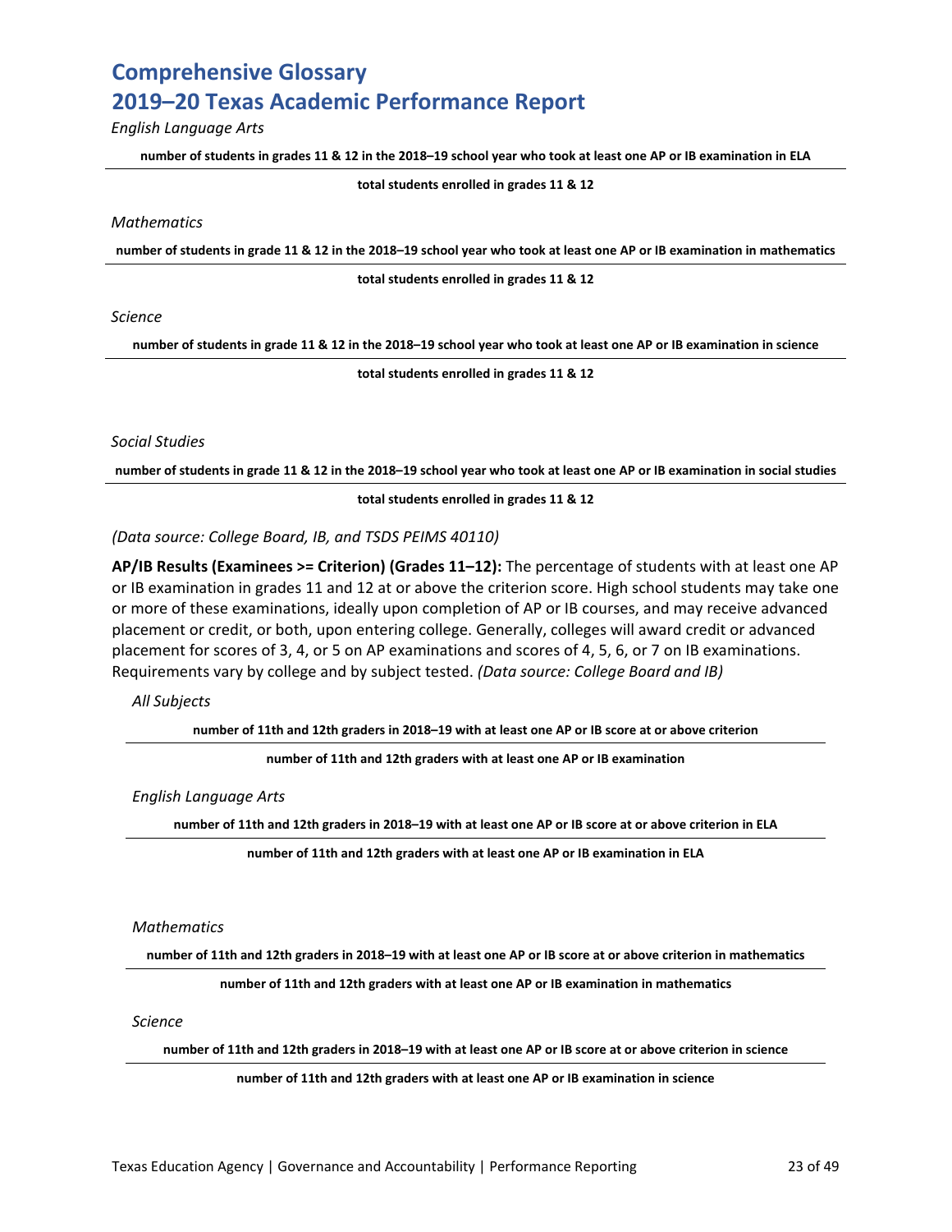*English Language Arts*

$$\frac{\text{number of students in grades 11 \& 12 in the 2018–19 school year who took at least one AP or IB examination in ELA}}{\text{total students enrolled in grades 11 \& 12}}$$

*Mathematics*

$$\frac{\text{number of students in grade 11 \& 12 in the 2018–19 school year who took at least one AP or IB examination in mathematics}}{\text{total students enrolled in grades 11 \& 12}}$$

*Science*

$$\frac{\text{number of students in grade 11 \& 12 in the 2018–19 school year who took at least one AP or IB examination in science}}{\text{total students enrolled in grades 11 \& 12}}$$

*Social Studies*

$$\frac{\text{number of students in grade 11 \& 12 in the 2018–19 school year who took at least one AP or IB examination in social studies}}{\text{total students enrolled in grades 11 \& 12}}$$

*(Data source: College Board, IB, and TSDS PEIMS 40110)*

**AP/IB Results (Examinees >= Criterion) (Grades 11–12):** The percentage of students with at least one AP or IB examination in grades 11 and 12 at or above the criterion score. High school students may take one or more of these examinations, ideally upon completion of AP or IB courses, and may receive advanced placement or credit, or both, upon entering college. Generally, colleges will award credit or advanced placement for scores of 3, 4, or 5 on AP examinations and scores of 4, 5, 6, or 7 on IB examinations. Requirements vary by college and by subject tested. *(Data source: College Board and IB)*

*All Subjects*

$$\frac{\text{number of 11th and 12th graders in 2018–19 with at least one AP or IB score at or above criterion}}{\text{number of 11th and 12th graders with at least one AP or IB examination}}$$

*English Language Arts*

$$\frac{\text{number of 11th and 12th graders in 2018–19 with at least one AP or IB score at or above criterion in ELA}}{\text{number of 11th and 12th graders with at least one AP or IB examination in ELA}}$$

*Mathematics*

$$\frac{\text{number of 11th and 12th graders in 2018–19 with at least one AP or IB score at or above criterion in mathematics}}{\text{number of 11th and 12th graders with at least one AP or IB examination in mathematics}}$$

*Science*

$$\frac{\text{number of 11th and 12th graders in 2018–19 with at least one AP or IB score at or above criterion in science}}{\text{number of 11th and 12th graders with at least one AP or IB examination in science}}$$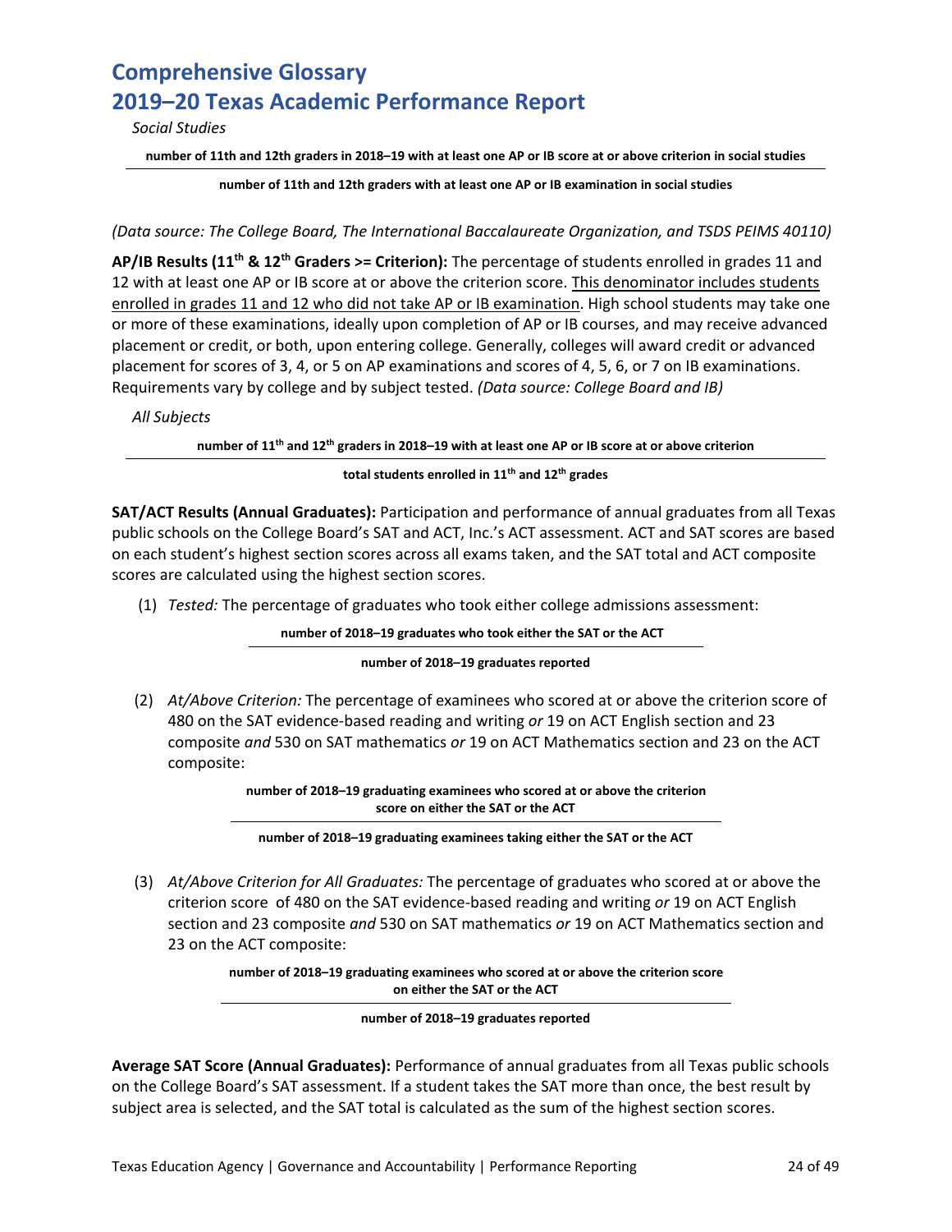# Comprehensive Glossary
# 2019–20 Texas Academic Performance Report

*Social Studies*

$$\frac{\text{number of 11th and 12th graders in 2018–19 with at least one AP or IB score at or above criterion in social studies}}{\text{number of 11th and 12th graders with at least one AP or IB examination in social studies}}$$

*(Data source: The College Board, The International Baccalaureate Organization, and TSDS PEIMS 40110)*

**AP/IB Results (11th & 12th Graders >= Criterion):** The percentage of students enrolled in grades 11 and 12 with at least one AP or IB score at or above the criterion score. This denominator includes students enrolled in grades 11 and 12 who did not take AP or IB examination. High school students may take one or more of these examinations, ideally upon completion of AP or IB courses, and may receive advanced placement or credit, or both, upon entering college. Generally, colleges will award credit or advanced placement for scores of 3, 4, or 5 on AP examinations and scores of 4, 5, 6, or 7 on IB examinations. Requirements vary by college and by subject tested. *(Data source: College Board and IB)*

*All Subjects*

$$\frac{\text{number of 11th and 12th graders in 2018–19 with at least one AP or IB score at or above criterion}}{\text{total students enrolled in 11th and 12th grades}}$$

**SAT/ACT Results (Annual Graduates):** Participation and performance of annual graduates from all Texas public schools on the College Board's SAT and ACT, Inc.'s ACT assessment. ACT and SAT scores are based on each student's highest section scores across all exams taken, and the SAT total and ACT composite scores are calculated using the highest section scores.

(1) *Tested:* The percentage of graduates who took either college admissions assessment:

$$\frac{\text{number of 2018–19 graduates who took either the SAT or the ACT}}{\text{number of 2018–19 graduates reported}}$$

(2) *At/Above Criterion:* The percentage of examinees who scored at or above the criterion score of 480 on the SAT evidence-based reading and writing *or* 19 on ACT English section and 23 composite *and* 530 on SAT mathematics *or* 19 on ACT Mathematics section and 23 on the ACT composite:

$$\frac{\text{number of 2018–19 graduating examinees who scored at or above the criterion score on either the SAT or the ACT}}{\text{number of 2018–19 graduating examinees taking either the SAT or the ACT}}$$

(3) *At/Above Criterion for All Graduates:* The percentage of graduates who scored at or above the criterion score of 480 on the SAT evidence-based reading and writing *or* 19 on ACT English section and 23 composite *and* 530 on SAT mathematics *or* 19 on ACT Mathematics section and 23 on the ACT composite:

$$\frac{\text{number of 2018–19 graduating examinees who scored at or above the criterion score on either the SAT or the ACT}}{\text{number of 2018–19 graduates reported}}$$

**Average SAT Score (Annual Graduates):** Performance of annual graduates from all Texas public schools on the College Board's SAT assessment. If a student takes the SAT more than once, the best result by subject area is selected, and the SAT total is calculated as the sum of the highest section scores.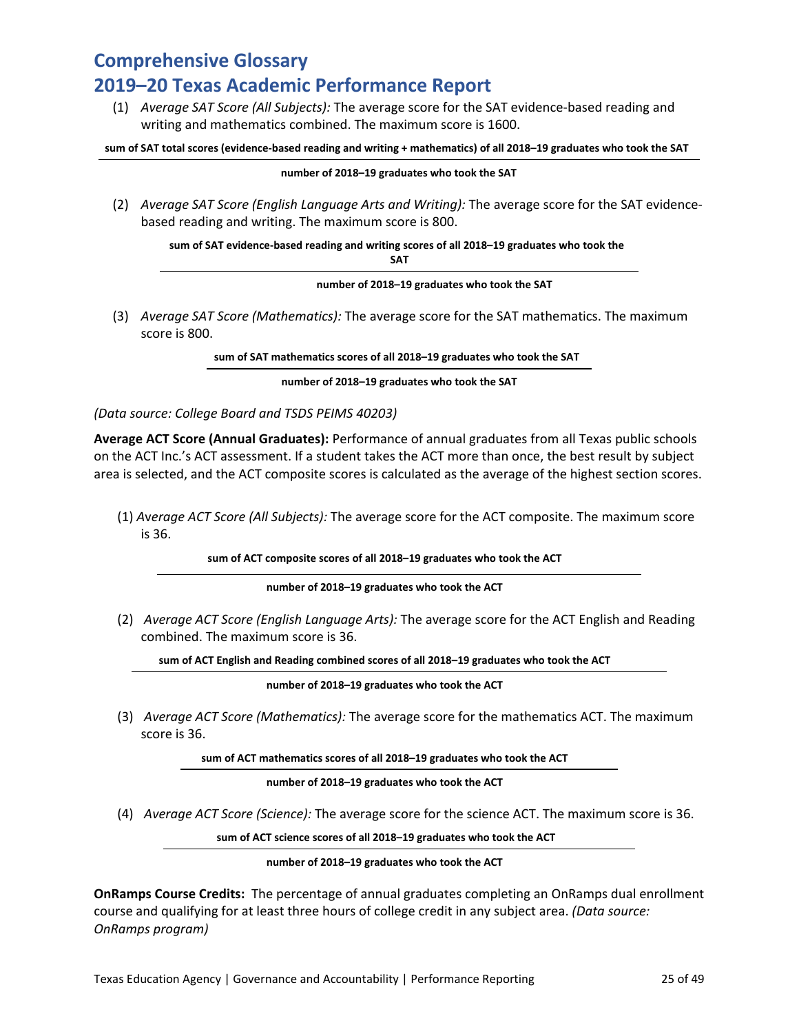## Comprehensive Glossary
## 2019–20 Texas Academic Performance Report

(1) *Average SAT Score (All Subjects):* The average score for the SAT evidence-based reading and writing and mathematics combined. The maximum score is 1600.

$$\frac{\textbf{sum of SAT total scores (evidence-based reading and writing + mathematics) of all 2018–19 graduates who took the SAT}}{\textbf{number of 2018–19 graduates who took the SAT}}$$

(2) *Average SAT Score (English Language Arts and Writing):* The average score for the SAT evidence-based reading and writing. The maximum score is 800.

$$\frac{\textbf{sum of SAT evidence-based reading and writing scores of all 2018–19 graduates who took the SAT}}{\textbf{number of 2018–19 graduates who took the SAT}}$$

(3) *Average SAT Score (Mathematics):* The average score for the SAT mathematics. The maximum score is 800.

$$\frac{\textbf{sum of SAT mathematics scores of all 2018–19 graduates who took the SAT}}{\textbf{number of 2018–19 graduates who took the SAT}}$$

*(Data source: College Board and TSDS PEIMS 40203)*

**Average ACT Score (Annual Graduates):** Performance of annual graduates from all Texas public schools on the ACT Inc.'s ACT assessment. If a student takes the ACT more than once, the best result by subject area is selected, and the ACT composite scores is calculated as the average of the highest section scores.

(1) *Average ACT Score (All Subjects):* The average score for the ACT composite. The maximum score is 36.

$$\frac{\textbf{sum of ACT composite scores of all 2018–19 graduates who took the ACT}}{\textbf{number of 2018–19 graduates who took the ACT}}$$

(2) *Average ACT Score (English Language Arts):* The average score for the ACT English and Reading combined. The maximum score is 36.

$$\frac{\textbf{sum of ACT English and Reading combined scores of all 2018–19 graduates who took the ACT}}{\textbf{number of 2018–19 graduates who took the ACT}}$$

(3) *Average ACT Score (Mathematics):* The average score for the mathematics ACT. The maximum score is 36.

$$\frac{\textbf{sum of ACT mathematics scores of all 2018–19 graduates who took the ACT}}{\textbf{number of 2018–19 graduates who took the ACT}}$$

(4) *Average ACT Score (Science):* The average score for the science ACT. The maximum score is 36.

$$\frac{\textbf{sum of ACT science scores of all 2018–19 graduates who took the ACT}}{\textbf{number of 2018–19 graduates who took the ACT}}$$

**OnRamps Course Credits:** The percentage of annual graduates completing an OnRamps dual enrollment course and qualifying for at least three hours of college credit in any subject area. *(Data source: OnRamps program)*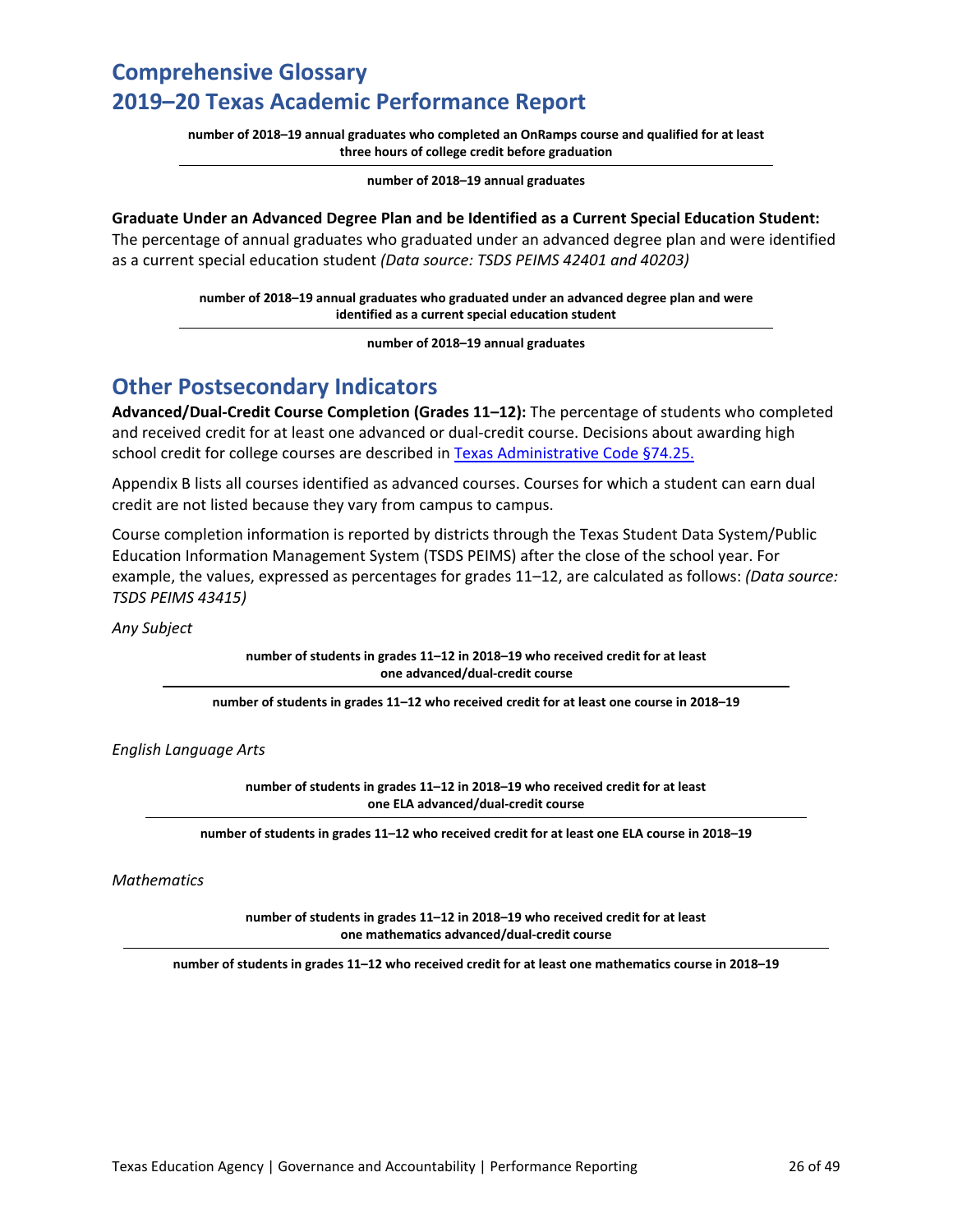**number of 2018–19 annual graduates who completed an OnRamps course and qualified for at least three hours of college credit before graduation**

---

**number of 2018–19 annual graduates**

**Graduate Under an Advanced Degree Plan and be Identified as a Current Special Education Student:** The percentage of annual graduates who graduated under an advanced degree plan and were identified as a current special education student *(Data source: TSDS PEIMS 42401 and 40203)*

**number of 2018–19 annual graduates who graduated under an advanced degree plan and were identified as a current special education student**

---

**number of 2018–19 annual graduates**

## Other Postsecondary Indicators

**Advanced/Dual-Credit Course Completion (Grades 11–12):** The percentage of students who completed and received credit for at least one advanced or dual-credit course. Decisions about awarding high school credit for college courses are described in Texas Administrative Code §74.25.

Appendix B lists all courses identified as advanced courses. Courses for which a student can earn dual credit are not listed because they vary from campus to campus.

Course completion information is reported by districts through the Texas Student Data System/Public Education Information Management System (TSDS PEIMS) after the close of the school year. For example, the values, expressed as percentages for grades 11–12, are calculated as follows: *(Data source: TSDS PEIMS 43415)*

*Any Subject*

**number of students in grades 11–12 in 2018–19 who received credit for at least one advanced/dual-credit course**

---

**number of students in grades 11–12 who received credit for at least one course in 2018–19**

*English Language Arts*

**number of students in grades 11–12 in 2018–19 who received credit for at least one ELA advanced/dual-credit course**

---

**number of students in grades 11–12 who received credit for at least one ELA course in 2018–19**

*Mathematics*

**number of students in grades 11–12 in 2018–19 who received credit for at least one mathematics advanced/dual-credit course**

---

**number of students in grades 11–12 who received credit for at least one mathematics course in 2018–19**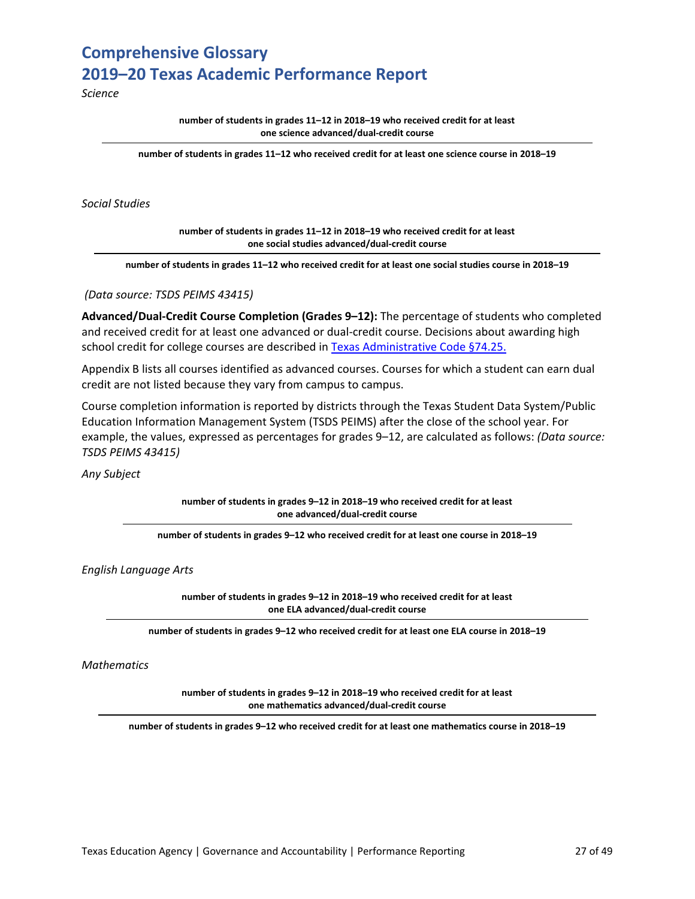# Comprehensive Glossary
# 2019–20 Texas Academic Performance Report

*Science*

$$\frac{\text{number of students in grades 11–12 in 2018–19 who received credit for at least one science advanced/dual-credit course}}{\text{number of students in grades 11–12 who received credit for at least one science course in 2018–19}}$$

*Social Studies*

$$\frac{\text{number of students in grades 11–12 in 2018–19 who received credit for at least one social studies advanced/dual-credit course}}{\text{number of students in grades 11–12 who received credit for at least one social studies course in 2018–19}}$$

*(Data source: TSDS PEIMS 43415)*

**Advanced/Dual-Credit Course Completion (Grades 9–12):** The percentage of students who completed and received credit for at least one advanced or dual-credit course. Decisions about awarding high school credit for college courses are described in Texas Administrative Code §74.25.

Appendix B lists all courses identified as advanced courses. Courses for which a student can earn dual credit are not listed because they vary from campus to campus.

Course completion information is reported by districts through the Texas Student Data System/Public Education Information Management System (TSDS PEIMS) after the close of the school year. For example, the values, expressed as percentages for grades 9–12, are calculated as follows: *(Data source: TSDS PEIMS 43415)*

*Any Subject*

$$\frac{\text{number of students in grades 9–12 in 2018–19 who received credit for at least one advanced/dual-credit course}}{\text{number of students in grades 9–12 who received credit for at least one course in 2018–19}}$$

*English Language Arts*

$$\frac{\text{number of students in grades 9–12 in 2018–19 who received credit for at least one ELA advanced/dual-credit course}}{\text{number of students in grades 9–12 who received credit for at least one ELA course in 2018–19}}$$

*Mathematics*

$$\frac{\text{number of students in grades 9–12 in 2018–19 who received credit for at least one mathematics advanced/dual-credit course}}{\text{number of students in grades 9–12 who received credit for at least one mathematics course in 2018–19}}$$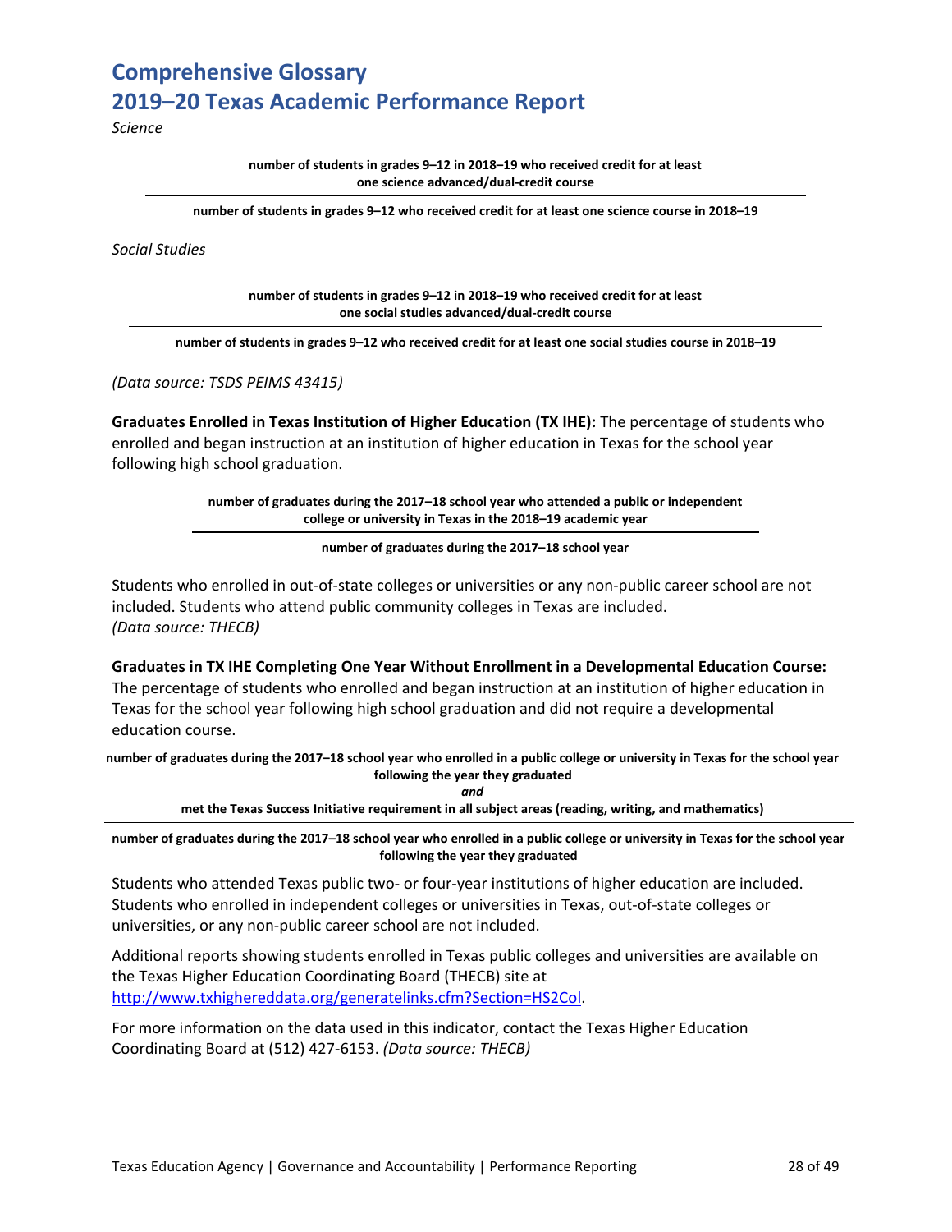*Science*

$$\frac{\text{number of students in grades 9–12 in 2018–19 who received credit for at least one science advanced/dual-credit course}}{\text{number of students in grades 9–12 who received credit for at least one science course in 2018–19}}$$

*Social Studies*

$$\frac{\text{number of students in grades 9–12 in 2018–19 who received credit for at least one social studies advanced/dual-credit course}}{\text{number of students in grades 9–12 who received credit for at least one social studies course in 2018–19}}$$

*(Data source: TSDS PEIMS 43415)*

**Graduates Enrolled in Texas Institution of Higher Education (TX IHE):** The percentage of students who enrolled and began instruction at an institution of higher education in Texas for the school year following high school graduation.

$$\frac{\text{number of graduates during the 2017–18 school year who attended a public or independent college or university in Texas in the 2018–19 academic year}}{\text{number of graduates during the 2017–18 school year}}$$

Students who enrolled in out-of-state colleges or universities or any non-public career school are not included. Students who attend public community colleges in Texas are included.
*(Data source: THECB)*

**Graduates in TX IHE Completing One Year Without Enrollment in a Developmental Education Course:** The percentage of students who enrolled and began instruction at an institution of higher education in Texas for the school year following high school graduation and did not require a developmental education course.

$$\frac{\text{number of graduates during the 2017–18 school year who enrolled in a public college or university in Texas for the school year following the year they graduated } \textit{and} \text{ met the Texas Success Initiative requirement in all subject areas (reading, writing, and mathematics)}}{\text{number of graduates during the 2017–18 school year who enrolled in a public college or university in Texas for the school year following the year they graduated}}$$

Students who attended Texas public two- or four-year institutions of higher education are included. Students who enrolled in independent colleges or universities in Texas, out-of-state colleges or universities, or any non-public career school are not included.

Additional reports showing students enrolled in Texas public colleges and universities are available on the Texas Higher Education Coordinating Board (THECB) site at http://www.txhighereddata.org/generatelinks.cfm?Section=HS2Col.

For more information on the data used in this indicator, contact the Texas Higher Education Coordinating Board at (512) 427-6153. *(Data source: THECB)*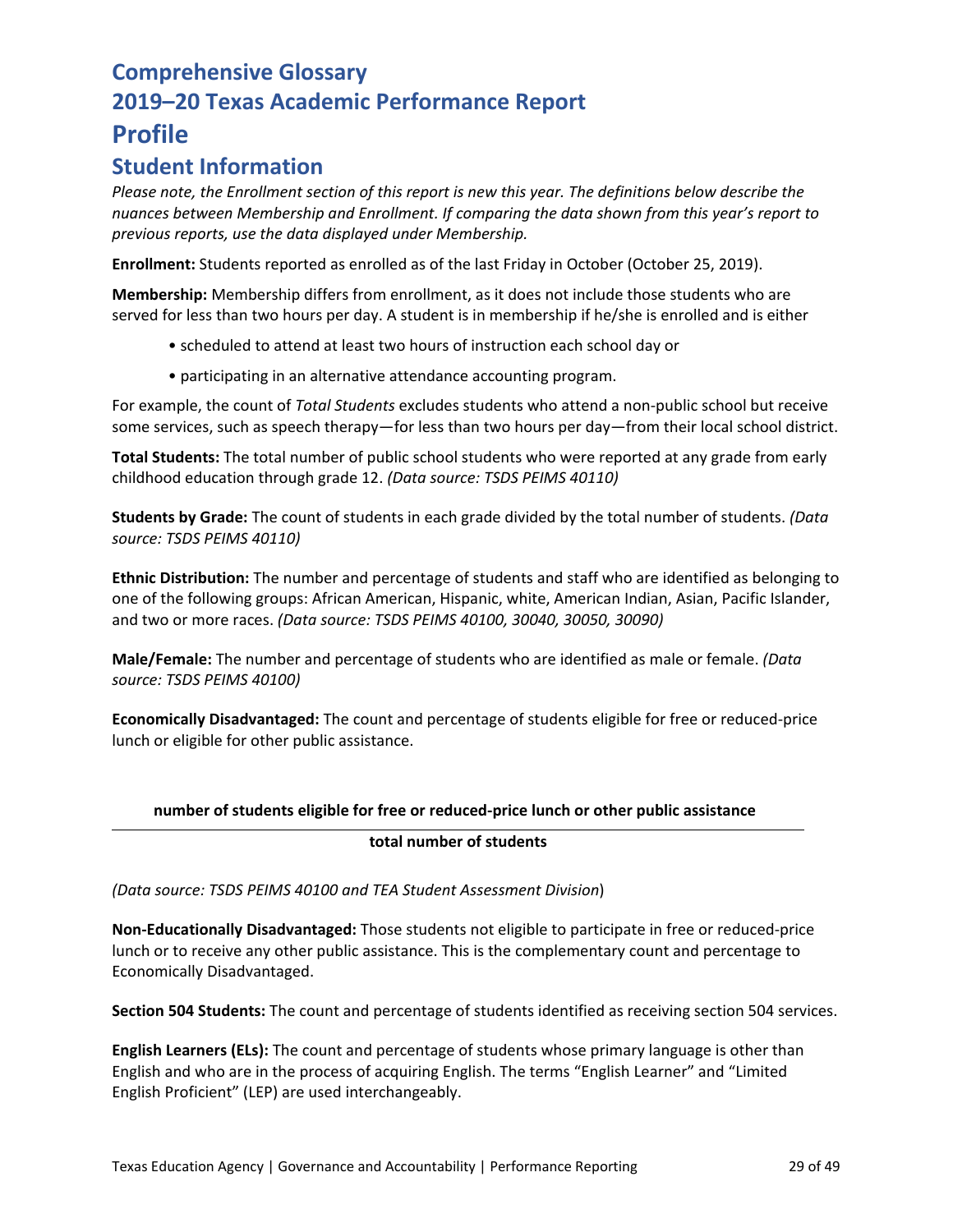# Comprehensive Glossary
# 2019–20 Texas Academic Performance Report
## Profile
### Student Information

*Please note, the Enrollment section of this report is new this year. The definitions below describe the nuances between Membership and Enrollment. If comparing the data shown from this year's report to previous reports, use the data displayed under Membership.*

**Enrollment:** Students reported as enrolled as of the last Friday in October (October 25, 2019).

**Membership:** Membership differs from enrollment, as it does not include those students who are served for less than two hours per day. A student is in membership if he/she is enrolled and is either

- scheduled to attend at least two hours of instruction each school day or
- participating in an alternative attendance accounting program.

For example, the count of *Total Students* excludes students who attend a non-public school but receive some services, such as speech therapy—for less than two hours per day—from their local school district.

**Total Students:** The total number of public school students who were reported at any grade from early childhood education through grade 12. *(Data source: TSDS PEIMS 40110)*

**Students by Grade:** The count of students in each grade divided by the total number of students. *(Data source: TSDS PEIMS 40110)*

**Ethnic Distribution:** The number and percentage of students and staff who are identified as belonging to one of the following groups: African American, Hispanic, white, American Indian, Asian, Pacific Islander, and two or more races. *(Data source: TSDS PEIMS 40100, 30040, 30050, 30090)*

**Male/Female:** The number and percentage of students who are identified as male or female. *(Data source: TSDS PEIMS 40100)*

**Economically Disadvantaged:** The count and percentage of students eligible for free or reduced-price lunch or eligible for other public assistance.

$$\frac{\textbf{number of students eligible for free or reduced-price lunch or other public assistance}}{\textbf{total number of students}}$$

*(Data source: TSDS PEIMS 40100 and TEA Student Assessment Division*)

**Non-Educationally Disadvantaged:** Those students not eligible to participate in free or reduced-price lunch or to receive any other public assistance. This is the complementary count and percentage to Economically Disadvantaged.

**Section 504 Students:** The count and percentage of students identified as receiving section 504 services.

**English Learners (ELs):** The count and percentage of students whose primary language is other than English and who are in the process of acquiring English. The terms "English Learner" and "Limited English Proficient" (LEP) are used interchangeably.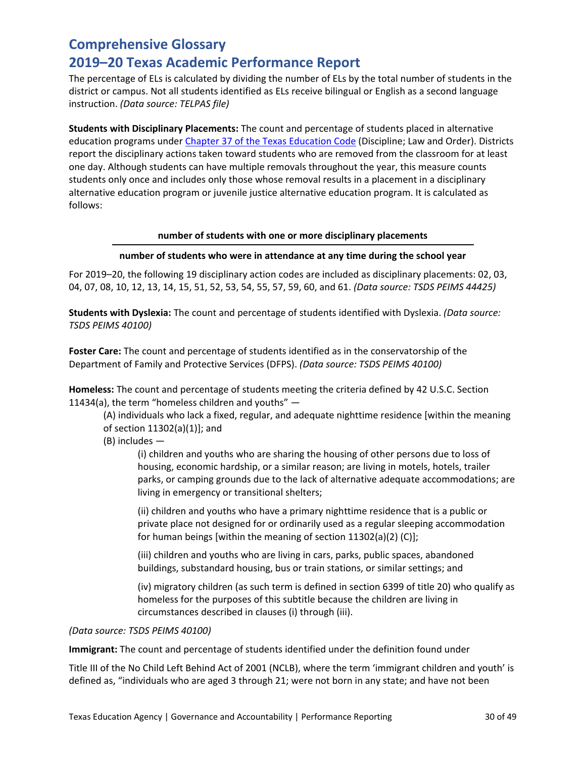# Comprehensive Glossary
# 2019–20 Texas Academic Performance Report

The percentage of ELs is calculated by dividing the number of ELs by the total number of students in the district or campus. Not all students identified as ELs receive bilingual or English as a second language instruction. *(Data source: TELPAS file)*

**Students with Disciplinary Placements:** The count and percentage of students placed in alternative education programs under [Chapter 37 of the Texas Education Code](#) (Discipline; Law and Order). Districts report the disciplinary actions taken toward students who are removed from the classroom for at least one day. Although students can have multiple removals throughout the year, this measure counts students only once and includes only those whose removal results in a placement in a disciplinary alternative education program or juvenile justice alternative education program. It is calculated as follows:

$$\frac{\textbf{number of students with one or more disciplinary placements}}{\textbf{number of students who were in attendance at any time during the school year}}$$

For 2019–20, the following 19 disciplinary action codes are included as disciplinary placements: 02, 03, 04, 07, 08, 10, 12, 13, 14, 15, 51, 52, 53, 54, 55, 57, 59, 60, and 61. *(Data source: TSDS PEIMS 44425)*

**Students with Dyslexia:** The count and percentage of students identified with Dyslexia. *(Data source: TSDS PEIMS 40100)*

**Foster Care:** The count and percentage of students identified as in the conservatorship of the Department of Family and Protective Services (DFPS). *(Data source: TSDS PEIMS 40100)*

**Homeless:** The count and percentage of students meeting the criteria defined by 42 U.S.C. Section 11434(a), the term "homeless children and youths" —

> (A) individuals who lack a fixed, regular, and adequate nighttime residence [within the meaning of section 11302(a)(1)]; and
>
> (B) includes —
>
> > (i) children and youths who are sharing the housing of other persons due to loss of housing, economic hardship, or a similar reason; are living in motels, hotels, trailer parks, or camping grounds due to the lack of alternative adequate accommodations; are living in emergency or transitional shelters;
> >
> > (ii) children and youths who have a primary nighttime residence that is a public or private place not designed for or ordinarily used as a regular sleeping accommodation for human beings [within the meaning of section 11302(a)(2) (C)];
> >
> > (iii) children and youths who are living in cars, parks, public spaces, abandoned buildings, substandard housing, bus or train stations, or similar settings; and
> >
> > (iv) migratory children (as such term is defined in section 6399 of title 20) who qualify as homeless for the purposes of this subtitle because the children are living in circumstances described in clauses (i) through (iii).

*(Data source: TSDS PEIMS 40100)*

**Immigrant:** The count and percentage of students identified under the definition found under

Title III of the No Child Left Behind Act of 2001 (NCLB), where the term 'immigrant children and youth' is defined as, "individuals who are aged 3 through 21; were not born in any state; and have not been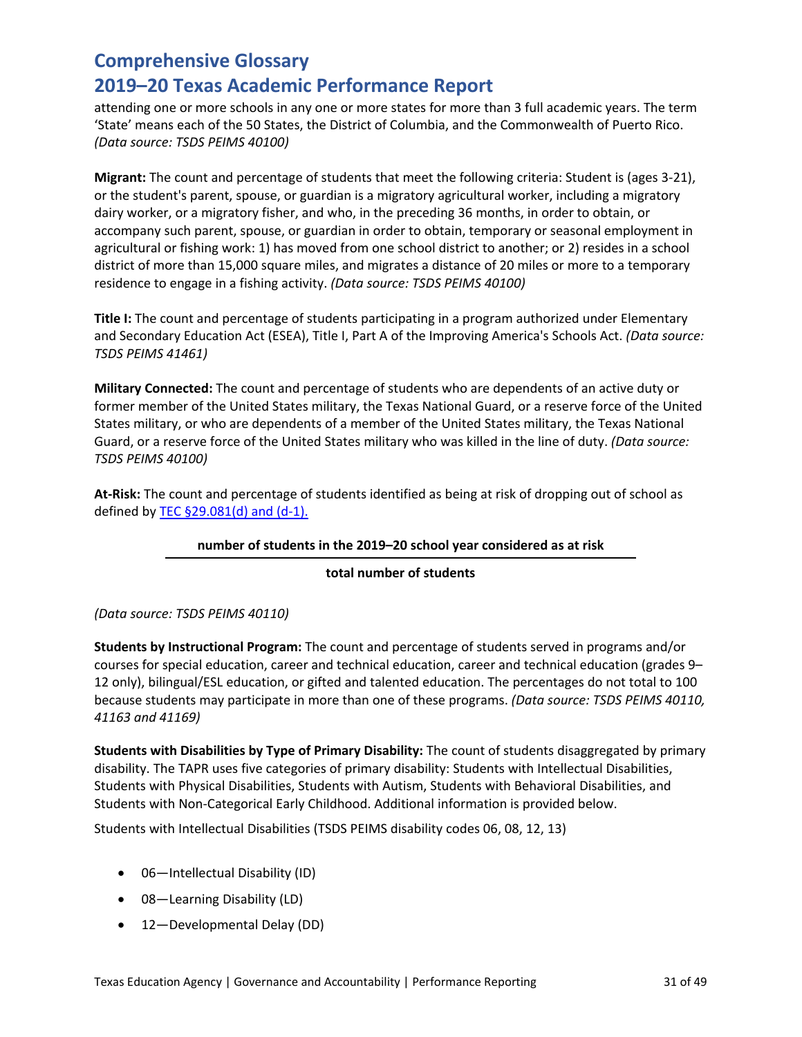attending one or more schools in any one or more states for more than 3 full academic years. The term 'State' means each of the 50 States, the District of Columbia, and the Commonwealth of Puerto Rico. *(Data source: TSDS PEIMS 40100)*

**Migrant:** The count and percentage of students that meet the following criteria: Student is (ages 3-21), or the student's parent, spouse, or guardian is a migratory agricultural worker, including a migratory dairy worker, or a migratory fisher, and who, in the preceding 36 months, in order to obtain, or accompany such parent, spouse, or guardian in order to obtain, temporary or seasonal employment in agricultural or fishing work: 1) has moved from one school district to another; or 2) resides in a school district of more than 15,000 square miles, and migrates a distance of 20 miles or more to a temporary residence to engage in a fishing activity. *(Data source: TSDS PEIMS 40100)*

**Title I:** The count and percentage of students participating in a program authorized under Elementary and Secondary Education Act (ESEA), Title I, Part A of the Improving America's Schools Act. *(Data source: TSDS PEIMS 41461)*

**Military Connected:** The count and percentage of students who are dependents of an active duty or former member of the United States military, the Texas National Guard, or a reserve force of the United States military, or who are dependents of a member of the United States military, the Texas National Guard, or a reserve force of the United States military who was killed in the line of duty. *(Data source: TSDS PEIMS 40100)*

**At-Risk:** The count and percentage of students identified as being at risk of dropping out of school as defined by TEC §29.081(d) and (d-1).

$$\frac{\textbf{number of students in the 2019–20 school year considered as at risk}}{\textbf{total number of students}}$$

*(Data source: TSDS PEIMS 40110)*

**Students by Instructional Program:** The count and percentage of students served in programs and/or courses for special education, career and technical education, career and technical education (grades 9–12 only), bilingual/ESL education, or gifted and talented education. The percentages do not total to 100 because students may participate in more than one of these programs. *(Data source: TSDS PEIMS 40110, 41163 and 41169)*

**Students with Disabilities by Type of Primary Disability:** The count of students disaggregated by primary disability. The TAPR uses five categories of primary disability: Students with Intellectual Disabilities, Students with Physical Disabilities, Students with Autism, Students with Behavioral Disabilities, and Students with Non-Categorical Early Childhood. Additional information is provided below.

Students with Intellectual Disabilities (TSDS PEIMS disability codes 06, 08, 12, 13)

- 06—Intellectual Disability (ID)
- 08—Learning Disability (LD)
- 12—Developmental Delay (DD)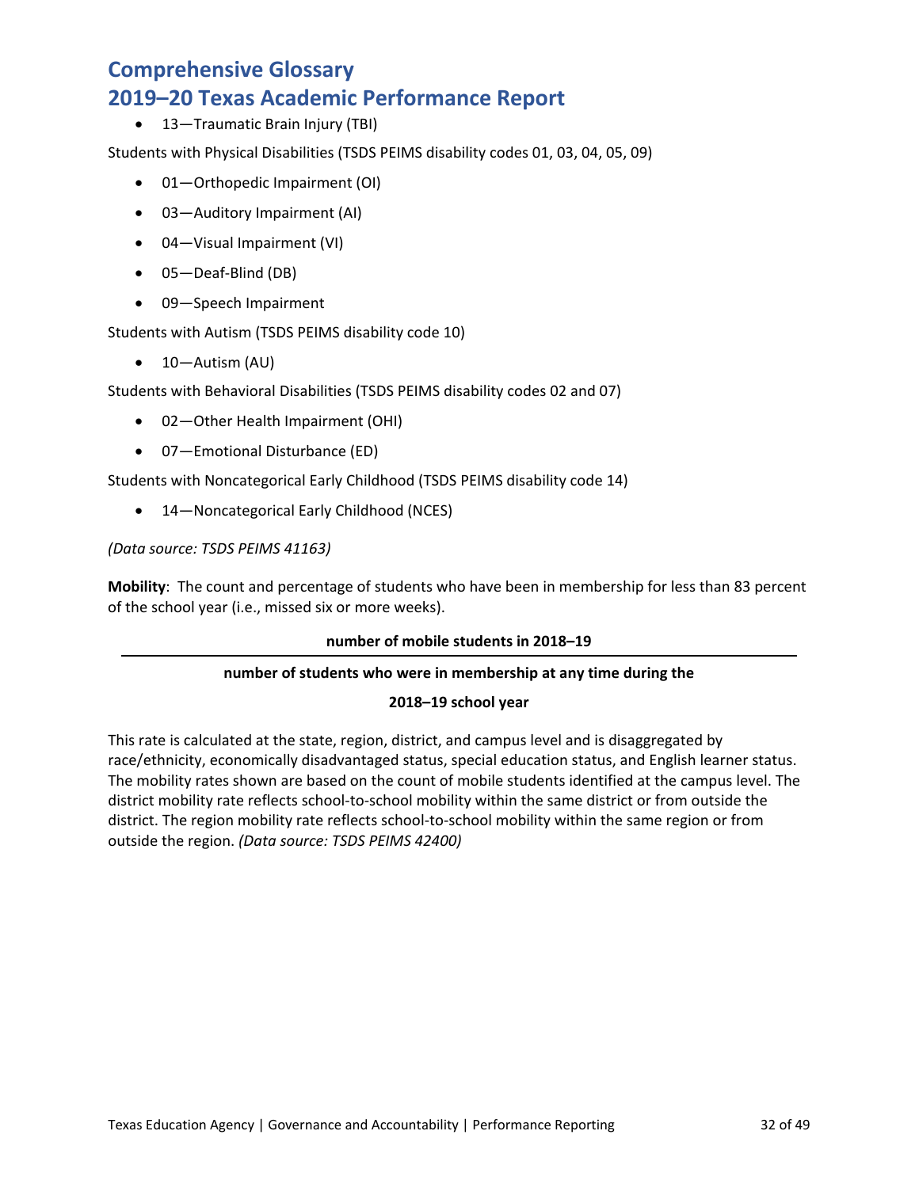- 13—Traumatic Brain Injury (TBI)

Students with Physical Disabilities (TSDS PEIMS disability codes 01, 03, 04, 05, 09)

- 01—Orthopedic Impairment (OI)
- 03—Auditory Impairment (AI)
- 04—Visual Impairment (VI)
- 05—Deaf-Blind (DB)
- 09—Speech Impairment

Students with Autism (TSDS PEIMS disability code 10)

- 10—Autism (AU)

Students with Behavioral Disabilities (TSDS PEIMS disability codes 02 and 07)

- 02—Other Health Impairment (OHI)
- 07—Emotional Disturbance (ED)

Students with Noncategorical Early Childhood (TSDS PEIMS disability code 14)

- 14—Noncategorical Early Childhood (NCES)

*(Data source: TSDS PEIMS 41163)*

**Mobility**: The count and percentage of students who have been in membership for less than 83 percent of the school year (i.e., missed six or more weeks).

$$\frac{\textbf{number of mobile students in 2018–19}}{\textbf{number of students who were in membership at any time during the 2018–19 school year}}$$

This rate is calculated at the state, region, district, and campus level and is disaggregated by race/ethnicity, economically disadvantaged status, special education status, and English learner status. The mobility rates shown are based on the count of mobile students identified at the campus level. The district mobility rate reflects school-to-school mobility within the same district or from outside the district. The region mobility rate reflects school-to-school mobility within the same region or from outside the region. *(Data source: TSDS PEIMS 42400)*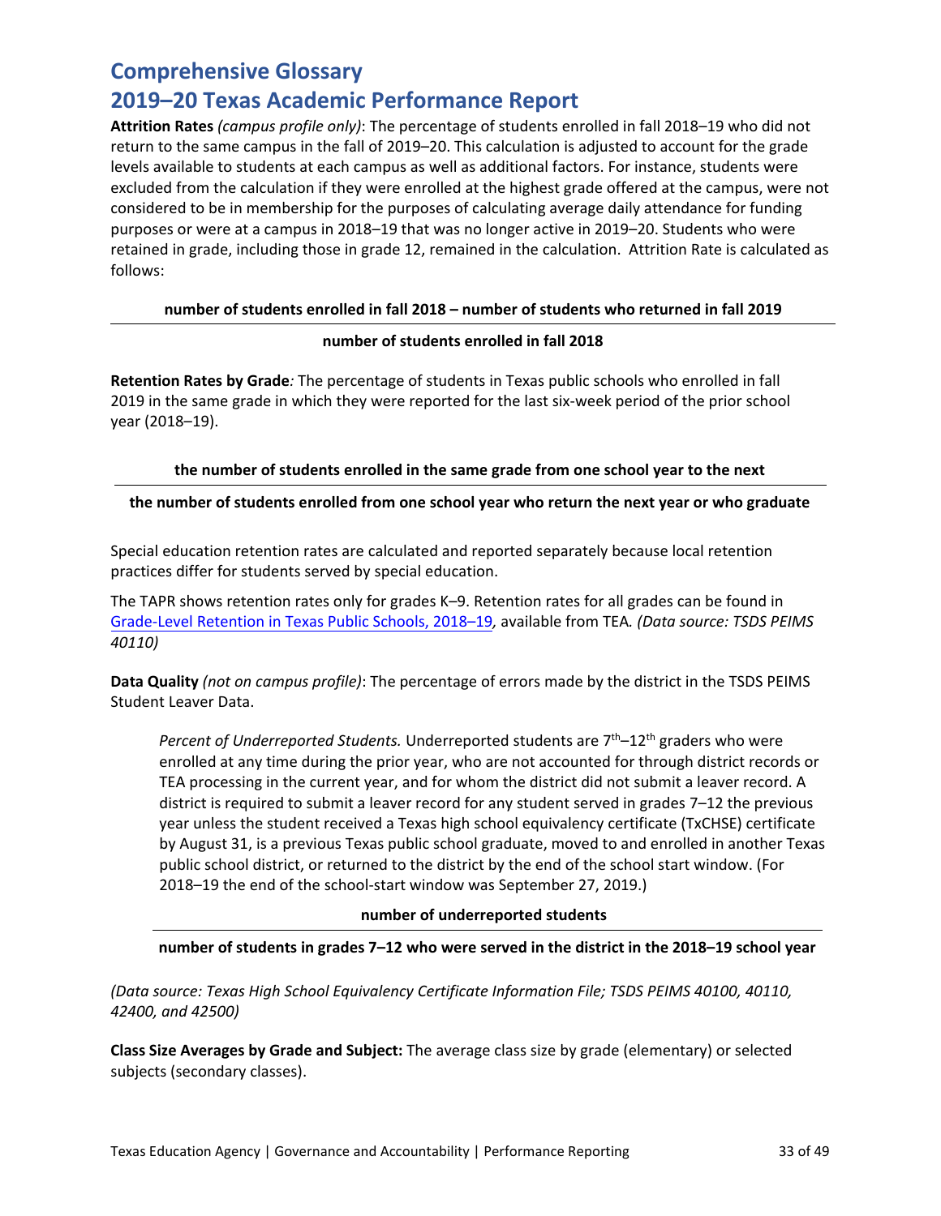# Comprehensive Glossary

# 2019–20 Texas Academic Performance Report

**Attrition Rates** *(campus profile only)*: The percentage of students enrolled in fall 2018–19 who did not return to the same campus in the fall of 2019–20. This calculation is adjusted to account for the grade levels available to students at each campus as well as additional factors. For instance, students were excluded from the calculation if they were enrolled at the highest grade offered at the campus, were not considered to be in membership for the purposes of calculating average daily attendance for funding purposes or were at a campus in 2018–19 that was no longer active in 2019–20. Students who were retained in grade, including those in grade 12, remained in the calculation. Attrition Rate is calculated as follows:

$$\frac{\textbf{number of students enrolled in fall 2018} - \textbf{number of students who returned in fall 2019}}{\textbf{number of students enrolled in fall 2018}}$$

**Retention Rates by Grade***:* The percentage of students in Texas public schools who enrolled in fall 2019 in the same grade in which they were reported for the last six-week period of the prior school year (2018–19).

$$\frac{\textbf{the number of students enrolled in the same grade from one school year to the next}}{\textbf{the number of students enrolled from one school year who return the next year or who graduate}}$$

Special education retention rates are calculated and reported separately because local retention practices differ for students served by special education.

The TAPR shows retention rates only for grades K–9. Retention rates for all grades can be found in Grade-Level Retention in Texas Public Schools, 2018–19*,* available from TEA*. (Data source: TSDS PEIMS 40110)*

**Data Quality** *(not on campus profile)*: The percentage of errors made by the district in the TSDS PEIMS Student Leaver Data.

*Percent of Underreported Students.* Underreported students are 7th–12th graders who were enrolled at any time during the prior year, who are not accounted for through district records or TEA processing in the current year, and for whom the district did not submit a leaver record. A district is required to submit a leaver record for any student served in grades 7–12 the previous year unless the student received a Texas high school equivalency certificate (TxCHSE) certificate by August 31, is a previous Texas public school graduate, moved to and enrolled in another Texas public school district, or returned to the district by the end of the school start window. (For 2018–19 the end of the school-start window was September 27, 2019.)

$$\frac{\textbf{number of underreported students}}{\textbf{number of students in grades 7–12 who were served in the district in the 2018–19 school year}}$$

*(Data source: Texas High School Equivalency Certificate Information File; TSDS PEIMS 40100, 40110, 42400, and 42500)*

**Class Size Averages by Grade and Subject:** The average class size by grade (elementary) or selected subjects (secondary classes).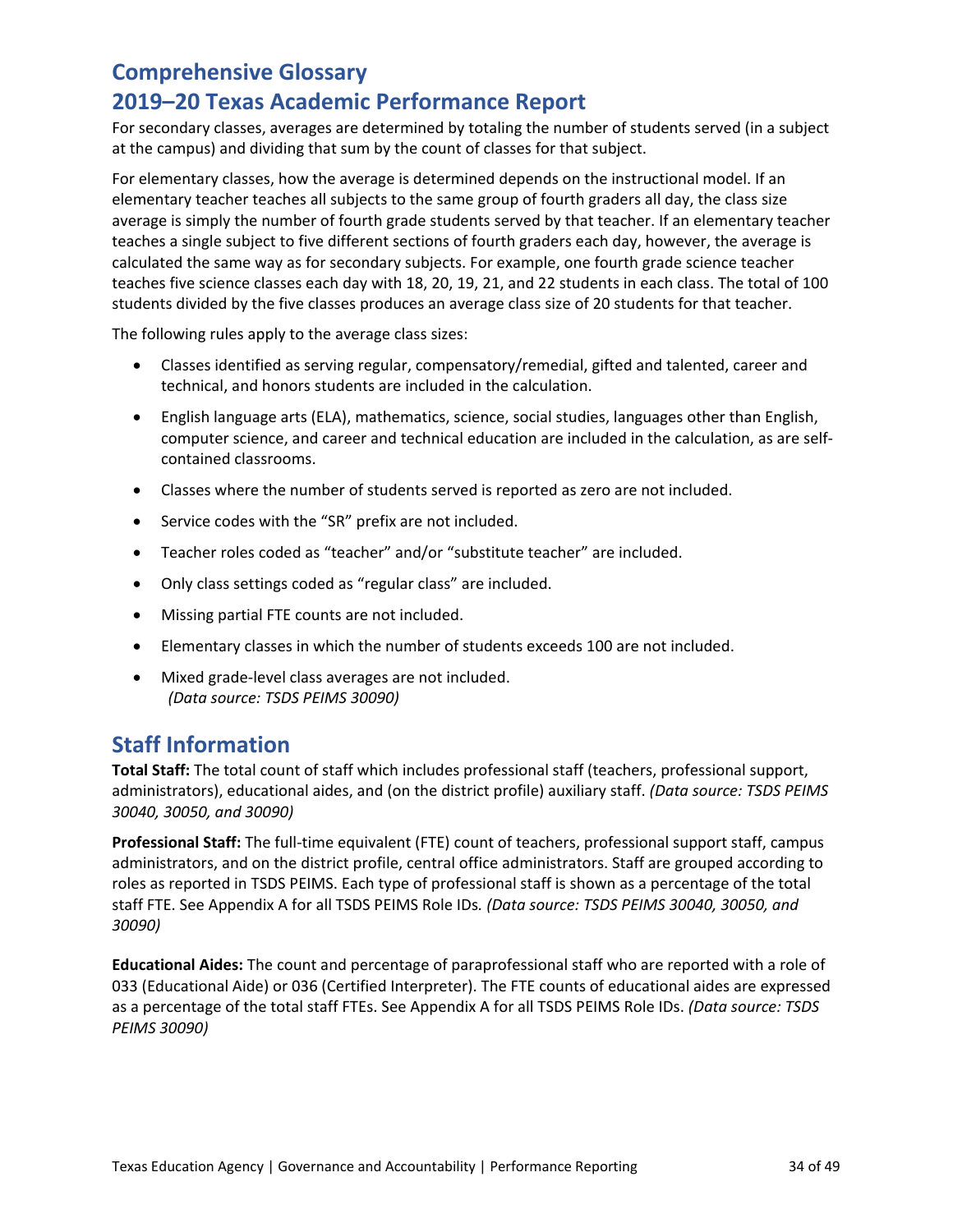## Comprehensive Glossary
## 2019–20 Texas Academic Performance Report

For secondary classes, averages are determined by totaling the number of students served (in a subject at the campus) and dividing that sum by the count of classes for that subject.

For elementary classes, how the average is determined depends on the instructional model. If an elementary teacher teaches all subjects to the same group of fourth graders all day, the class size average is simply the number of fourth grade students served by that teacher. If an elementary teacher teaches a single subject to five different sections of fourth graders each day, however, the average is calculated the same way as for secondary subjects. For example, one fourth grade science teacher teaches five science classes each day with 18, 20, 19, 21, and 22 students in each class. The total of 100 students divided by the five classes produces an average class size of 20 students for that teacher.

The following rules apply to the average class sizes:

- Classes identified as serving regular, compensatory/remedial, gifted and talented, career and technical, and honors students are included in the calculation.
- English language arts (ELA), mathematics, science, social studies, languages other than English, computer science, and career and technical education are included in the calculation, as are self-contained classrooms.
- Classes where the number of students served is reported as zero are not included.
- Service codes with the "SR" prefix are not included.
- Teacher roles coded as "teacher" and/or "substitute teacher" are included.
- Only class settings coded as "regular class" are included.
- Missing partial FTE counts are not included.
- Elementary classes in which the number of students exceeds 100 are not included.
- Mixed grade-level class averages are not included.
  *(Data source: TSDS PEIMS 30090)*

## Staff Information

**Total Staff:** The total count of staff which includes professional staff (teachers, professional support, administrators), educational aides, and (on the district profile) auxiliary staff. *(Data source: TSDS PEIMS 30040, 30050, and 30090)*

**Professional Staff:** The full-time equivalent (FTE) count of teachers, professional support staff, campus administrators, and on the district profile, central office administrators. Staff are grouped according to roles as reported in TSDS PEIMS. Each type of professional staff is shown as a percentage of the total staff FTE. See Appendix A for all TSDS PEIMS Role IDs. *(Data source: TSDS PEIMS 30040, 30050, and 30090)*

**Educational Aides:** The count and percentage of paraprofessional staff who are reported with a role of 033 (Educational Aide) or 036 (Certified Interpreter). The FTE counts of educational aides are expressed as a percentage of the total staff FTEs. See Appendix A for all TSDS PEIMS Role IDs. *(Data source: TSDS PEIMS 30090)*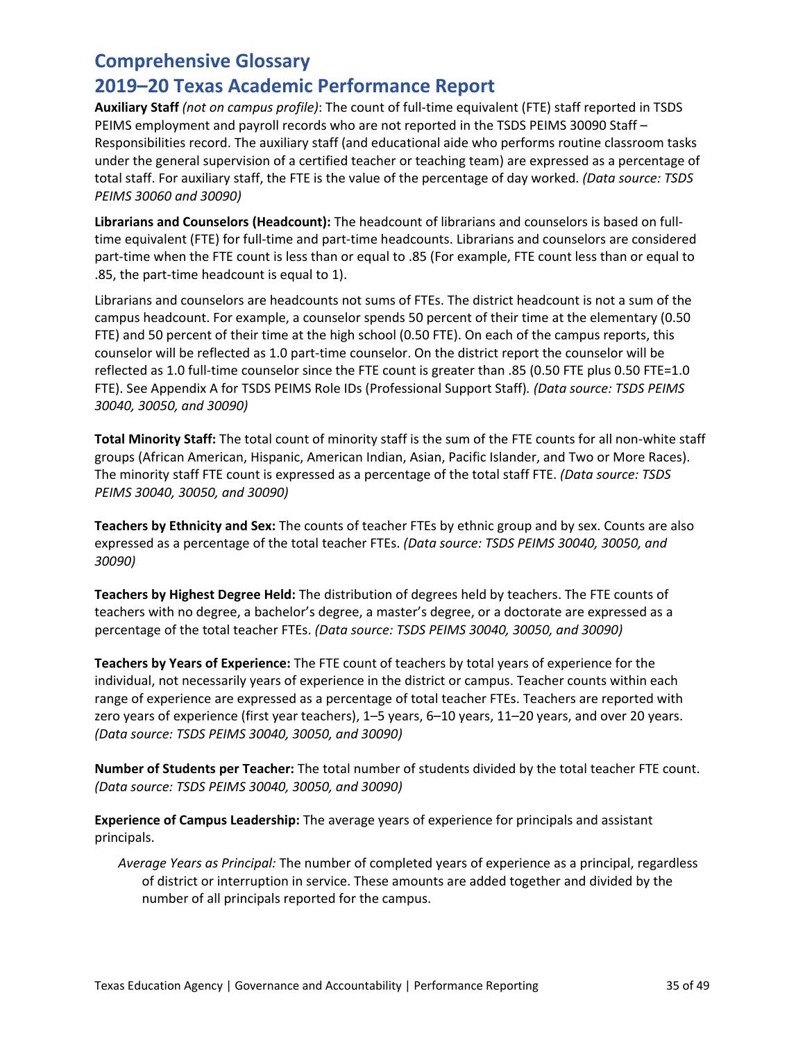## Comprehensive Glossary

## 2019–20 Texas Academic Performance Report

**Auxiliary Staff** *(not on campus profile)*: The count of full-time equivalent (FTE) staff reported in TSDS PEIMS employment and payroll records who are not reported in the TSDS PEIMS 30090 Staff – Responsibilities record. The auxiliary staff (and educational aide who performs routine classroom tasks under the general supervision of a certified teacher or teaching team) are expressed as a percentage of total staff. For auxiliary staff, the FTE is the value of the percentage of day worked. *(Data source: TSDS PEIMS 30060 and 30090)*

**Librarians and Counselors (Headcount):** The headcount of librarians and counselors is based on full-time equivalent (FTE) for full-time and part-time headcounts. Librarians and counselors are considered part-time when the FTE count is less than or equal to .85 (For example, FTE count less than or equal to .85, the part-time headcount is equal to 1).

Librarians and counselors are headcounts not sums of FTEs. The district headcount is not a sum of the campus headcount. For example, a counselor spends 50 percent of their time at the elementary (0.50 FTE) and 50 percent of their time at the high school (0.50 FTE). On each of the campus reports, this counselor will be reflected as 1.0 part-time counselor. On the district report the counselor will be reflected as 1.0 full-time counselor since the FTE count is greater than .85 (0.50 FTE plus 0.50 FTE=1.0 FTE). See Appendix A for TSDS PEIMS Role IDs (Professional Support Staff)*. (Data source: TSDS PEIMS 30040, 30050, and 30090)*

**Total Minority Staff:** The total count of minority staff is the sum of the FTE counts for all non-white staff groups (African American, Hispanic, American Indian, Asian, Pacific Islander, and Two or More Races). The minority staff FTE count is expressed as a percentage of the total staff FTE. *(Data source: TSDS PEIMS 30040, 30050, and 30090)*

**Teachers by Ethnicity and Sex:** The counts of teacher FTEs by ethnic group and by sex. Counts are also expressed as a percentage of the total teacher FTEs. *(Data source: TSDS PEIMS 30040, 30050, and 30090)*

**Teachers by Highest Degree Held:** The distribution of degrees held by teachers. The FTE counts of teachers with no degree, a bachelor's degree, a master's degree, or a doctorate are expressed as a percentage of the total teacher FTEs. *(Data source: TSDS PEIMS 30040, 30050, and 30090)*

**Teachers by Years of Experience:** The FTE count of teachers by total years of experience for the individual, not necessarily years of experience in the district or campus. Teacher counts within each range of experience are expressed as a percentage of total teacher FTEs. Teachers are reported with zero years of experience (first year teachers), 1–5 years, 6–10 years, 11–20 years, and over 20 years. *(Data source: TSDS PEIMS 30040, 30050, and 30090)*

**Number of Students per Teacher:** The total number of students divided by the total teacher FTE count. *(Data source: TSDS PEIMS 30040, 30050, and 30090)*

**Experience of Campus Leadership:** The average years of experience for principals and assistant principals.

*Average Years as Principal:* The number of completed years of experience as a principal, regardless of district or interruption in service. These amounts are added together and divided by the number of all principals reported for the campus.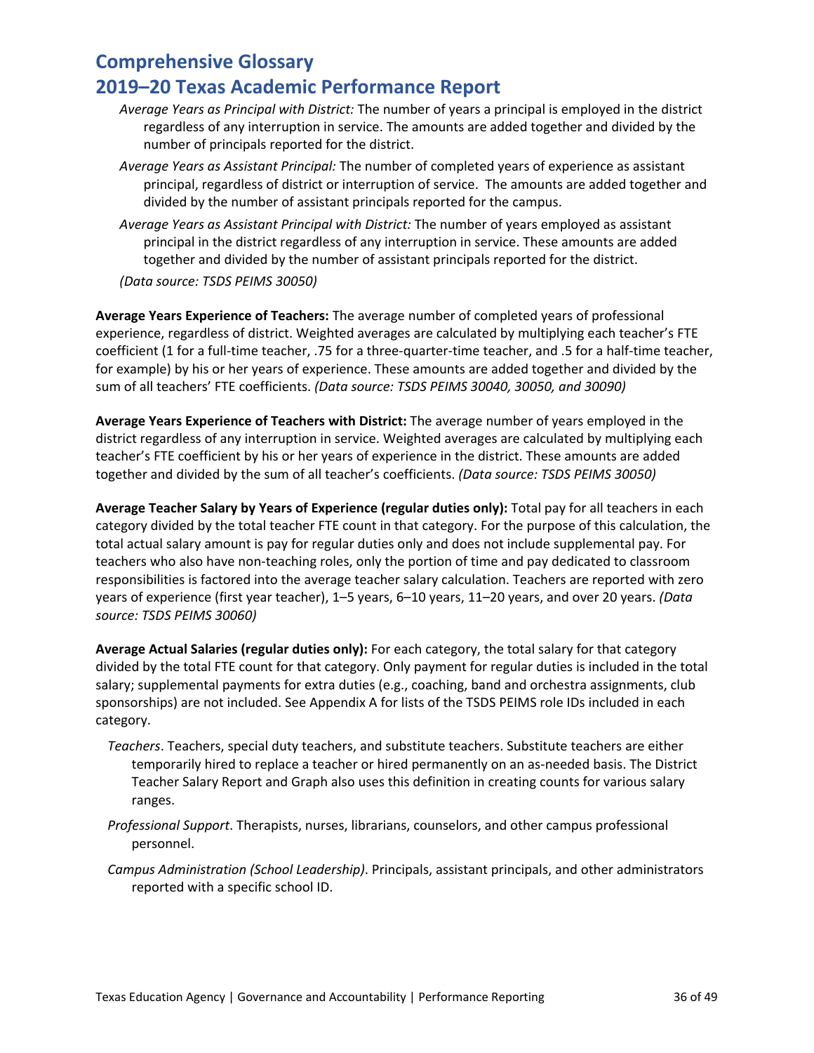## Comprehensive Glossary
## 2019–20 Texas Academic Performance Report

*Average Years as Principal with District:* The number of years a principal is employed in the district regardless of any interruption in service. The amounts are added together and divided by the number of principals reported for the district.

*Average Years as Assistant Principal:* The number of completed years of experience as assistant principal, regardless of district or interruption of service. The amounts are added together and divided by the number of assistant principals reported for the campus.

*Average Years as Assistant Principal with District:* The number of years employed as assistant principal in the district regardless of any interruption in service. These amounts are added together and divided by the number of assistant principals reported for the district.

*(Data source: TSDS PEIMS 30050)*

**Average Years Experience of Teachers:** The average number of completed years of professional experience, regardless of district. Weighted averages are calculated by multiplying each teacher's FTE coefficient (1 for a full-time teacher, .75 for a three-quarter-time teacher, and .5 for a half-time teacher, for example) by his or her years of experience. These amounts are added together and divided by the sum of all teachers' FTE coefficients. *(Data source: TSDS PEIMS 30040, 30050, and 30090)*

**Average Years Experience of Teachers with District:** The average number of years employed in the district regardless of any interruption in service. Weighted averages are calculated by multiplying each teacher's FTE coefficient by his or her years of experience in the district. These amounts are added together and divided by the sum of all teacher's coefficients. *(Data source: TSDS PEIMS 30050)*

**Average Teacher Salary by Years of Experience (regular duties only):** Total pay for all teachers in each category divided by the total teacher FTE count in that category. For the purpose of this calculation, the total actual salary amount is pay for regular duties only and does not include supplemental pay. For teachers who also have non-teaching roles, only the portion of time and pay dedicated to classroom responsibilities is factored into the average teacher salary calculation. Teachers are reported with zero years of experience (first year teacher), 1–5 years, 6–10 years, 11–20 years, and over 20 years. *(Data source: TSDS PEIMS 30060)*

**Average Actual Salaries (regular duties only):** For each category, the total salary for that category divided by the total FTE count for that category. Only payment for regular duties is included in the total salary; supplemental payments for extra duties (e.g., coaching, band and orchestra assignments, club sponsorships) are not included. See Appendix A for lists of the TSDS PEIMS role IDs included in each category.

*Teachers*. Teachers, special duty teachers, and substitute teachers. Substitute teachers are either temporarily hired to replace a teacher or hired permanently on an as-needed basis. The District Teacher Salary Report and Graph also uses this definition in creating counts for various salary ranges.

*Professional Support*. Therapists, nurses, librarians, counselors, and other campus professional personnel.

*Campus Administration (School Leadership)*. Principals, assistant principals, and other administrators reported with a specific school ID.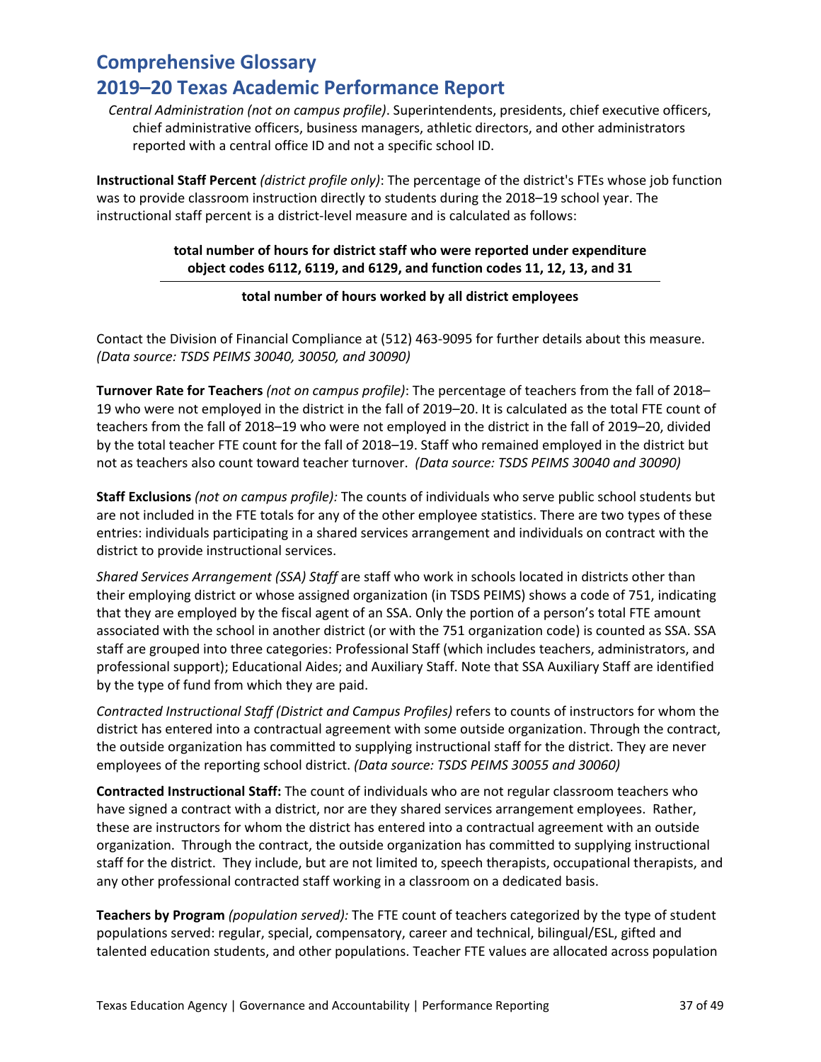# Comprehensive Glossary

## 2019–20 Texas Academic Performance Report

*Central Administration (not on campus profile)*. Superintendents, presidents, chief executive officers, chief administrative officers, business managers, athletic directors, and other administrators reported with a central office ID and not a specific school ID.

**Instructional Staff Percent** *(district profile only)*: The percentage of the district's FTEs whose job function was to provide classroom instruction directly to students during the 2018–19 school year. The instructional staff percent is a district-level measure and is calculated as follows:

$$\frac{\textbf{total number of hours for district staff who were reported under expenditure object codes 6112, 6119, and 6129, and function codes 11, 12, 13, and 31}}{\textbf{total number of hours worked by all district employees}}$$

Contact the Division of Financial Compliance at (512) 463-9095 for further details about this measure. *(Data source: TSDS PEIMS 30040, 30050, and 30090)*

**Turnover Rate for Teachers** *(not on campus profile)*: The percentage of teachers from the fall of 2018–19 who were not employed in the district in the fall of 2019–20. It is calculated as the total FTE count of teachers from the fall of 2018–19 who were not employed in the district in the fall of 2019–20, divided by the total teacher FTE count for the fall of 2018–19. Staff who remained employed in the district but not as teachers also count toward teacher turnover. *(Data source: TSDS PEIMS 30040 and 30090)*

**Staff Exclusions** *(not on campus profile):* The counts of individuals who serve public school students but are not included in the FTE totals for any of the other employee statistics. There are two types of these entries: individuals participating in a shared services arrangement and individuals on contract with the district to provide instructional services.

*Shared Services Arrangement (SSA) Staff* are staff who work in schools located in districts other than their employing district or whose assigned organization (in TSDS PEIMS) shows a code of 751, indicating that they are employed by the fiscal agent of an SSA. Only the portion of a person's total FTE amount associated with the school in another district (or with the 751 organization code) is counted as SSA. SSA staff are grouped into three categories: Professional Staff (which includes teachers, administrators, and professional support); Educational Aides; and Auxiliary Staff. Note that SSA Auxiliary Staff are identified by the type of fund from which they are paid.

*Contracted Instructional Staff (District and Campus Profiles)* refers to counts of instructors for whom the district has entered into a contractual agreement with some outside organization. Through the contract, the outside organization has committed to supplying instructional staff for the district. They are never employees of the reporting school district. *(Data source: TSDS PEIMS 30055 and 30060)*

**Contracted Instructional Staff:** The count of individuals who are not regular classroom teachers who have signed a contract with a district, nor are they shared services arrangement employees. Rather, these are instructors for whom the district has entered into a contractual agreement with an outside organization. Through the contract, the outside organization has committed to supplying instructional staff for the district. They include, but are not limited to, speech therapists, occupational therapists, and any other professional contracted staff working in a classroom on a dedicated basis.

**Teachers by Program** *(population served):* The FTE count of teachers categorized by the type of student populations served: regular, special, compensatory, career and technical, bilingual/ESL, gifted and talented education students, and other populations. Teacher FTE values are allocated across population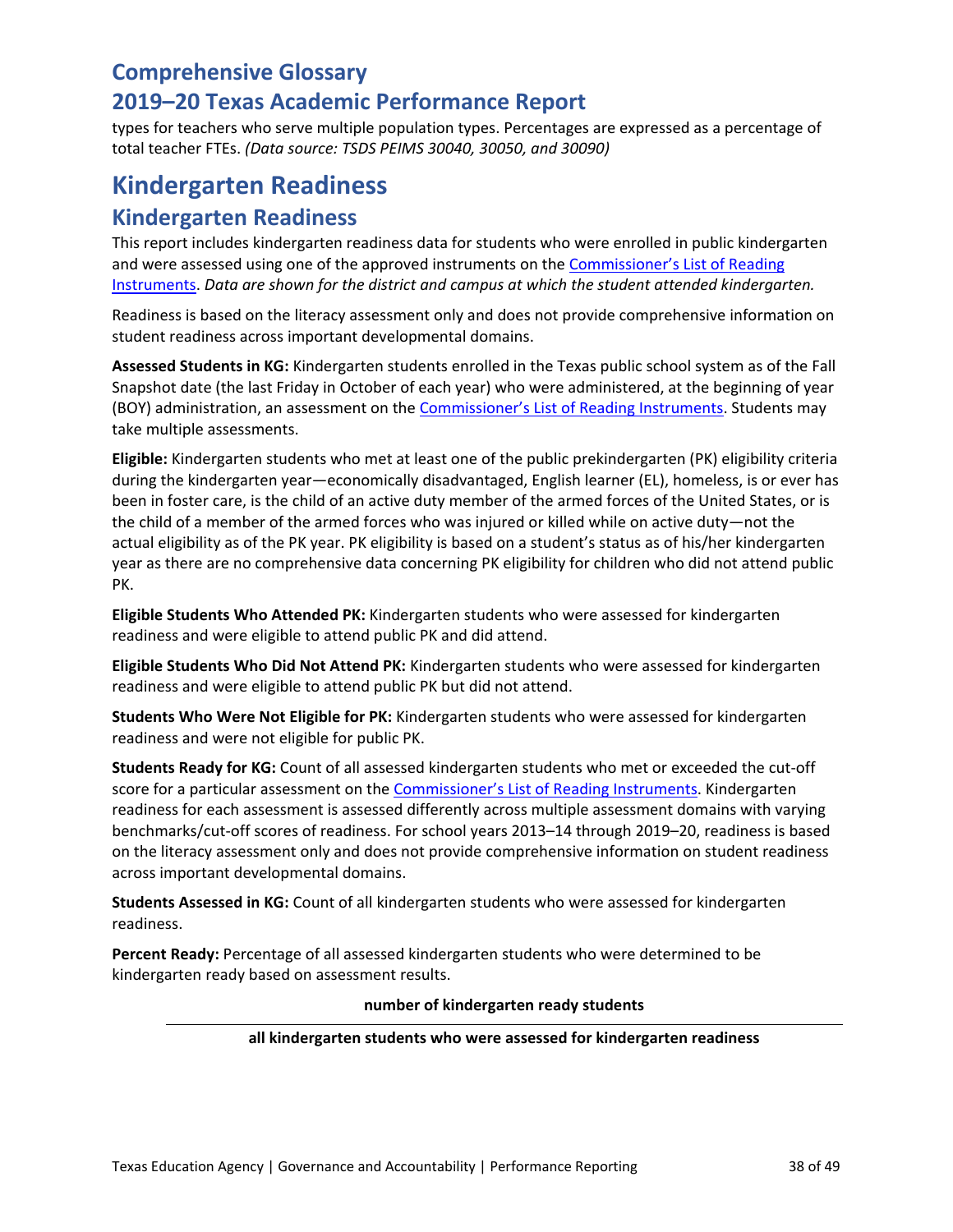types for teachers who serve multiple population types. Percentages are expressed as a percentage of total teacher FTEs. *(Data source: TSDS PEIMS 30040, 30050, and 30090)*

# Kindergarten Readiness

## Kindergarten Readiness

This report includes kindergarten readiness data for students who were enrolled in public kindergarten and were assessed using one of the approved instruments on the Commissioner's List of Reading Instruments. *Data are shown for the district and campus at which the student attended kindergarten.*

Readiness is based on the literacy assessment only and does not provide comprehensive information on student readiness across important developmental domains.

**Assessed Students in KG:** Kindergarten students enrolled in the Texas public school system as of the Fall Snapshot date (the last Friday in October of each year) who were administered, at the beginning of year (BOY) administration, an assessment on the Commissioner's List of Reading Instruments. Students may take multiple assessments.

**Eligible:** Kindergarten students who met at least one of the public prekindergarten (PK) eligibility criteria during the kindergarten year—economically disadvantaged, English learner (EL), homeless, is or ever has been in foster care, is the child of an active duty member of the armed forces of the United States, or is the child of a member of the armed forces who was injured or killed while on active duty—not the actual eligibility as of the PK year. PK eligibility is based on a student's status as of his/her kindergarten year as there are no comprehensive data concerning PK eligibility for children who did not attend public PK.

**Eligible Students Who Attended PK:** Kindergarten students who were assessed for kindergarten readiness and were eligible to attend public PK and did attend.

**Eligible Students Who Did Not Attend PK:** Kindergarten students who were assessed for kindergarten readiness and were eligible to attend public PK but did not attend.

**Students Who Were Not Eligible for PK:** Kindergarten students who were assessed for kindergarten readiness and were not eligible for public PK.

**Students Ready for KG:** Count of all assessed kindergarten students who met or exceeded the cut-off score for a particular assessment on the Commissioner's List of Reading Instruments. Kindergarten readiness for each assessment is assessed differently across multiple assessment domains with varying benchmarks/cut-off scores of readiness. For school years 2013–14 through 2019–20, readiness is based on the literacy assessment only and does not provide comprehensive information on student readiness across important developmental domains.

**Students Assessed in KG:** Count of all kindergarten students who were assessed for kindergarten readiness.

**Percent Ready:** Percentage of all assessed kindergarten students who were determined to be kindergarten ready based on assessment results.

$$\frac{\textbf{number of kindergarten ready students}}{\textbf{all kindergarten students who were assessed for kindergarten readiness}}$$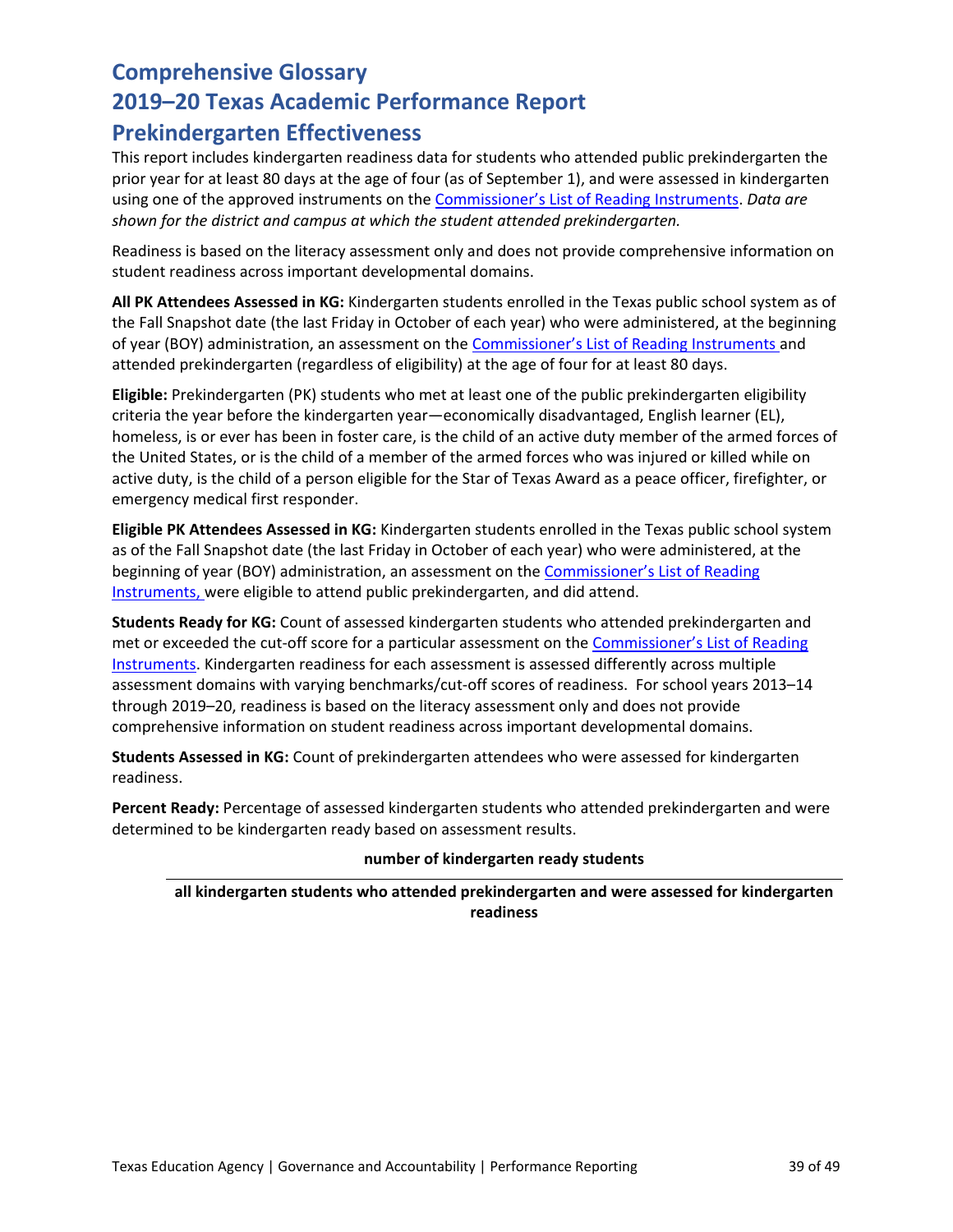# Comprehensive Glossary
# 2019–20 Texas Academic Performance Report
## Prekindergarten Effectiveness

This report includes kindergarten readiness data for students who attended public prekindergarten the prior year for at least 80 days at the age of four (as of September 1), and were assessed in kindergarten using one of the approved instruments on the Commissioner's List of Reading Instruments. *Data are shown for the district and campus at which the student attended prekindergarten.*

Readiness is based on the literacy assessment only and does not provide comprehensive information on student readiness across important developmental domains.

**All PK Attendees Assessed in KG:** Kindergarten students enrolled in the Texas public school system as of the Fall Snapshot date (the last Friday in October of each year) who were administered, at the beginning of year (BOY) administration, an assessment on the Commissioner's List of Reading Instruments and attended prekindergarten (regardless of eligibility) at the age of four for at least 80 days.

**Eligible:** Prekindergarten (PK) students who met at least one of the public prekindergarten eligibility criteria the year before the kindergarten year—economically disadvantaged, English learner (EL), homeless, is or ever has been in foster care, is the child of an active duty member of the armed forces of the United States, or is the child of a member of the armed forces who was injured or killed while on active duty, is the child of a person eligible for the Star of Texas Award as a peace officer, firefighter, or emergency medical first responder.

**Eligible PK Attendees Assessed in KG:** Kindergarten students enrolled in the Texas public school system as of the Fall Snapshot date (the last Friday in October of each year) who were administered, at the beginning of year (BOY) administration, an assessment on the Commissioner's List of Reading Instruments, were eligible to attend public prekindergarten, and did attend.

**Students Ready for KG:** Count of assessed kindergarten students who attended prekindergarten and met or exceeded the cut-off score for a particular assessment on the Commissioner's List of Reading Instruments. Kindergarten readiness for each assessment is assessed differently across multiple assessment domains with varying benchmarks/cut-off scores of readiness. For school years 2013–14 through 2019–20, readiness is based on the literacy assessment only and does not provide comprehensive information on student readiness across important developmental domains.

**Students Assessed in KG:** Count of prekindergarten attendees who were assessed for kindergarten readiness.

**Percent Ready:** Percentage of assessed kindergarten students who attended prekindergarten and were determined to be kindergarten ready based on assessment results.

$$\frac{\textbf{number of kindergarten ready students}}{\textbf{all kindergarten students who attended prekindergarten and were assessed for kindergarten readiness}}$$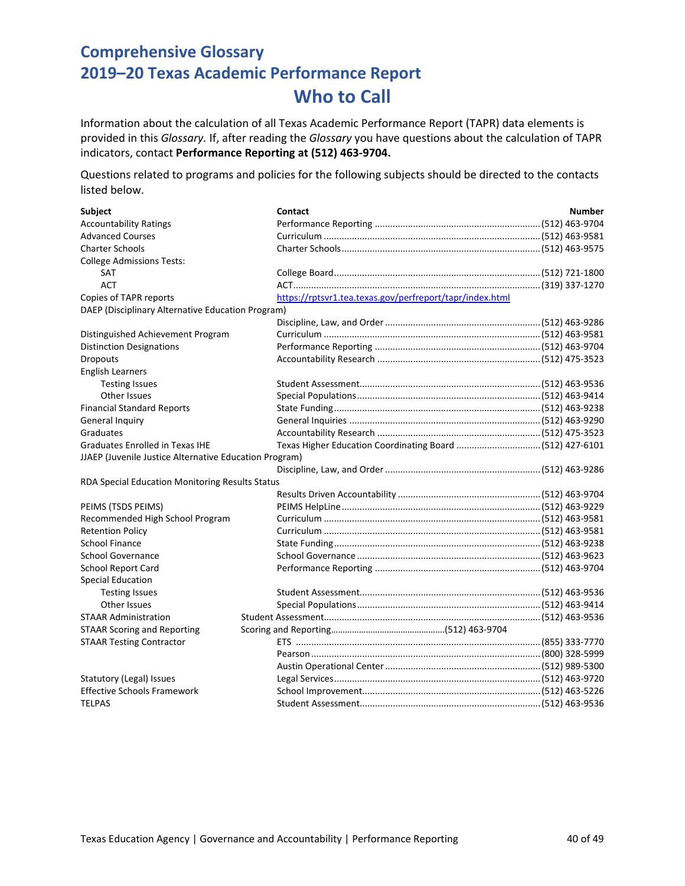# Comprehensive Glossary
# 2019–20 Texas Academic Performance Report
## Who to Call

Information about the calculation of all Texas Academic Performance Report (TAPR) data elements is provided in this *Glossary.* If, after reading the *Glossary* you have questions about the calculation of TAPR indicators, contact **Performance Reporting at (512) 463-9704.**

Questions related to programs and policies for the following subjects should be directed to the contacts listed below.

| Subject | Contact | Number |
|---|---|---|
| Accountability Ratings | Performance Reporting | (512) 463-9704 |
| Advanced Courses | Curriculum | (512) 463-9581 |
| Charter Schools | Charter Schools | (512) 463-9575 |
| College Admissions Tests: | | |
| SAT | College Board | (512) 721-1800 |
| ACT | ACT | (319) 337-1270 |
| Copies of TAPR reports | https://rptsvr1.tea.texas.gov/perfreport/tapr/index.html | |
| DAEP (Disciplinary Alternative Education Program) | Discipline, Law, and Order | (512) 463-9286 |
| Distinguished Achievement Program | Curriculum | (512) 463-9581 |
| Distinction Designations | Performance Reporting | (512) 463-9704 |
| Dropouts | Accountability Research | (512) 475-3523 |
| English Learners | | |
| Testing Issues | Student Assessment | (512) 463-9536 |
| Other Issues | Special Populations | (512) 463-9414 |
| Financial Standard Reports | State Funding | (512) 463-9238 |
| General Inquiry | General Inquiries | (512) 463-9290 |
| Graduates | Accountability Research | (512) 475-3523 |
| Graduates Enrolled in Texas IHE | Texas Higher Education Coordinating Board | (512) 427-6101 |
| JJAEP (Juvenile Justice Alternative Education Program) | Discipline, Law, and Order | (512) 463-9286 |
| RDA Special Education Monitoring Results Status | Results Driven Accountability | (512) 463-9704 |
| PEIMS (TSDS PEIMS) | PEIMS HelpLine | (512) 463-9229 |
| Recommended High School Program | Curriculum | (512) 463-9581 |
| Retention Policy | Curriculum | (512) 463-9581 |
| School Finance | State Funding | (512) 463-9238 |
| School Governance | School Governance | (512) 463-9623 |
| School Report Card | Performance Reporting | (512) 463-9704 |
| Special Education | | |
| Testing Issues | Student Assessment | (512) 463-9536 |
| Other Issues | Special Populations | (512) 463-9414 |
| STAAR Administration | Student Assessment | (512) 463-9536 |
| STAAR Scoring and Reporting | Scoring and Reporting | (512) 463-9704 |
| STAAR Testing Contractor | ETS | (855) 333-7770 |
| | Pearson | (800) 328-5999 |
| | Austin Operational Center | (512) 989-5300 |
| Statutory (Legal) Issues | Legal Services | (512) 463-9720 |
| Effective Schools Framework | School Improvement | (512) 463-5226 |
| TELPAS | Student Assessment | (512) 463-9536 |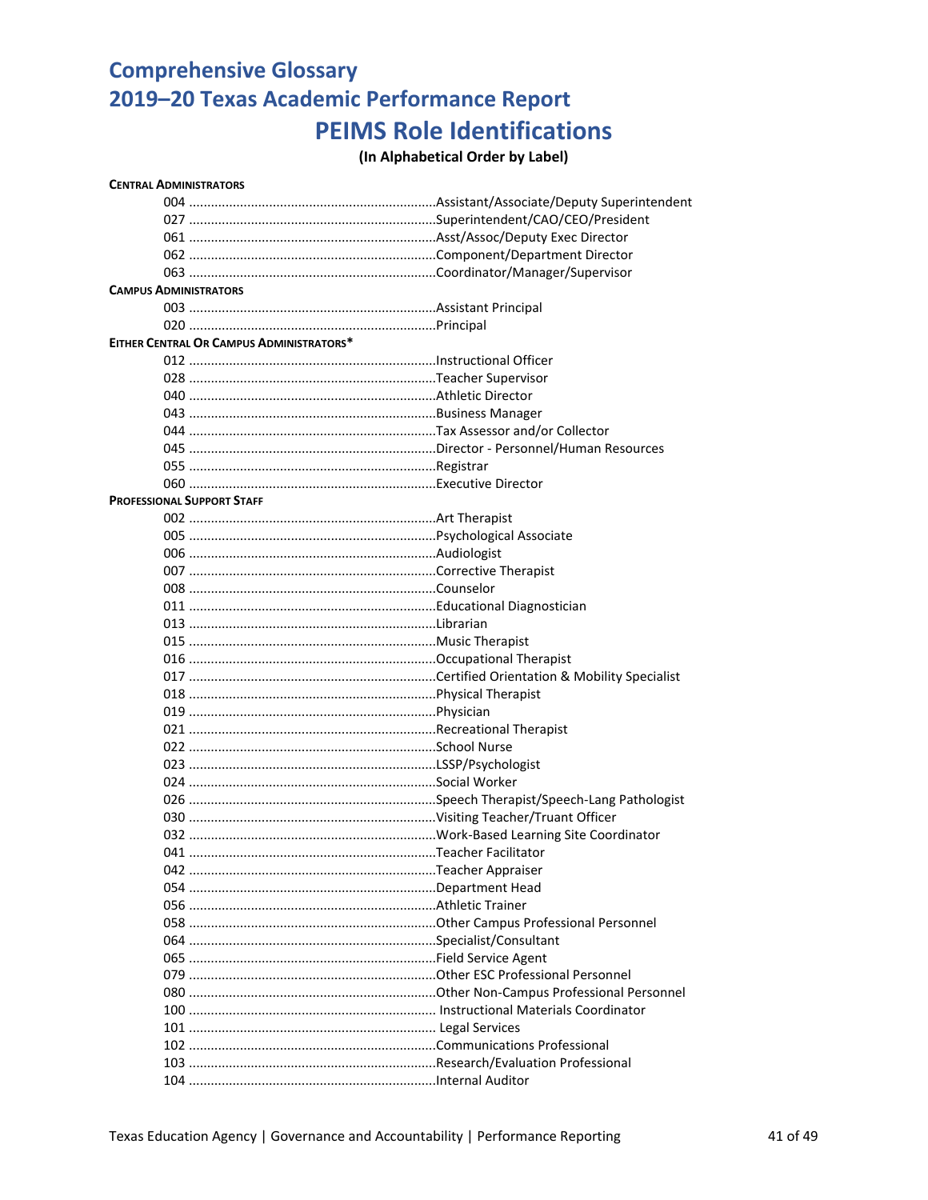# Comprehensive Glossary
# 2019–20 Texas Academic Performance Report
## PEIMS Role Identifications

**(In Alphabetical Order by Label)**

**Central Administrators**

- 004 .......... Assistant/Associate/Deputy Superintendent
- 027 .......... Superintendent/CAO/CEO/President
- 061 .......... Asst/Assoc/Deputy Exec Director
- 062 .......... Component/Department Director
- 063 .......... Coordinator/Manager/Supervisor

**Campus Administrators**

- 003 .......... Assistant Principal
- 020 .......... Principal

**Either Central Or Campus Administrators***

- 012 .......... Instructional Officer
- 028 .......... Teacher Supervisor
- 040 .......... Athletic Director
- 043 .......... Business Manager
- 044 .......... Tax Assessor and/or Collector
- 045 .......... Director - Personnel/Human Resources
- 055 .......... Registrar
- 060 .......... Executive Director

**Professional Support Staff**

- 002 .......... Art Therapist
- 005 .......... Psychological Associate
- 006 .......... Audiologist
- 007 .......... Corrective Therapist
- 008 .......... Counselor
- 011 .......... Educational Diagnostician
- 013 .......... Librarian
- 015 .......... Music Therapist
- 016 .......... Occupational Therapist
- 017 .......... Certified Orientation & Mobility Specialist
- 018 .......... Physical Therapist
- 019 .......... Physician
- 021 .......... Recreational Therapist
- 022 .......... School Nurse
- 023 .......... LSSP/Psychologist
- 024 .......... Social Worker
- 026 .......... Speech Therapist/Speech-Lang Pathologist
- 030 .......... Visiting Teacher/Truant Officer
- 032 .......... Work-Based Learning Site Coordinator
- 041 .......... Teacher Facilitator
- 042 .......... Teacher Appraiser
- 054 .......... Department Head
- 056 .......... Athletic Trainer
- 058 .......... Other Campus Professional Personnel
- 064 .......... Specialist/Consultant
- 065 .......... Field Service Agent
- 079 .......... Other ESC Professional Personnel
- 080 .......... Other Non-Campus Professional Personnel
- 100 .......... Instructional Materials Coordinator
- 101 .......... Legal Services
- 102 .......... Communications Professional
- 103 .......... Research/Evaluation Professional
- 104 .......... Internal Auditor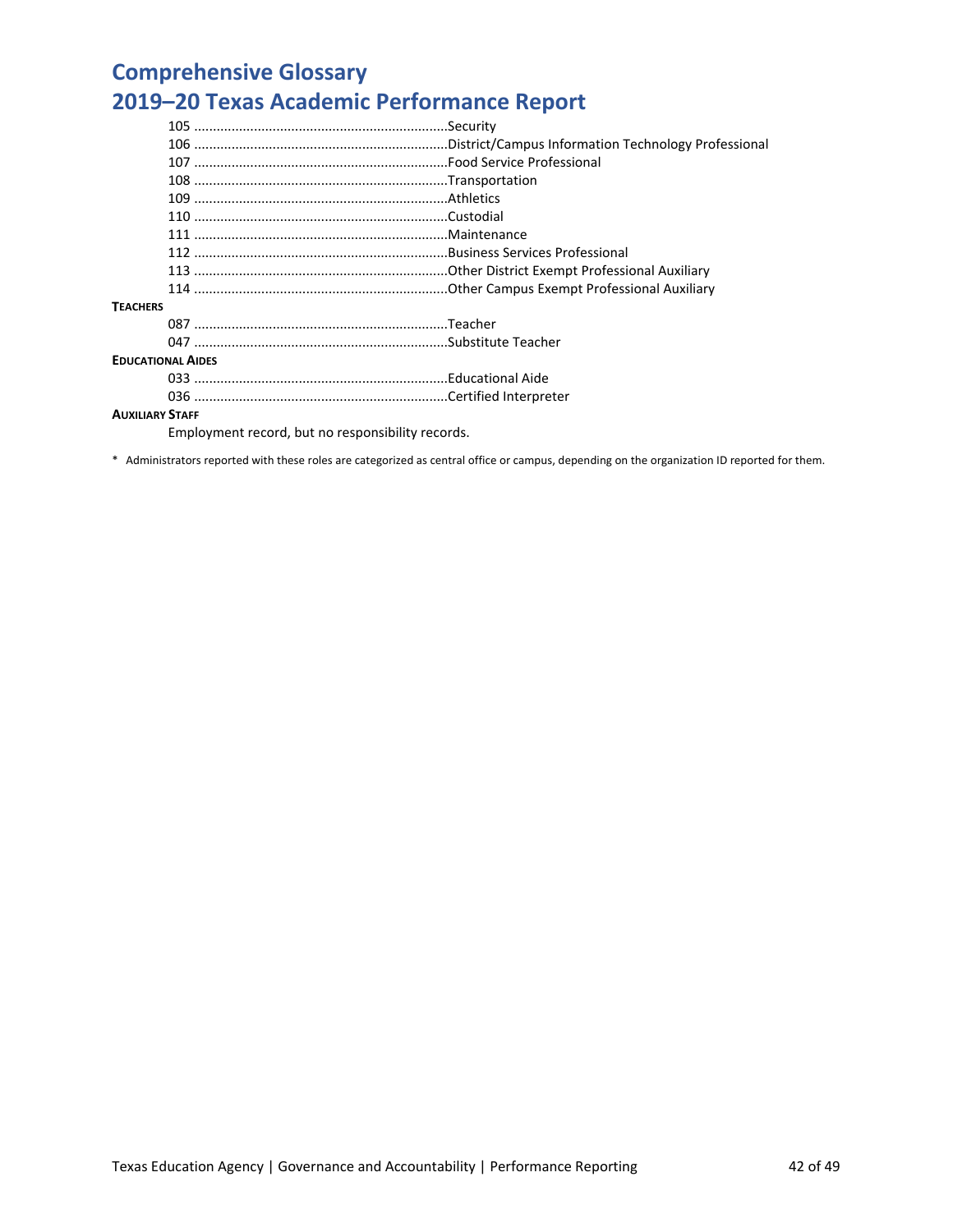# Comprehensive Glossary
# 2019–20 Texas Academic Performance Report

105 ....................................................................Security
106 ....................................................................District/Campus Information Technology Professional
107 ....................................................................Food Service Professional
108 ....................................................................Transportation
109 ....................................................................Athletics
110 ....................................................................Custodial
111 ....................................................................Maintenance
112 ....................................................................Business Services Professional
113 ....................................................................Other District Exempt Professional Auxiliary
114 ....................................................................Other Campus Exempt Professional Auxiliary

**TEACHERS**

087 ....................................................................Teacher
047 ....................................................................Substitute Teacher

**EDUCATIONAL AIDES**

033 ....................................................................Educational Aide
036 ....................................................................Certified Interpreter

**AUXILIARY STAFF**

Employment record, but no responsibility records.

\* Administrators reported with these roles are categorized as central office or campus, depending on the organization ID reported for them.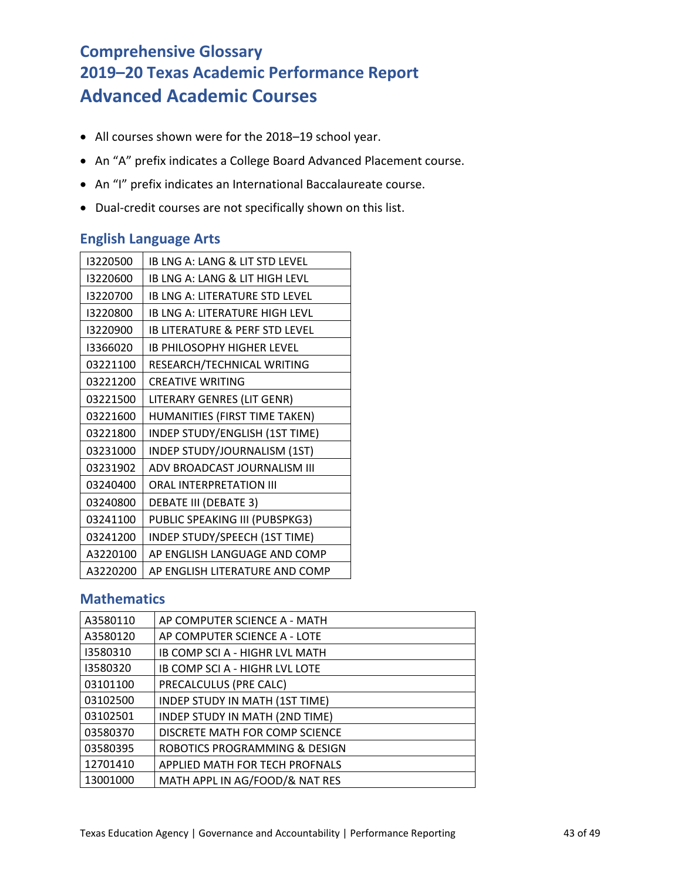# Comprehensive Glossary
# 2019–20 Texas Academic Performance Report
# Advanced Academic Courses

- All courses shown were for the 2018–19 school year.
- An "A" prefix indicates a College Board Advanced Placement course.
- An "I" prefix indicates an International Baccalaureate course.
- Dual-credit courses are not specifically shown on this list.

## English Language Arts

| | |
|---|---|
| I3220500 | IB LNG A: LANG & LIT STD LEVEL |
| I3220600 | IB LNG A: LANG & LIT HIGH LEVL |
| I3220700 | IB LNG A: LITERATURE STD LEVEL |
| I3220800 | IB LNG A: LITERATURE HIGH LEVL |
| I3220900 | IB LITERATURE & PERF STD LEVEL |
| I3366020 | IB PHILOSOPHY HIGHER LEVEL |
| 03221100 | RESEARCH/TECHNICAL WRITING |
| 03221200 | CREATIVE WRITING |
| 03221500 | LITERARY GENRES (LIT GENR) |
| 03221600 | HUMANITIES (FIRST TIME TAKEN) |
| 03221800 | INDEP STUDY/ENGLISH (1ST TIME) |
| 03231000 | INDEP STUDY/JOURNALISM (1ST) |
| 03231902 | ADV BROADCAST JOURNALISM III |
| 03240400 | ORAL INTERPRETATION III |
| 03240800 | DEBATE III (DEBATE 3) |
| 03241100 | PUBLIC SPEAKING III (PUBSPKG3) |
| 03241200 | INDEP STUDY/SPEECH (1ST TIME) |
| A3220100 | AP ENGLISH LANGUAGE AND COMP |
| A3220200 | AP ENGLISH LITERATURE AND COMP |

## Mathematics

| | |
|---|---|
| A3580110 | AP COMPUTER SCIENCE A - MATH |
| A3580120 | AP COMPUTER SCIENCE A - LOTE |
| I3580310 | IB COMP SCI A - HIGHR LVL MATH |
| I3580320 | IB COMP SCI A - HIGHR LVL LOTE |
| 03101100 | PRECALCULUS (PRE CALC) |
| 03102500 | INDEP STUDY IN MATH (1ST TIME) |
| 03102501 | INDEP STUDY IN MATH (2ND TIME) |
| 03580370 | DISCRETE MATH FOR COMP SCIENCE |
| 03580395 | ROBOTICS PROGRAMMING & DESIGN |
| 12701410 | APPLIED MATH FOR TECH PROFNALS |
| 13001000 | MATH APPL IN AG/FOOD/& NAT RES |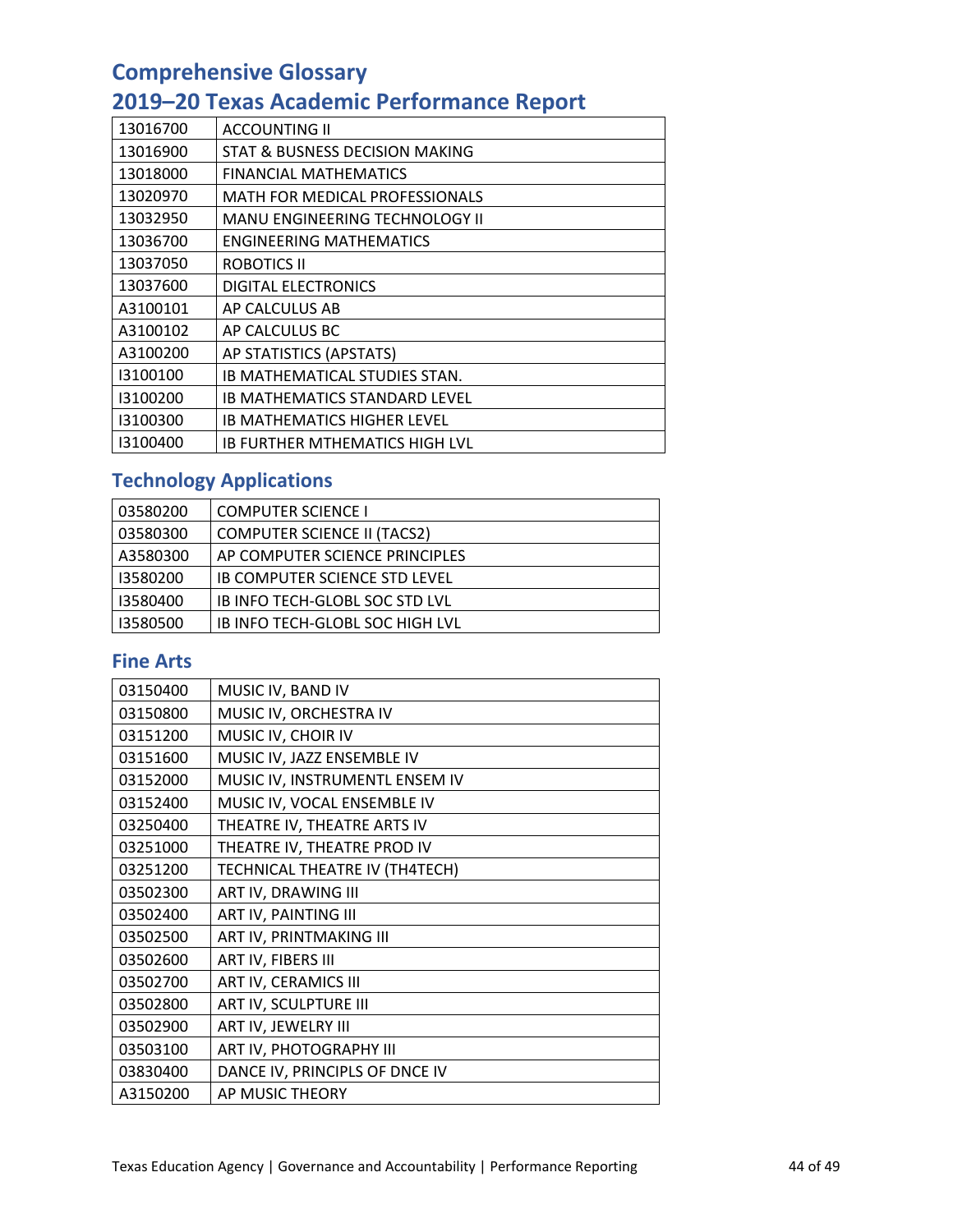# Comprehensive Glossary

# 2019–20 Texas Academic Performance Report

| | |
|---|---|
| 13016700 | ACCOUNTING II |
| 13016900 | STAT & BUSNESS DECISION MAKING |
| 13018000 | FINANCIAL MATHEMATICS |
| 13020970 | MATH FOR MEDICAL PROFESSIONALS |
| 13032950 | MANU ENGINEERING TECHNOLOGY II |
| 13036700 | ENGINEERING MATHEMATICS |
| 13037050 | ROBOTICS II |
| 13037600 | DIGITAL ELECTRONICS |
| A3100101 | AP CALCULUS AB |
| A3100102 | AP CALCULUS BC |
| A3100200 | AP STATISTICS (APSTATS) |
| I3100100 | IB MATHEMATICAL STUDIES STAN. |
| I3100200 | IB MATHEMATICS STANDARD LEVEL |
| I3100300 | IB MATHEMATICS HIGHER LEVEL |
| I3100400 | IB FURTHER MTHEMATICS HIGH LVL |

## Technology Applications

| | |
|---|---|
| 03580200 | COMPUTER SCIENCE I |
| 03580300 | COMPUTER SCIENCE II (TACS2) |
| A3580300 | AP COMPUTER SCIENCE PRINCIPLES |
| I3580200 | IB COMPUTER SCIENCE STD LEVEL |
| I3580400 | IB INFO TECH-GLOBL SOC STD LVL |
| I3580500 | IB INFO TECH-GLOBL SOC HIGH LVL |

## Fine Arts

| | |
|---|---|
| 03150400 | MUSIC IV, BAND IV |
| 03150800 | MUSIC IV, ORCHESTRA IV |
| 03151200 | MUSIC IV, CHOIR IV |
| 03151600 | MUSIC IV, JAZZ ENSEMBLE IV |
| 03152000 | MUSIC IV, INSTRUMENTL ENSEM IV |
| 03152400 | MUSIC IV, VOCAL ENSEMBLE IV |
| 03250400 | THEATRE IV, THEATRE ARTS IV |
| 03251000 | THEATRE IV, THEATRE PROD IV |
| 03251200 | TECHNICAL THEATRE IV (TH4TECH) |
| 03502300 | ART IV, DRAWING III |
| 03502400 | ART IV, PAINTING III |
| 03502500 | ART IV, PRINTMAKING III |
| 03502600 | ART IV, FIBERS III |
| 03502700 | ART IV, CERAMICS III |
| 03502800 | ART IV, SCULPTURE III |
| 03502900 | ART IV, JEWELRY III |
| 03503100 | ART IV, PHOTOGRAPHY III |
| 03830400 | DANCE IV, PRINCIPLES OF DNCE IV |
| A3150200 | AP MUSIC THEORY |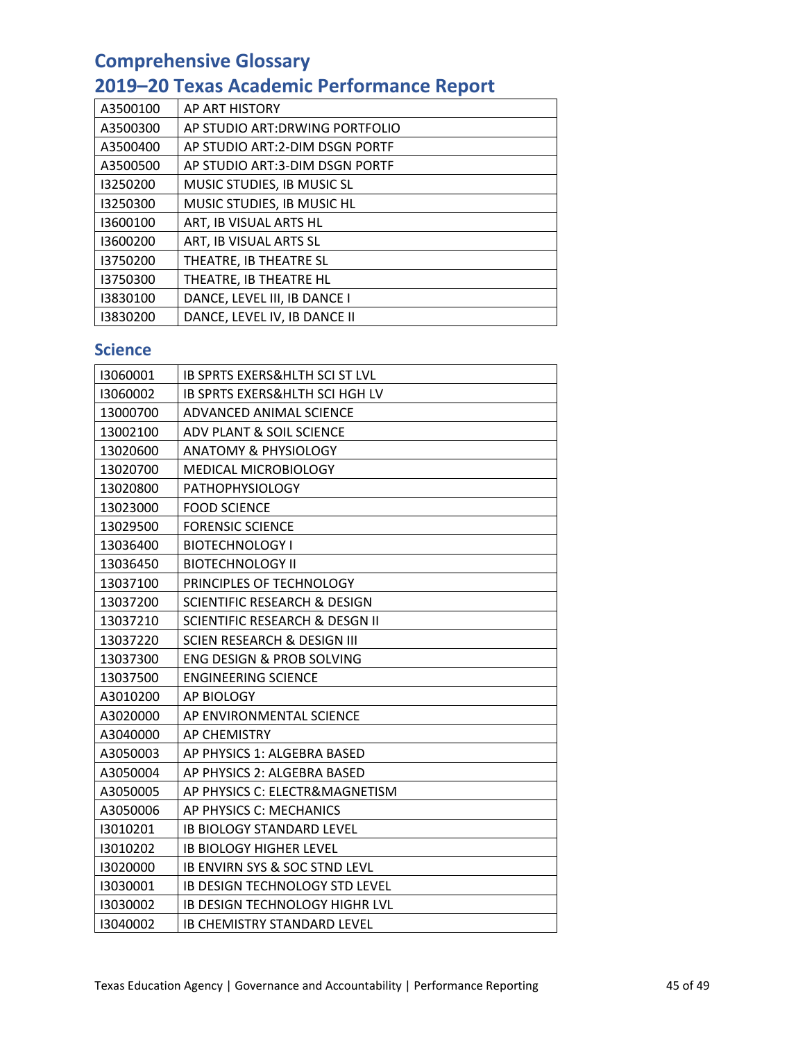# Comprehensive Glossary

# 2019–20 Texas Academic Performance Report

| | |
|---|---|
| A3500100 | AP ART HISTORY |
| A3500300 | AP STUDIO ART:DRWING PORTFOLIO |
| A3500400 | AP STUDIO ART:2-DIM DSGN PORTF |
| A3500500 | AP STUDIO ART:3-DIM DSGN PORTF |
| I3250200 | MUSIC STUDIES, IB MUSIC SL |
| I3250300 | MUSIC STUDIES, IB MUSIC HL |
| I3600100 | ART, IB VISUAL ARTS HL |
| I3600200 | ART, IB VISUAL ARTS SL |
| I3750200 | THEATRE, IB THEATRE SL |
| I3750300 | THEATRE, IB THEATRE HL |
| I3830100 | DANCE, LEVEL III, IB DANCE I |
| I3830200 | DANCE, LEVEL IV, IB DANCE II |

## Science

| | |
|---|---|
| I3060001 | IB SPRTS EXERS&HLTH SCI ST LVL |
| I3060002 | IB SPRTS EXERS&HLTH SCI HGH LV |
| 13000700 | ADVANCED ANIMAL SCIENCE |
| 13002100 | ADV PLANT & SOIL SCIENCE |
| 13020600 | ANATOMY & PHYSIOLOGY |
| 13020700 | MEDICAL MICROBIOLOGY |
| 13020800 | PATHOPHYSIOLOGY |
| 13023000 | FOOD SCIENCE |
| 13029500 | FORENSIC SCIENCE |
| 13036400 | BIOTECHNOLOGY I |
| 13036450 | BIOTECHNOLOGY II |
| 13037100 | PRINCIPLES OF TECHNOLOGY |
| 13037200 | SCIENTIFIC RESEARCH & DESIGN |
| 13037210 | SCIENTIFIC RESEARCH & DESGN II |
| 13037220 | SCIEN RESEARCH & DESIGN III |
| 13037300 | ENG DESIGN & PROB SOLVING |
| 13037500 | ENGINEERING SCIENCE |
| A3010200 | AP BIOLOGY |
| A3020000 | AP ENVIRONMENTAL SCIENCE |
| A3040000 | AP CHEMISTRY |
| A3050003 | AP PHYSICS 1: ALGEBRA BASED |
| A3050004 | AP PHYSICS 2: ALGEBRA BASED |
| A3050005 | AP PHYSICS C: ELECTR&MAGNETISM |
| A3050006 | AP PHYSICS C: MECHANICS |
| I3010201 | IB BIOLOGY STANDARD LEVEL |
| I3010202 | IB BIOLOGY HIGHER LEVEL |
| I3020000 | IB ENVIRN SYS & SOC STND LEVL |
| I3030001 | IB DESIGN TECHNOLOGY STD LEVEL |
| I3030002 | IB DESIGN TECHNOLOGY HIGHR LVL |
| I3040002 | IB CHEMISTRY STANDARD LEVEL |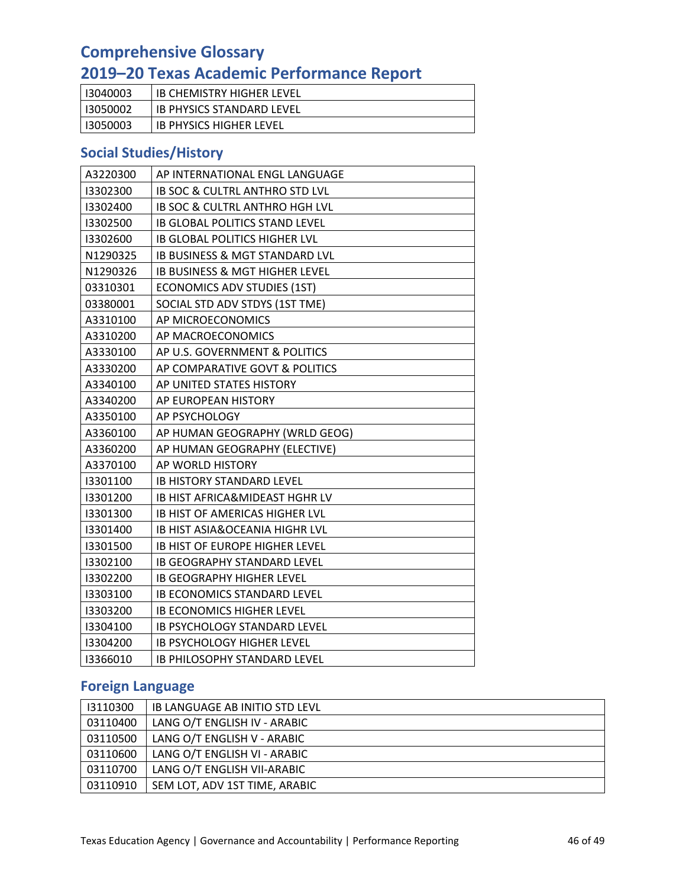# Comprehensive Glossary

# 2019–20 Texas Academic Performance Report

| I3040003 | IB CHEMISTRY HIGHER LEVEL |
|---|---|
| I3050002 | IB PHYSICS STANDARD LEVEL |
| I3050003 | IB PHYSICS HIGHER LEVEL |

## Social Studies/History

| A3220300 | AP INTERNATIONAL ENGL LANGUAGE |
|---|---|
| I3302300 | IB SOC & CULTRL ANTHRO STD LVL |
| I3302400 | IB SOC & CULTRL ANTHRO HGH LVL |
| I3302500 | IB GLOBAL POLITICS STAND LEVEL |
| I3302600 | IB GLOBAL POLITICS HIGHER LVL |
| N1290325 | IB BUSINESS & MGT STANDARD LVL |
| N1290326 | IB BUSINESS & MGT HIGHER LEVEL |
| 03310301 | ECONOMICS ADV STUDIES (1ST) |
| 03380001 | SOCIAL STD ADV STDYS (1ST TME) |
| A3310100 | AP MICROECONOMICS |
| A3310200 | AP MACROECONOMICS |
| A3330100 | AP U.S. GOVERNMENT & POLITICS |
| A3330200 | AP COMPARATIVE GOVT & POLITICS |
| A3340100 | AP UNITED STATES HISTORY |
| A3340200 | AP EUROPEAN HISTORY |
| A3350100 | AP PSYCHOLOGY |
| A3360100 | AP HUMAN GEOGRAPHY (WRLD GEOG) |
| A3360200 | AP HUMAN GEOGRAPHY (ELECTIVE) |
| A3370100 | AP WORLD HISTORY |
| I3301100 | IB HISTORY STANDARD LEVEL |
| I3301200 | IB HIST AFRICA&MIDEAST HGHR LV |
| I3301300 | IB HIST OF AMERICAS HIGHER LVL |
| I3301400 | IB HIST ASIA&OCEANIA HIGHR LVL |
| I3301500 | IB HIST OF EUROPE HIGHER LEVEL |
| I3302100 | IB GEOGRAPHY STANDARD LEVEL |
| I3302200 | IB GEOGRAPHY HIGHER LEVEL |
| I3303100 | IB ECONOMICS STANDARD LEVEL |
| I3303200 | IB ECONOMICS HIGHER LEVEL |
| I3304100 | IB PSYCHOLOGY STANDARD LEVEL |
| I3304200 | IB PSYCHOLOGY HIGHER LEVEL |
| I3366010 | IB PHILOSOPHY STANDARD LEVEL |

## Foreign Language

| I3110300 | IB LANGUAGE AB INITIO STD LEVL |
|---|---|
| 03110400 | LANG O/T ENGLISH IV - ARABIC |
| 03110500 | LANG O/T ENGLISH V - ARABIC |
| 03110600 | LANG O/T ENGLISH VI - ARABIC |
| 03110700 | LANG O/T ENGLISH VII-ARABIC |
| 03110910 | SEM LOT, ADV 1ST TIME, ARABIC |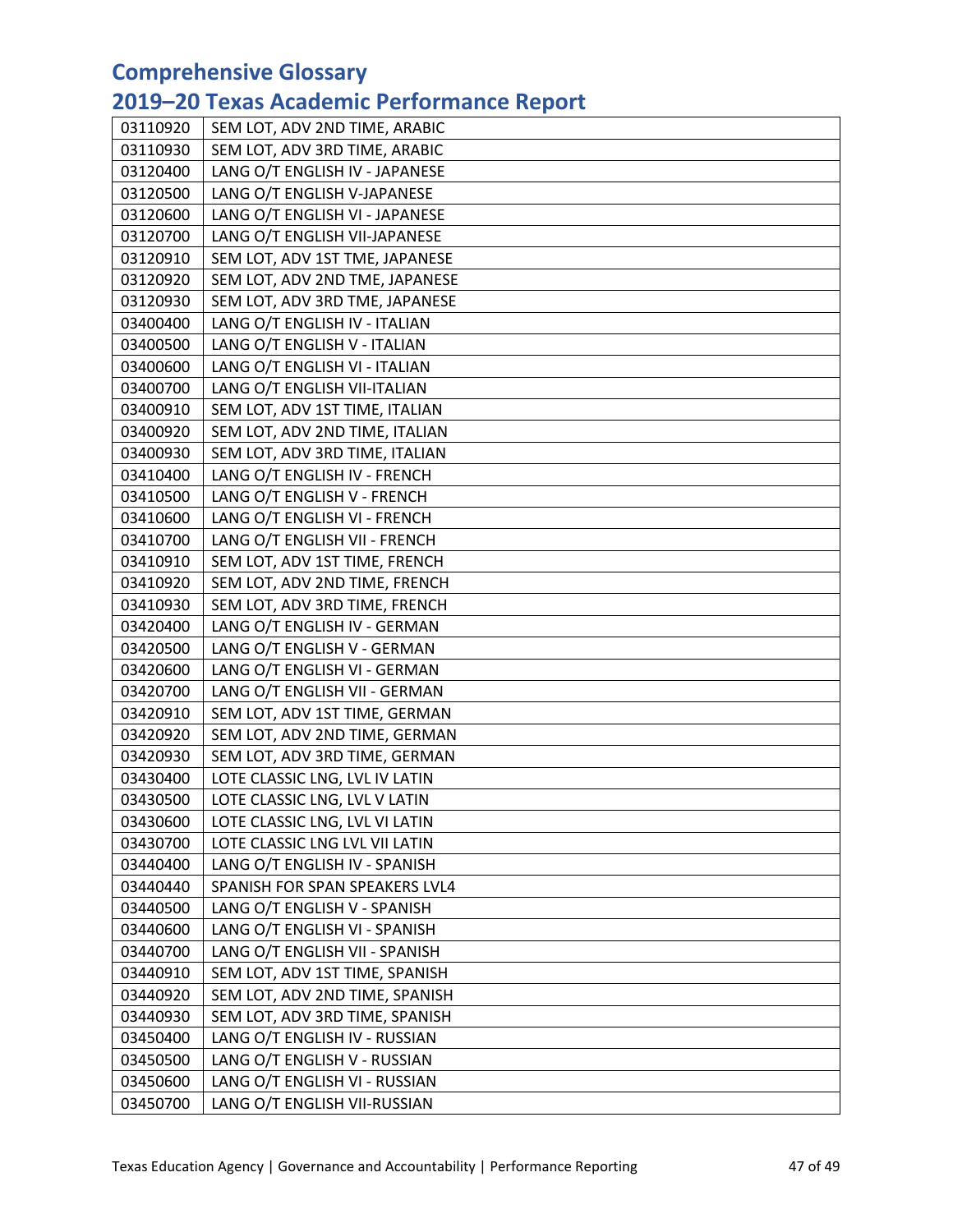# Comprehensive Glossary

## 2019–20 Texas Academic Performance Report

| | |
|---|---|
| 03110920 | SEM LOT, ADV 2ND TIME, ARABIC |
| 03110930 | SEM LOT, ADV 3RD TIME, ARABIC |
| 03120400 | LANG O/T ENGLISH IV - JAPANESE |
| 03120500 | LANG O/T ENGLISH V-JAPANESE |
| 03120600 | LANG O/T ENGLISH VI - JAPANESE |
| 03120700 | LANG O/T ENGLISH VII-JAPANESE |
| 03120910 | SEM LOT, ADV 1ST TME, JAPANESE |
| 03120920 | SEM LOT, ADV 2ND TME, JAPANESE |
| 03120930 | SEM LOT, ADV 3RD TME, JAPANESE |
| 03400400 | LANG O/T ENGLISH IV - ITALIAN |
| 03400500 | LANG O/T ENGLISH V - ITALIAN |
| 03400600 | LANG O/T ENGLISH VI - ITALIAN |
| 03400700 | LANG O/T ENGLISH VII-ITALIAN |
| 03400910 | SEM LOT, ADV 1ST TIME, ITALIAN |
| 03400920 | SEM LOT, ADV 2ND TIME, ITALIAN |
| 03400930 | SEM LOT, ADV 3RD TIME, ITALIAN |
| 03410400 | LANG O/T ENGLISH IV - FRENCH |
| 03410500 | LANG O/T ENGLISH V - FRENCH |
| 03410600 | LANG O/T ENGLISH VI - FRENCH |
| 03410700 | LANG O/T ENGLISH VII - FRENCH |
| 03410910 | SEM LOT, ADV 1ST TIME, FRENCH |
| 03410920 | SEM LOT, ADV 2ND TIME, FRENCH |
| 03410930 | SEM LOT, ADV 3RD TIME, FRENCH |
| 03420400 | LANG O/T ENGLISH IV - GERMAN |
| 03420500 | LANG O/T ENGLISH V - GERMAN |
| 03420600 | LANG O/T ENGLISH VI - GERMAN |
| 03420700 | LANG O/T ENGLISH VII - GERMAN |
| 03420910 | SEM LOT, ADV 1ST TIME, GERMAN |
| 03420920 | SEM LOT, ADV 2ND TIME, GERMAN |
| 03420930 | SEM LOT, ADV 3RD TIME, GERMAN |
| 03430400 | LOTE CLASSIC LNG, LVL IV LATIN |
| 03430500 | LOTE CLASSIC LNG, LVL V LATIN |
| 03430600 | LOTE CLASSIC LNG, LVL VI LATIN |
| 03430700 | LOTE CLASSIC LNG LVL VII LATIN |
| 03440400 | LANG O/T ENGLISH IV - SPANISH |
| 03440440 | SPANISH FOR SPAN SPEAKERS LVL4 |
| 03440500 | LANG O/T ENGLISH V - SPANISH |
| 03440600 | LANG O/T ENGLISH VI - SPANISH |
| 03440700 | LANG O/T ENGLISH VII - SPANISH |
| 03440910 | SEM LOT, ADV 1ST TIME, SPANISH |
| 03440920 | SEM LOT, ADV 2ND TIME, SPANISH |
| 03440930 | SEM LOT, ADV 3RD TIME, SPANISH |
| 03450400 | LANG O/T ENGLISH IV - RUSSIAN |
| 03450500 | LANG O/T ENGLISH V - RUSSIAN |
| 03450600 | LANG O/T ENGLISH VI - RUSSIAN |
| 03450700 | LANG O/T ENGLISH VII-RUSSIAN |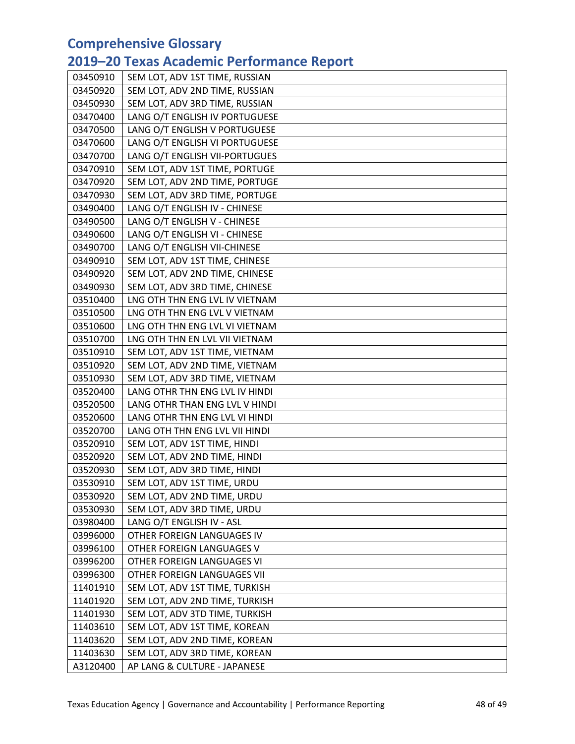# Comprehensive Glossary
## 2019–20 Texas Academic Performance Report

| | |
|---|---|
| 03450910 | SEM LOT, ADV 1ST TIME, RUSSIAN |
| 03450920 | SEM LOT, ADV 2ND TIME, RUSSIAN |
| 03450930 | SEM LOT, ADV 3RD TIME, RUSSIAN |
| 03470400 | LANG O/T ENGLISH IV PORTUGUESE |
| 03470500 | LANG O/T ENGLISH V PORTUGUESE |
| 03470600 | LANG O/T ENGLISH VI PORTUGUESE |
| 03470700 | LANG O/T ENGLISH VII-PORTUGUES |
| 03470910 | SEM LOT, ADV 1ST TIME, PORTUGE |
| 03470920 | SEM LOT, ADV 2ND TIME, PORTUGE |
| 03470930 | SEM LOT, ADV 3RD TIME, PORTUGE |
| 03490400 | LANG O/T ENGLISH IV - CHINESE |
| 03490500 | LANG O/T ENGLISH V - CHINESE |
| 03490600 | LANG O/T ENGLISH VI - CHINESE |
| 03490700 | LANG O/T ENGLISH VII-CHINESE |
| 03490910 | SEM LOT, ADV 1ST TIME, CHINESE |
| 03490920 | SEM LOT, ADV 2ND TIME, CHINESE |
| 03490930 | SEM LOT, ADV 3RD TIME, CHINESE |
| 03510400 | LNG OTH THN ENG LVL IV VIETNAM |
| 03510500 | LNG OTH THN ENG LVL V VIETNAM |
| 03510600 | LNG OTH THN ENG LVL VI VIETNAM |
| 03510700 | LNG OTH THN EN LVL VII VIETNAM |
| 03510910 | SEM LOT, ADV 1ST TIME, VIETNAM |
| 03510920 | SEM LOT, ADV 2ND TIME, VIETNAM |
| 03510930 | SEM LOT, ADV 3RD TIME, VIETNAM |
| 03520400 | LANG OTHR THN ENG LVL IV HINDI |
| 03520500 | LANG OTHR THAN ENG LVL V HINDI |
| 03520600 | LANG OTHR THN ENG LVL VI HINDI |
| 03520700 | LANG OTH THN ENG LVL VII HINDI |
| 03520910 | SEM LOT, ADV 1ST TIME, HINDI |
| 03520920 | SEM LOT, ADV 2ND TIME, HINDI |
| 03520930 | SEM LOT, ADV 3RD TIME, HINDI |
| 03530910 | SEM LOT, ADV 1ST TIME, URDU |
| 03530920 | SEM LOT, ADV 2ND TIME, URDU |
| 03530930 | SEM LOT, ADV 3RD TIME, URDU |
| 03980400 | LANG O/T ENGLISH IV - ASL |
| 03996000 | OTHER FOREIGN LANGUAGES IV |
| 03996100 | OTHER FOREIGN LANGUAGES V |
| 03996200 | OTHER FOREIGN LANGUAGES VI |
| 03996300 | OTHER FOREIGN LANGUAGES VII |
| 11401910 | SEM LOT, ADV 1ST TIME, TURKISH |
| 11401920 | SEM LOT, ADV 2ND TIME, TURKISH |
| 11401930 | SEM LOT, ADV 3TD TIME, TURKISH |
| 11403610 | SEM LOT, ADV 1ST TIME, KOREAN |
| 11403620 | SEM LOT, ADV 2ND TIME, KOREAN |
| 11403630 | SEM LOT, ADV 3RD TIME, KOREAN |
| A3120400 | AP LANG & CULTURE - JAPANESE |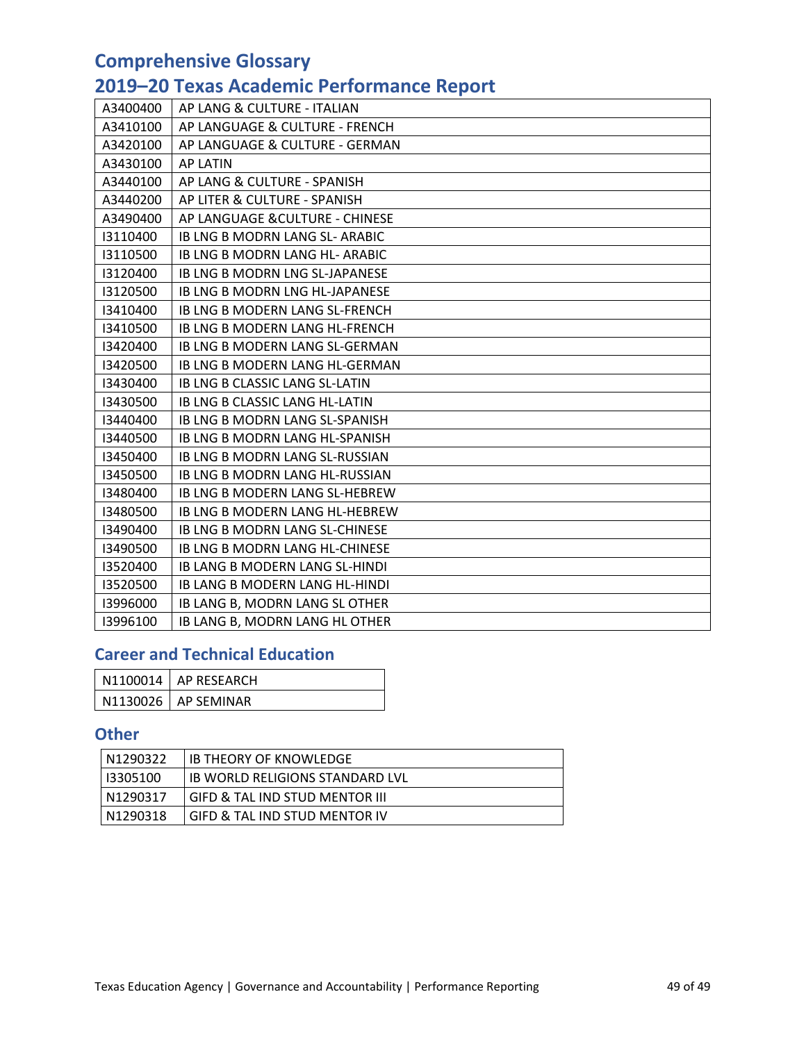# Comprehensive Glossary

## 2019–20 Texas Academic Performance Report

| | |
|---|---|
| A3400400 | AP LANG & CULTURE - ITALIAN |
| A3410100 | AP LANGUAGE & CULTURE - FRENCH |
| A3420100 | AP LANGUAGE & CULTURE - GERMAN |
| A3430100 | AP LATIN |
| A3440100 | AP LANG & CULTURE - SPANISH |
| A3440200 | AP LITER & CULTURE - SPANISH |
| A3490400 | AP LANGUAGE &CULTURE - CHINESE |
| I3110400 | IB LNG B MODRN LANG SL- ARABIC |
| I3110500 | IB LNG B MODRN LANG HL- ARABIC |
| I3120400 | IB LNG B MODRN LNG SL-JAPANESE |
| I3120500 | IB LNG B MODRN LNG HL-JAPANESE |
| I3410400 | IB LNG B MODERN LANG SL-FRENCH |
| I3410500 | IB LNG B MODERN LANG HL-FRENCH |
| I3420400 | IB LNG B MODERN LANG SL-GERMAN |
| I3420500 | IB LNG B MODERN LANG HL-GERMAN |
| I3430400 | IB LNG B CLASSIC LANG SL-LATIN |
| I3430500 | IB LNG B CLASSIC LANG HL-LATIN |
| I3440400 | IB LNG B MODRN LANG SL-SPANISH |
| I3440500 | IB LNG B MODRN LANG HL-SPANISH |
| I3450400 | IB LNG B MODRN LANG SL-RUSSIAN |
| I3450500 | IB LNG B MODRN LANG HL-RUSSIAN |
| I3480400 | IB LNG B MODERN LANG SL-HEBREW |
| I3480500 | IB LNG B MODERN LANG HL-HEBREW |
| I3490400 | IB LNG B MODRN LANG SL-CHINESE |
| I3490500 | IB LNG B MODRN LANG HL-CHINESE |
| I3520400 | IB LANG B MODERN LANG SL-HINDI |
| I3520500 | IB LANG B MODERN LANG HL-HINDI |
| I3996000 | IB LANG B, MODRN LANG SL OTHER |
| I3996100 | IB LANG B, MODRN LANG HL OTHER |

### Career and Technical Education

| | |
|---|---|
| N1100014 | AP RESEARCH |
| N1130026 | AP SEMINAR |

### Other

| | |
|---|---|
| N1290322 | IB THEORY OF KNOWLEDGE |
| I3305100 | IB WORLD RELIGIONS STANDARD LVL |
| N1290317 | GIFD & TAL IND STUD MENTOR III |
| N1290318 | GIFD & TAL IND STUD MENTOR IV |